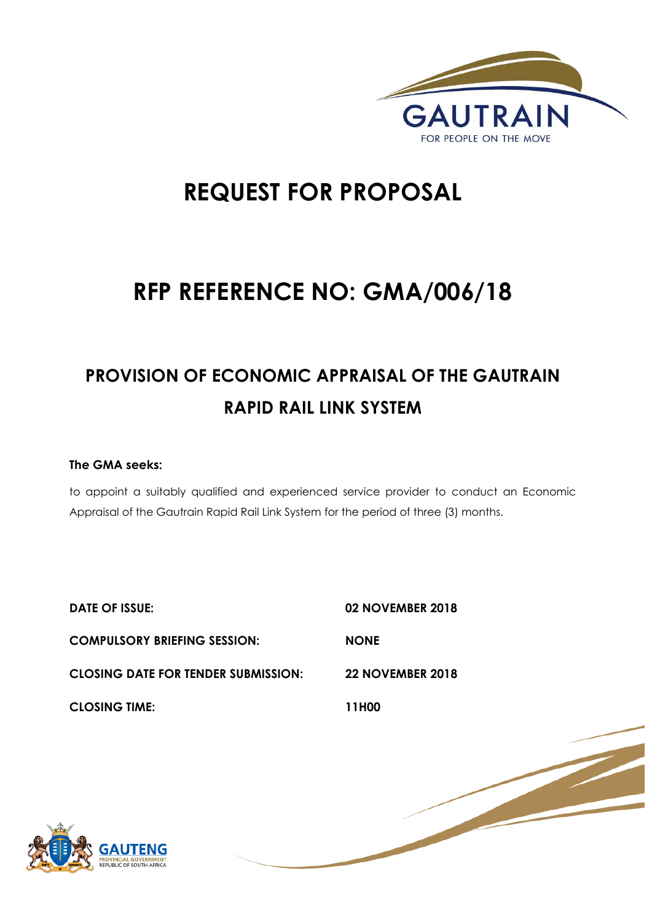GAUTRAIN

FOR PEOPLE ON THE MOVE

# REQUEST FOR PROPOSAL

# RFP REFERENCE NO: GMA/006/18

## PROVISION OF ECONOMIC APPRAISAL OF THE GAUTRAIN RAPID RAIL LINK SYSTEM

**The GMA seeks:**

to appoint a suitably qualified and experienced service provider to conduct an Economic Appraisal of the Gautrain Rapid Rail Link System for the period of three (3) months.

| | |
|---|---|
| **DATE OF ISSUE:** | **02 NOVEMBER 2018** |
| **COMPULSORY BRIEFING SESSION:** | **NONE** |
| **CLOSING DATE FOR TENDER SUBMISSION:** | **22 NOVEMBER 2018** |
| **CLOSING TIME:** | **11H00** |

GAUTENG

PROVINCIAL GOVERNMENT

REPUBLIC OF SOUTH AFRICA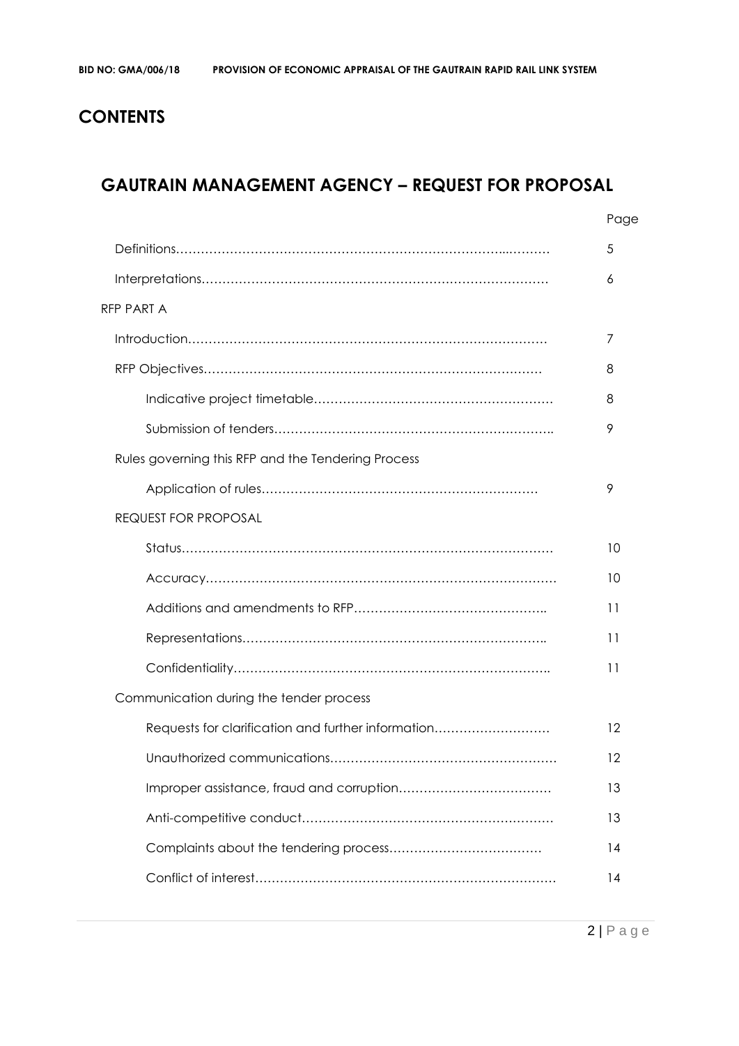# CONTENTS

## GAUTRAIN MANAGEMENT AGENCY – REQUEST FOR PROPOSAL

| | Page |
|---|---|
| Definitions | 5 |
| Interpretations | 6 |
| RFP PART A | |
| Introduction | 7 |
| RFP Objectives | 8 |
| Indicative project timetable | 8 |
| Submission of tenders | 9 |
| Rules governing this RFP and the Tendering Process | |
| Application of rules | 9 |
| REQUEST FOR PROPOSAL | |
| Status | 10 |
| Accuracy | 10 |
| Additions and amendments to RFP | 11 |
| Representations | 11 |
| Confidentiality | 11 |
| Communication during the tender process | |
| Requests for clarification and further information | 12 |
| Unauthorized communications | 12 |
| Improper assistance, fraud and corruption | 13 |
| Anti-competitive conduct | 13 |
| Complaints about the tendering process | 14 |
| Conflict of interest | 14 |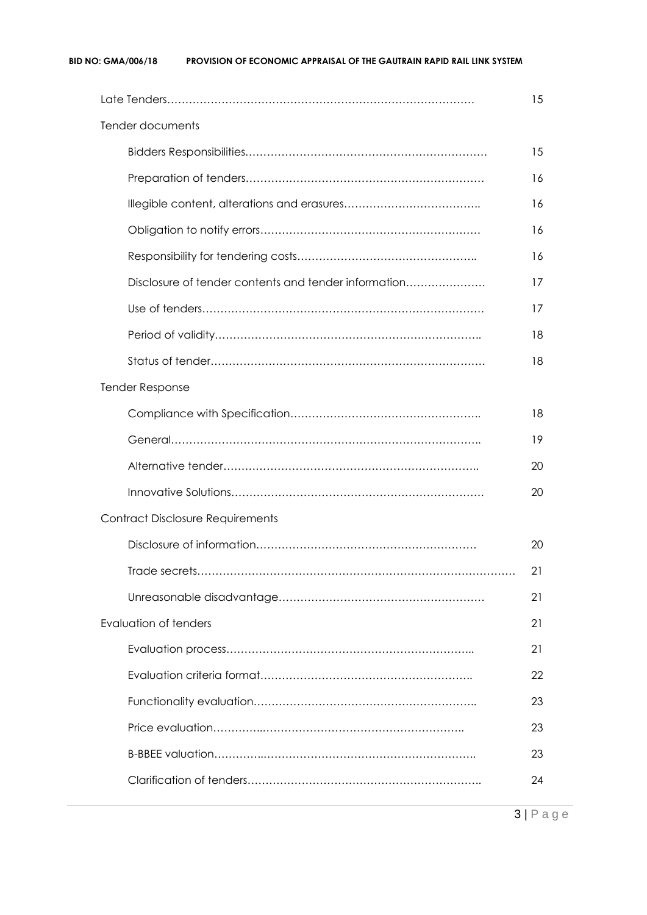| | |
|---|---|
| Late Tenders…………………………………………………………………………… | 15 |
| Tender documents | |
| Bidders Responsibilities………………………………………………………… | 15 |
| Preparation of tenders………………………………………………………… | 16 |
| Illegible content, alterations and erasures……………………………… | 16 |
| Obligation to notify errors…………………………………………………… | 16 |
| Responsibility for tendering costs………………………………………… | 16 |
| Disclosure of tender contents and tender information………………… | 17 |
| Use of tenders…………………………………………………………………… | 17 |
| Period of validity………………………………………………………………… | 18 |
| Status of tender………………………………………………………………… | 18 |
| Tender Response | |
| Compliance with Specification…………………………………………… | 18 |
| General…………………………………………………………………………… | 19 |
| Alternative tender……………………………………………………………… | 20 |
| Innovative Solutions…………………………………………………………… | 20 |
| Contract Disclosure Requirements | |
| Disclosure of information…………………………………………………… | 20 |
| Trade secrets…………………………………………………………………………… | 21 |
| Unreasonable disadvantage………………………………………………… | 21 |
| Evaluation of tenders | 21 |
| Evaluation process…………………………………………………………… | 21 |
| Evaluation criteria format…………………………………………………… | 22 |
| Functionality evaluation……………………………………………………… | 23 |
| Price evaluation………………………………………………………………… | 23 |
| B-BBEE valuation………………………………………………………………… | 23 |
| Clarification of tenders……………………………………………………… | 24 |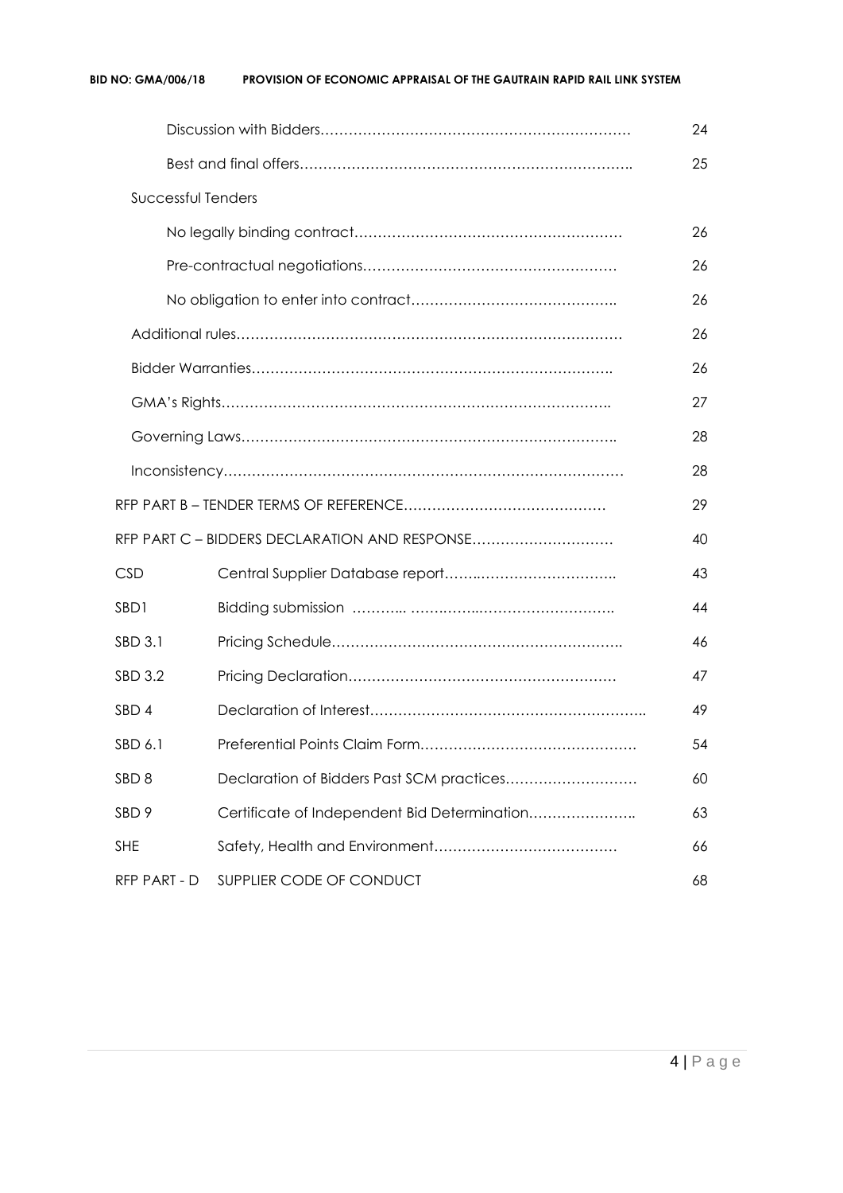| | | |
|---|---|---|
| | Discussion with Bidders………………………………………………………… | 24 |
| | Best and final offers…………………………………………………………….. | 25 |
| Successful Tenders | | |
| | No legally binding contract………………………………………………… | 26 |
| | Pre-contractual negotiations……………………………………………… | 26 |
| | No obligation to enter into contract…………………………………….. | 26 |
| | Additional rules……………………………………………………………………… | 26 |
| | Bidder Warranties……………………………………………………………….. | 26 |
| | GMA's Rights……………………………………………………………………….. | 27 |
| | Governing Laws…………………………………………………………………….. | 28 |
| | Inconsistency………………………………………………………………………… | 28 |
| RFP PART B – TENDER TERMS OF REFERENCE…………………………………… | | 29 |
| RFP PART C – BIDDERS DECLARATION AND RESPONSE………………………… | | 40 |
| CSD | Central Supplier Database report…….………………………. | 43 |
| SBD1 | Bidding submission ……….. ………..……………………… | 44 |
| SBD 3.1 | Pricing Schedule…………………………………………………….. | 46 |
| SBD 3.2 | Pricing Declaration………………………………………………… | 47 |
| SBD 4 | Declaration of Interest………………………………………………….. | 49 |
| SBD 6.1 | Preferential Points Claim Form………………………………………. | 54 |
| SBD 8 | Declaration of Bidders Past SCM practices……………………… | 60 |
| SBD 9 | Certificate of Independent Bid Determination………………….. | 63 |
| SHE | Safety, Health and Environment………………………………… | 66 |
| RFP PART - D | SUPPLIER CODE OF CONDUCT | 68 |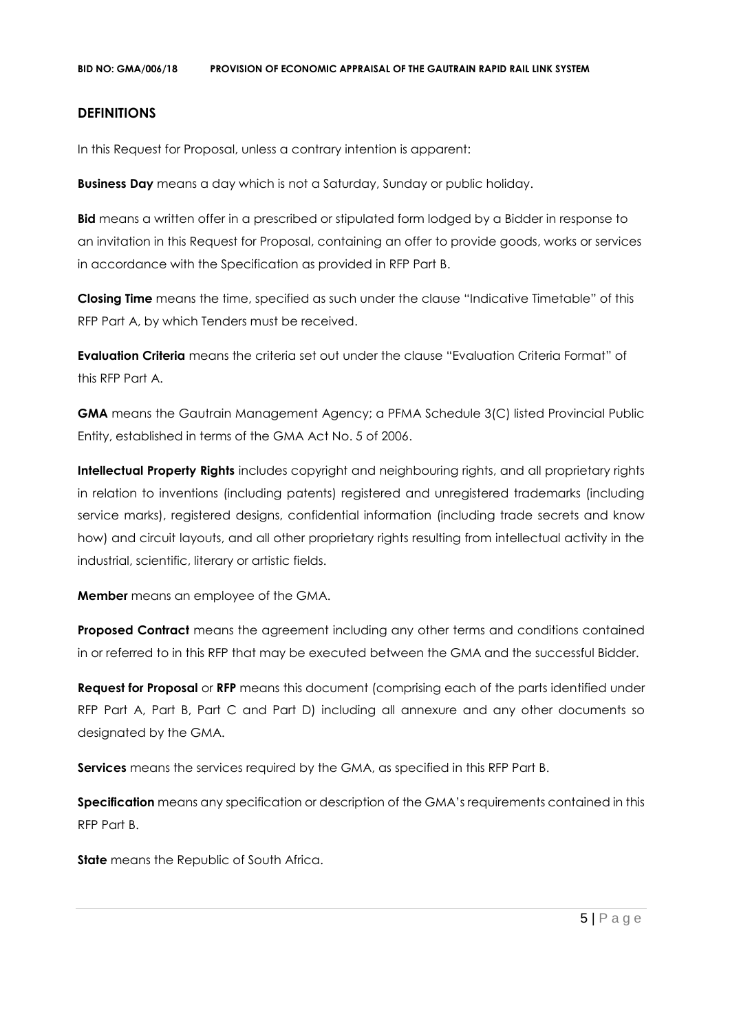## DEFINITIONS

In this Request for Proposal, unless a contrary intention is apparent:

**Business Day** means a day which is not a Saturday, Sunday or public holiday.

**Bid** means a written offer in a prescribed or stipulated form lodged by a Bidder in response to an invitation in this Request for Proposal, containing an offer to provide goods, works or services in accordance with the Specification as provided in RFP Part B.

**Closing Time** means the time, specified as such under the clause "Indicative Timetable" of this RFP Part A, by which Tenders must be received.

**Evaluation Criteria** means the criteria set out under the clause "Evaluation Criteria Format" of this RFP Part A.

**GMA** means the Gautrain Management Agency; a PFMA Schedule 3(C) listed Provincial Public Entity, established in terms of the GMA Act No. 5 of 2006.

**Intellectual Property Rights** includes copyright and neighbouring rights, and all proprietary rights in relation to inventions (including patents) registered and unregistered trademarks (including service marks), registered designs, confidential information (including trade secrets and know how) and circuit layouts, and all other proprietary rights resulting from intellectual activity in the industrial, scientific, literary or artistic fields.

**Member** means an employee of the GMA.

**Proposed Contract** means the agreement including any other terms and conditions contained in or referred to in this RFP that may be executed between the GMA and the successful Bidder.

**Request for Proposal** or **RFP** means this document (comprising each of the parts identified under RFP Part A, Part B, Part C and Part D) including all annexure and any other documents so designated by the GMA.

**Services** means the services required by the GMA, as specified in this RFP Part B.

**Specification** means any specification or description of the GMA's requirements contained in this RFP Part B.

**State** means the Republic of South Africa.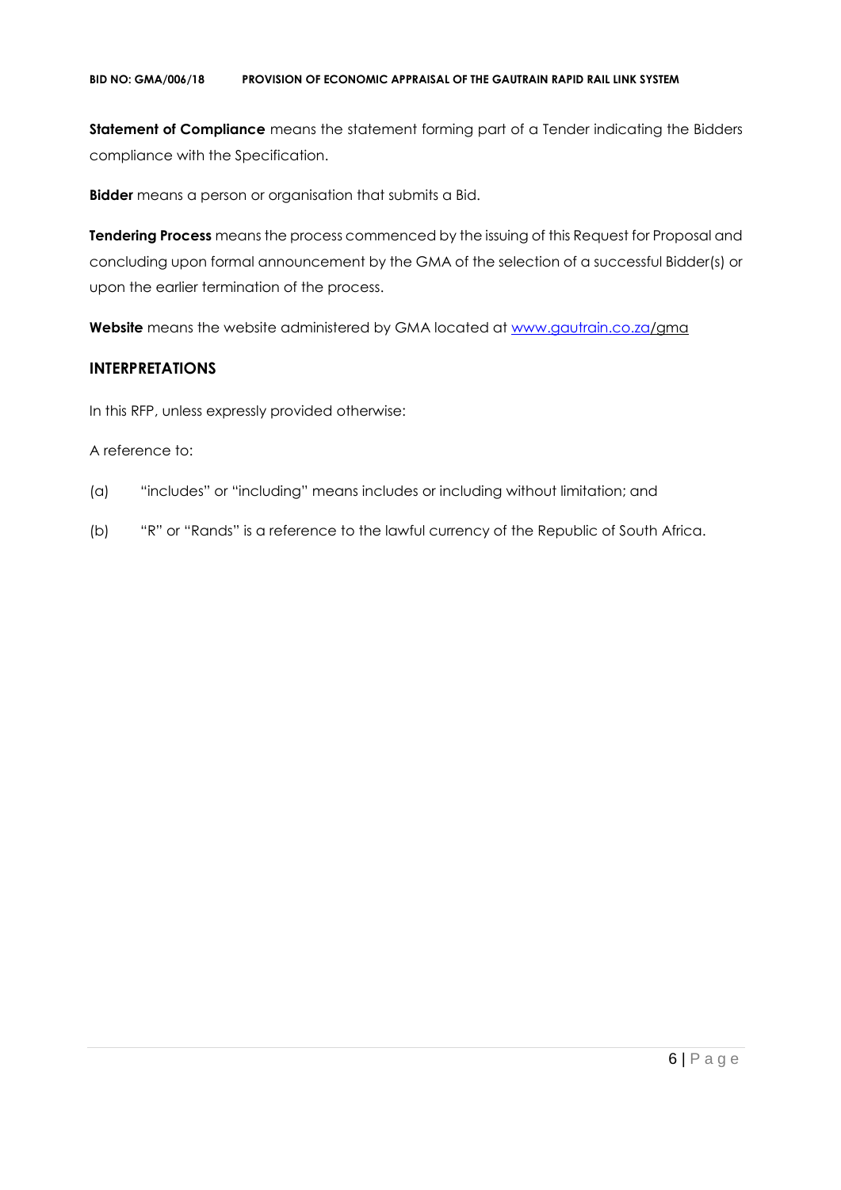**Statement of Compliance** means the statement forming part of a Tender indicating the Bidders compliance with the Specification.

**Bidder** means a person or organisation that submits a Bid.

**Tendering Process** means the process commenced by the issuing of this Request for Proposal and concluding upon formal announcement by the GMA of the selection of a successful Bidder(s) or upon the earlier termination of the process.

**Website** means the website administered by GMA located at www.gautrain.co.za/gma

## INTERPRETATIONS

In this RFP, unless expressly provided otherwise:

A reference to:

(a) "includes" or "including" means includes or including without limitation; and

(b) "R" or "Rands" is a reference to the lawful currency of the Republic of South Africa.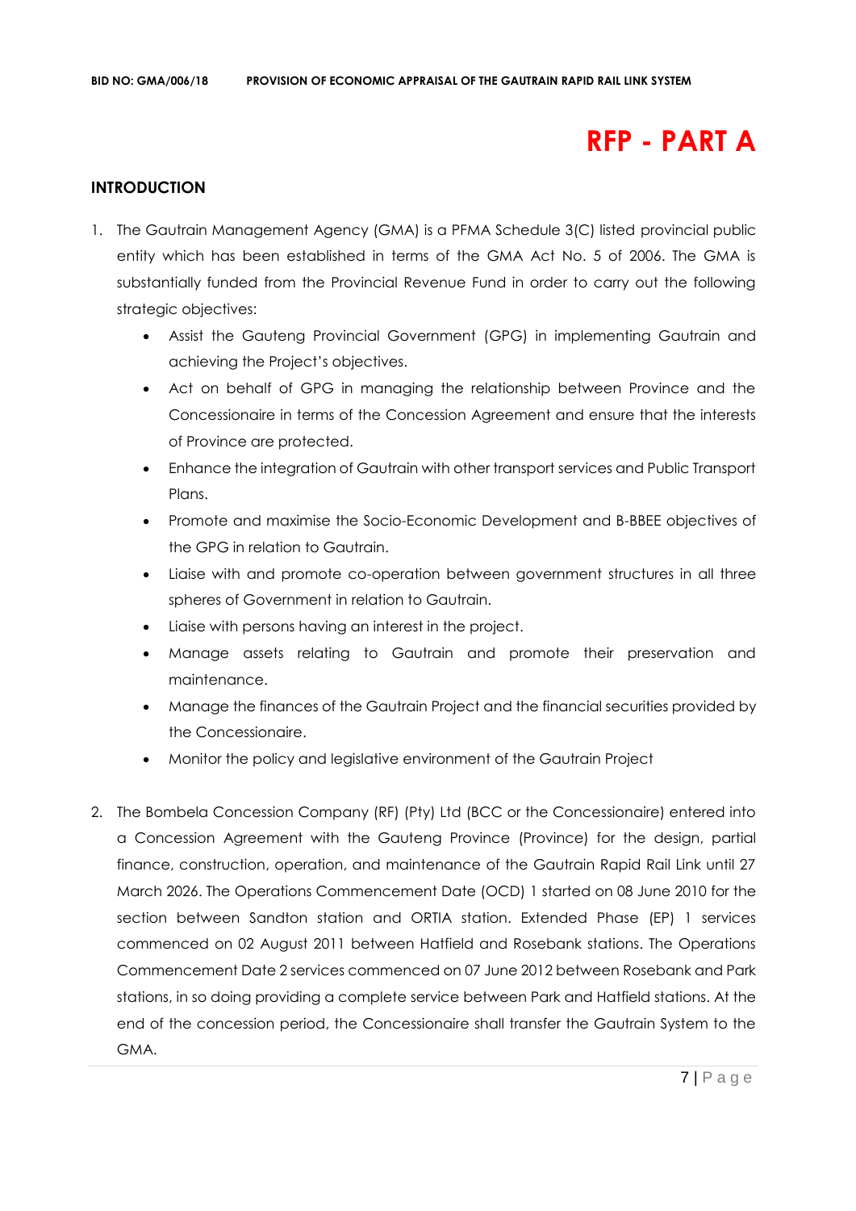# RFP - PART A

## INTRODUCTION

1. The Gautrain Management Agency (GMA) is a PFMA Schedule 3(C) listed provincial public entity which has been established in terms of the GMA Act No. 5 of 2006. The GMA is substantially funded from the Provincial Revenue Fund in order to carry out the following strategic objectives:
   - Assist the Gauteng Provincial Government (GPG) in implementing Gautrain and achieving the Project's objectives.
   - Act on behalf of GPG in managing the relationship between Province and the Concessionaire in terms of the Concession Agreement and ensure that the interests of Province are protected.
   - Enhance the integration of Gautrain with other transport services and Public Transport Plans.
   - Promote and maximise the Socio-Economic Development and B-BBEE objectives of the GPG in relation to Gautrain.
   - Liaise with and promote co-operation between government structures in all three spheres of Government in relation to Gautrain.
   - Liaise with persons having an interest in the project.
   - Manage assets relating to Gautrain and promote their preservation and maintenance.
   - Manage the finances of the Gautrain Project and the financial securities provided by the Concessionaire.
   - Monitor the policy and legislative environment of the Gautrain Project

2. The Bombela Concession Company (RF) (Pty) Ltd (BCC or the Concessionaire) entered into a Concession Agreement with the Gauteng Province (Province) for the design, partial finance, construction, operation, and maintenance of the Gautrain Rapid Rail Link until 27 March 2026. The Operations Commencement Date (OCD) 1 started on 08 June 2010 for the section between Sandton station and ORTIA station. Extended Phase (EP) 1 services commenced on 02 August 2011 between Hatfield and Rosebank stations. The Operations Commencement Date 2 services commenced on 07 June 2012 between Rosebank and Park stations, in so doing providing a complete service between Park and Hatfield stations. At the end of the concession period, the Concessionaire shall transfer the Gautrain System to the GMA.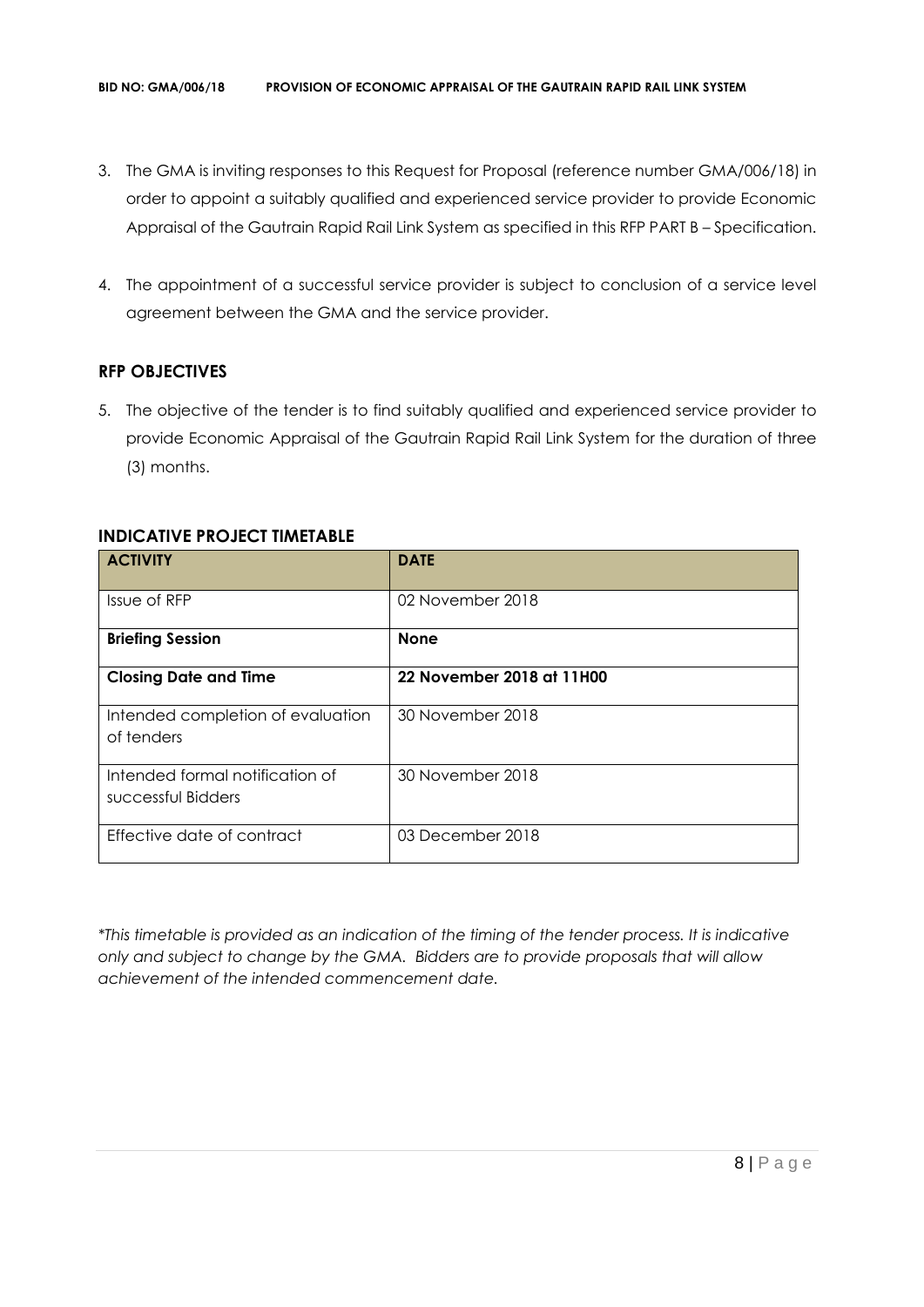3. The GMA is inviting responses to this Request for Proposal (reference number GMA/006/18) in order to appoint a suitably qualified and experienced service provider to provide Economic Appraisal of the Gautrain Rapid Rail Link System as specified in this RFP PART B – Specification.

4. The appointment of a successful service provider is subject to conclusion of a service level agreement between the GMA and the service provider.

## RFP OBJECTIVES

5. The objective of the tender is to find suitably qualified and experienced service provider to provide Economic Appraisal of the Gautrain Rapid Rail Link System for the duration of three (3) months.

## INDICATIVE PROJECT TIMETABLE

| ACTIVITY | DATE |
|---|---|
| Issue of RFP | 02 November 2018 |
| **Briefing Session** | **None** |
| **Closing Date and Time** | **22 November 2018 at 11H00** |
| Intended completion of evaluation of tenders | 30 November 2018 |
| Intended formal notification of successful Bidders | 30 November 2018 |
| Effective date of contract | 03 December 2018 |

*\*This timetable is provided as an indication of the timing of the tender process. It is indicative only and subject to change by the GMA. Bidders are to provide proposals that will allow achievement of the intended commencement date.*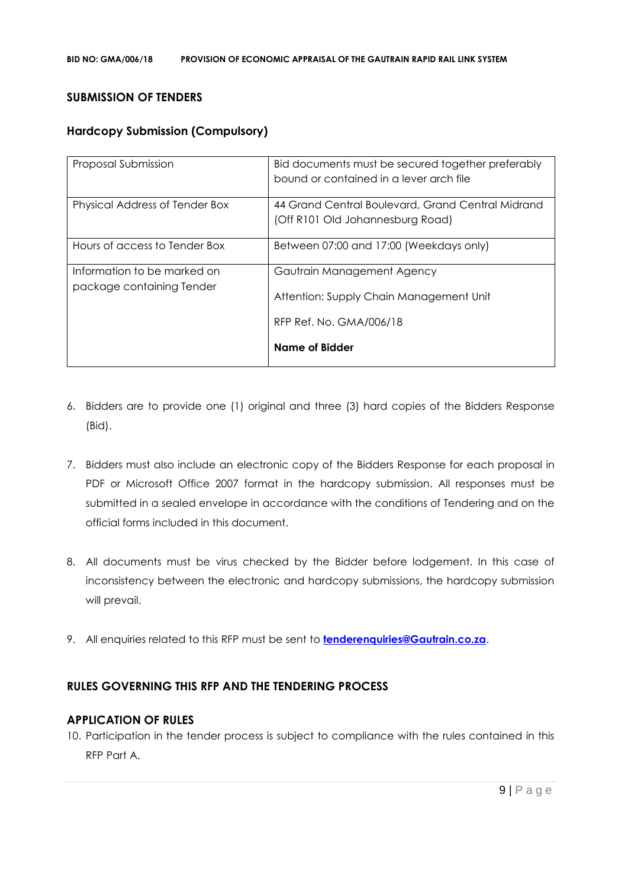## SUBMISSION OF TENDERS

### Hardcopy Submission (Compulsory)

| | |
|---|---|
| Proposal Submission | Bid documents must be secured together preferably bound or contained in a lever arch file |
| Physical Address of Tender Box | 44 Grand Central Boulevard, Grand Central Midrand (Off R101 Old Johannesburg Road) |
| Hours of access to Tender Box | Between 07:00 and 17:00 (Weekdays only) |
| Information to be marked on package containing Tender | Gautrain Management Agency<br><br>Attention: Supply Chain Management Unit<br><br>RFP Ref. No. GMA/006/18<br><br>**Name of Bidder** |

6. Bidders are to provide one (1) original and three (3) hard copies of the Bidders Response (Bid).

7. Bidders must also include an electronic copy of the Bidders Response for each proposal in PDF or Microsoft Office 2007 format in the hardcopy submission. All responses must be submitted in a sealed envelope in accordance with the conditions of Tendering and on the official forms included in this document.

8. All documents must be virus checked by the Bidder before lodgement. In this case of inconsistency between the electronic and hardcopy submissions, the hardcopy submission will prevail.

9. All enquiries related to this RFP must be sent to **tenderenquiries@Gautrain.co.za**.

## RULES GOVERNING THIS RFP AND THE TENDERING PROCESS

### APPLICATION OF RULES

10. Participation in the tender process is subject to compliance with the rules contained in this RFP Part A.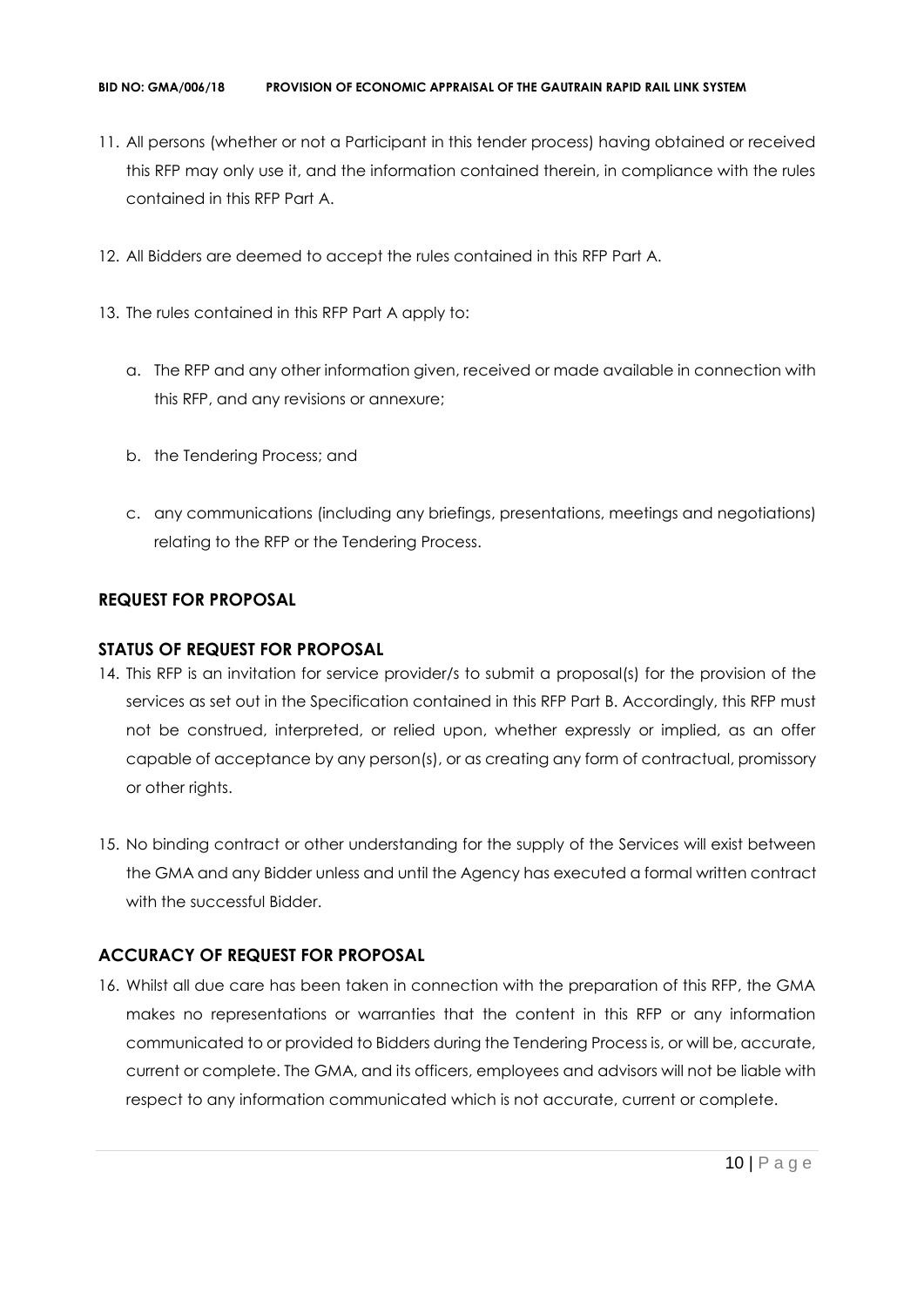11. All persons (whether or not a Participant in this tender process) having obtained or received this RFP may only use it, and the information contained therein, in compliance with the rules contained in this RFP Part A.

12. All Bidders are deemed to accept the rules contained in this RFP Part A.

13. The rules contained in this RFP Part A apply to:

    a. The RFP and any other information given, received or made available in connection with this RFP, and any revisions or annexure;

    b. the Tendering Process; and

    c. any communications (including any briefings, presentations, meetings and negotiations) relating to the RFP or the Tendering Process.

## REQUEST FOR PROPOSAL

## STATUS OF REQUEST FOR PROPOSAL

14. This RFP is an invitation for service provider/s to submit a proposal(s) for the provision of the services as set out in the Specification contained in this RFP Part B. Accordingly, this RFP must not be construed, interpreted, or relied upon, whether expressly or implied, as an offer capable of acceptance by any person(s), or as creating any form of contractual, promissory or other rights.

15. No binding contract or other understanding for the supply of the Services will exist between the GMA and any Bidder unless and until the Agency has executed a formal written contract with the successful Bidder.

## ACCURACY OF REQUEST FOR PROPOSAL

16. Whilst all due care has been taken in connection with the preparation of this RFP, the GMA makes no representations or warranties that the content in this RFP or any information communicated to or provided to Bidders during the Tendering Process is, or will be, accurate, current or complete. The GMA, and its officers, employees and advisors will not be liable with respect to any information communicated which is not accurate, current or complete.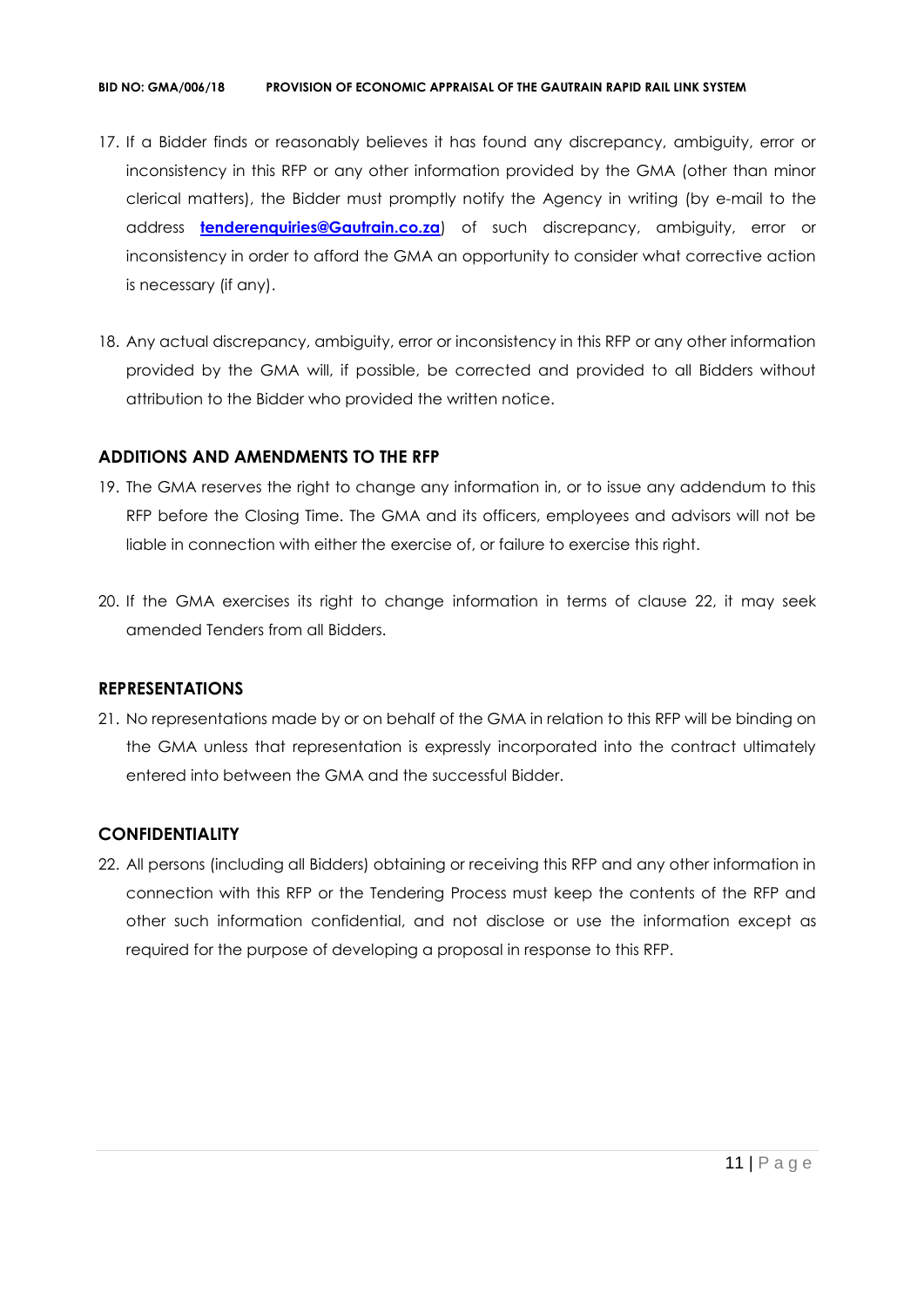17. If a Bidder finds or reasonably believes it has found any discrepancy, ambiguity, error or inconsistency in this RFP or any other information provided by the GMA (other than minor clerical matters), the Bidder must promptly notify the Agency in writing (by e-mail to the address **tenderenquiries@Gautrain.co.za**) of such discrepancy, ambiguity, error or inconsistency in order to afford the GMA an opportunity to consider what corrective action is necessary (if any).

18. Any actual discrepancy, ambiguity, error or inconsistency in this RFP or any other information provided by the GMA will, if possible, be corrected and provided to all Bidders without attribution to the Bidder who provided the written notice.

## ADDITIONS AND AMENDMENTS TO THE RFP

19. The GMA reserves the right to change any information in, or to issue any addendum to this RFP before the Closing Time. The GMA and its officers, employees and advisors will not be liable in connection with either the exercise of, or failure to exercise this right.

20. If the GMA exercises its right to change information in terms of clause 22, it may seek amended Tenders from all Bidders.

## REPRESENTATIONS

21. No representations made by or on behalf of the GMA in relation to this RFP will be binding on the GMA unless that representation is expressly incorporated into the contract ultimately entered into between the GMA and the successful Bidder.

## CONFIDENTIALITY

22. All persons (including all Bidders) obtaining or receiving this RFP and any other information in connection with this RFP or the Tendering Process must keep the contents of the RFP and other such information confidential, and not disclose or use the information except as required for the purpose of developing a proposal in response to this RFP.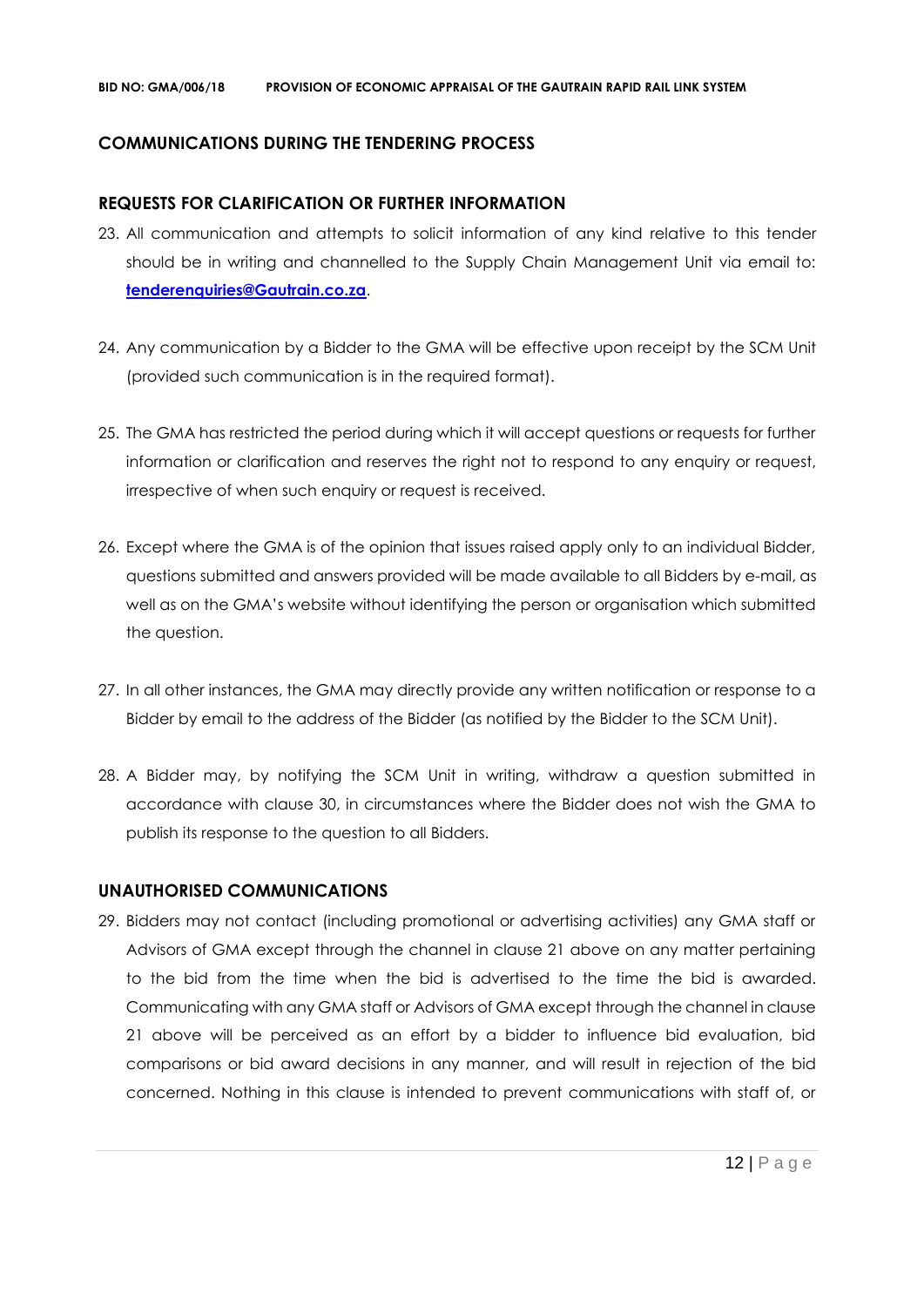## COMMUNICATIONS DURING THE TENDERING PROCESS

### REQUESTS FOR CLARIFICATION OR FURTHER INFORMATION

23. All communication and attempts to solicit information of any kind relative to this tender should be in writing and channelled to the Supply Chain Management Unit via email to: **[tenderenquiries@Gautrain.co.za](mailto:tenderenquiries@Gautrain.co.za)**.

24. Any communication by a Bidder to the GMA will be effective upon receipt by the SCM Unit (provided such communication is in the required format).

25. The GMA has restricted the period during which it will accept questions or requests for further information or clarification and reserves the right not to respond to any enquiry or request, irrespective of when such enquiry or request is received.

26. Except where the GMA is of the opinion that issues raised apply only to an individual Bidder, questions submitted and answers provided will be made available to all Bidders by e-mail, as well as on the GMA's website without identifying the person or organisation which submitted the question.

27. In all other instances, the GMA may directly provide any written notification or response to a Bidder by email to the address of the Bidder (as notified by the Bidder to the SCM Unit).

28. A Bidder may, by notifying the SCM Unit in writing, withdraw a question submitted in accordance with clause 30, in circumstances where the Bidder does not wish the GMA to publish its response to the question to all Bidders.

### UNAUTHORISED COMMUNICATIONS

29. Bidders may not contact (including promotional or advertising activities) any GMA staff or Advisors of GMA except through the channel in clause 21 above on any matter pertaining to the bid from the time when the bid is advertised to the time the bid is awarded. Communicating with any GMA staff or Advisors of GMA except through the channel in clause 21 above will be perceived as an effort by a bidder to influence bid evaluation, bid comparisons or bid award decisions in any manner, and will result in rejection of the bid concerned. Nothing in this clause is intended to prevent communications with staff of, or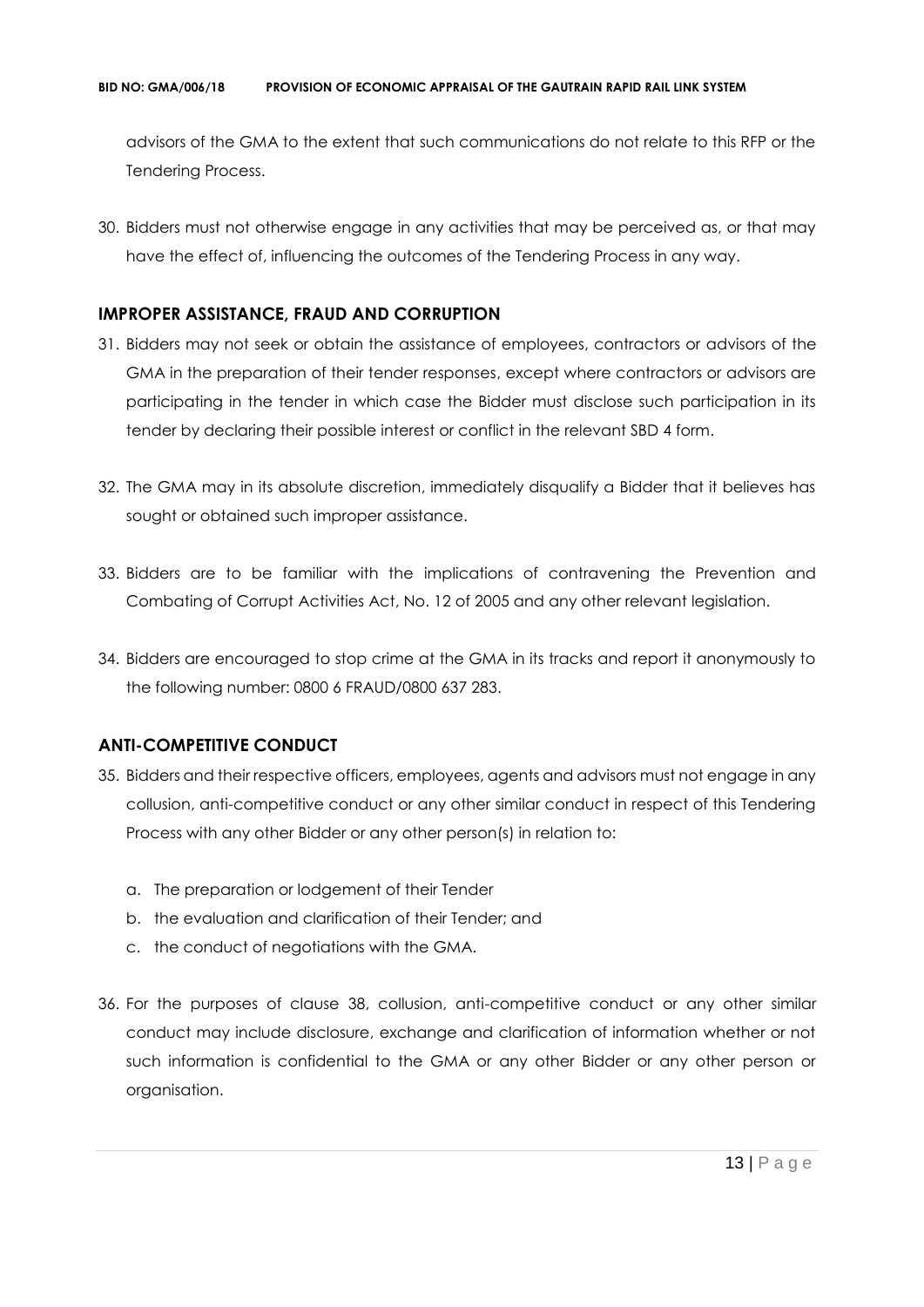advisors of the GMA to the extent that such communications do not relate to this RFP or the Tendering Process.

30. Bidders must not otherwise engage in any activities that may be perceived as, or that may have the effect of, influencing the outcomes of the Tendering Process in any way.

## IMPROPER ASSISTANCE, FRAUD AND CORRUPTION

31. Bidders may not seek or obtain the assistance of employees, contractors or advisors of the GMA in the preparation of their tender responses, except where contractors or advisors are participating in the tender in which case the Bidder must disclose such participation in its tender by declaring their possible interest or conflict in the relevant SBD 4 form.

32. The GMA may in its absolute discretion, immediately disqualify a Bidder that it believes has sought or obtained such improper assistance.

33. Bidders are to be familiar with the implications of contravening the Prevention and Combating of Corrupt Activities Act, No. 12 of 2005 and any other relevant legislation.

34. Bidders are encouraged to stop crime at the GMA in its tracks and report it anonymously to the following number: 0800 6 FRAUD/0800 637 283.

## ANTI-COMPETITIVE CONDUCT

35. Bidders and their respective officers, employees, agents and advisors must not engage in any collusion, anti-competitive conduct or any other similar conduct in respect of this Tendering Process with any other Bidder or any other person(s) in relation to:

    a. The preparation or lodgement of their Tender
    b. the evaluation and clarification of their Tender; and
    c. the conduct of negotiations with the GMA.

36. For the purposes of clause 38, collusion, anti-competitive conduct or any other similar conduct may include disclosure, exchange and clarification of information whether or not such information is confidential to the GMA or any other Bidder or any other person or organisation.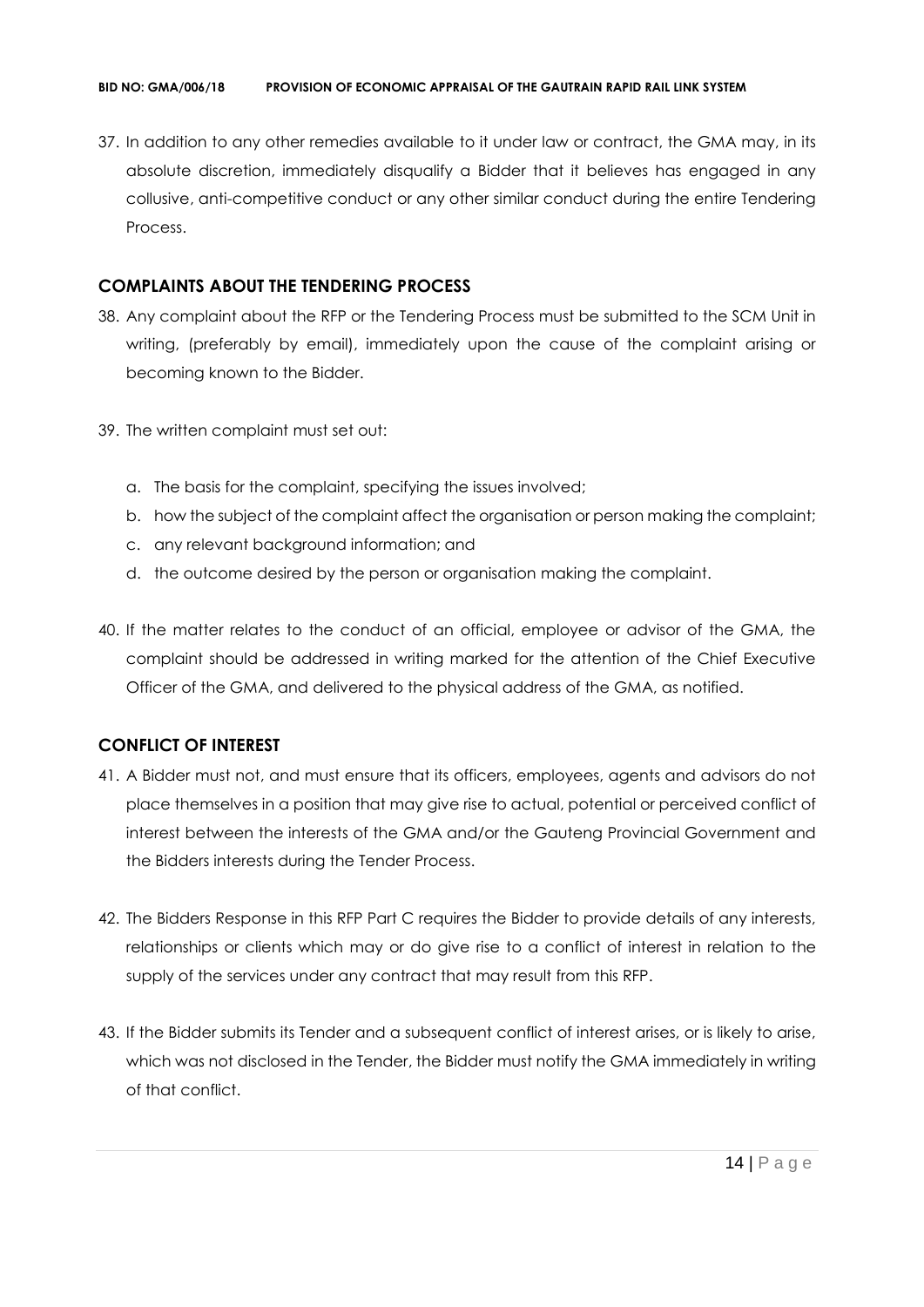37. In addition to any other remedies available to it under law or contract, the GMA may, in its absolute discretion, immediately disqualify a Bidder that it believes has engaged in any collusive, anti-competitive conduct or any other similar conduct during the entire Tendering Process.

## COMPLAINTS ABOUT THE TENDERING PROCESS

38. Any complaint about the RFP or the Tendering Process must be submitted to the SCM Unit in writing, (preferably by email), immediately upon the cause of the complaint arising or becoming known to the Bidder.

39. The written complaint must set out:

    a. The basis for the complaint, specifying the issues involved;
    b. how the subject of the complaint affect the organisation or person making the complaint;
    c. any relevant background information; and
    d. the outcome desired by the person or organisation making the complaint.

40. If the matter relates to the conduct of an official, employee or advisor of the GMA, the complaint should be addressed in writing marked for the attention of the Chief Executive Officer of the GMA, and delivered to the physical address of the GMA, as notified.

## CONFLICT OF INTEREST

41. A Bidder must not, and must ensure that its officers, employees, agents and advisors do not place themselves in a position that may give rise to actual, potential or perceived conflict of interest between the interests of the GMA and/or the Gauteng Provincial Government and the Bidders interests during the Tender Process.

42. The Bidders Response in this RFP Part C requires the Bidder to provide details of any interests, relationships or clients which may or do give rise to a conflict of interest in relation to the supply of the services under any contract that may result from this RFP.

43. If the Bidder submits its Tender and a subsequent conflict of interest arises, or is likely to arise, which was not disclosed in the Tender, the Bidder must notify the GMA immediately in writing of that conflict.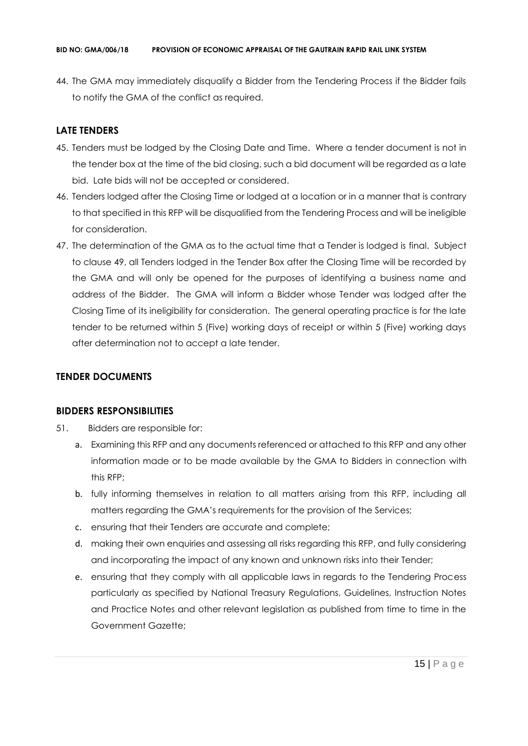44. The GMA may immediately disqualify a Bidder from the Tendering Process if the Bidder fails to notify the GMA of the conflict as required.

## LATE TENDERS

45. Tenders must be lodged by the Closing Date and Time. Where a tender document is not in the tender box at the time of the bid closing, such a bid document will be regarded as a late bid. Late bids will not be accepted or considered.
46. Tenders lodged after the Closing Time or lodged at a location or in a manner that is contrary to that specified in this RFP will be disqualified from the Tendering Process and will be ineligible for consideration.
47. The determination of the GMA as to the actual time that a Tender is lodged is final. Subject to clause 49, all Tenders lodged in the Tender Box after the Closing Time will be recorded by the GMA and will only be opened for the purposes of identifying a business name and address of the Bidder. The GMA will inform a Bidder whose Tender was lodged after the Closing Time of its ineligibility for consideration. The general operating practice is for the late tender to be returned within 5 (Five) working days of receipt or within 5 (Five) working days after determination not to accept a late tender.

## TENDER DOCUMENTS

## BIDDERS RESPONSIBILITIES

51. Bidders are responsible for:
    a. Examining this RFP and any documents referenced or attached to this RFP and any other information made or to be made available by the GMA to Bidders in connection with this RFP;
    b. fully informing themselves in relation to all matters arising from this RFP, including all matters regarding the GMA's requirements for the provision of the Services;
    c. ensuring that their Tenders are accurate and complete;
    d. making their own enquiries and assessing all risks regarding this RFP, and fully considering and incorporating the impact of any known and unknown risks into their Tender;
    e. ensuring that they comply with all applicable laws in regards to the Tendering Process particularly as specified by National Treasury Regulations, Guidelines, Instruction Notes and Practice Notes and other relevant legislation as published from time to time in the Government Gazette;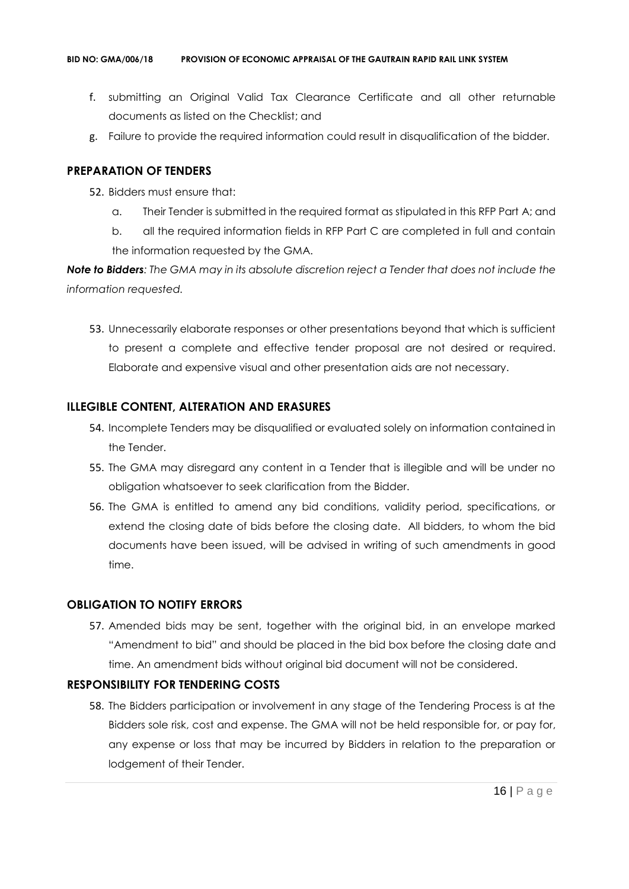f. submitting an Original Valid Tax Clearance Certificate and all other returnable documents as listed on the Checklist; and

g. Failure to provide the required information could result in disqualification of the bidder.

## PREPARATION OF TENDERS

52. Bidders must ensure that:

    a. Their Tender is submitted in the required format as stipulated in this RFP Part A; and

    b. all the required information fields in RFP Part C are completed in full and contain the information requested by the GMA.

***Note to Bidders****: The GMA may in its absolute discretion reject a Tender that does not include the information requested.*

53. Unnecessarily elaborate responses or other presentations beyond that which is sufficient to present a complete and effective tender proposal are not desired or required. Elaborate and expensive visual and other presentation aids are not necessary.

## ILLEGIBLE CONTENT, ALTERATION AND ERASURES

54. Incomplete Tenders may be disqualified or evaluated solely on information contained in the Tender.

55. The GMA may disregard any content in a Tender that is illegible and will be under no obligation whatsoever to seek clarification from the Bidder.

56. The GMA is entitled to amend any bid conditions, validity period, specifications, or extend the closing date of bids before the closing date. All bidders, to whom the bid documents have been issued, will be advised in writing of such amendments in good time.

## OBLIGATION TO NOTIFY ERRORS

57. Amended bids may be sent, together with the original bid, in an envelope marked "Amendment to bid" and should be placed in the bid box before the closing date and time. An amendment bids without original bid document will not be considered.

## RESPONSIBILITY FOR TENDERING COSTS

58. The Bidders participation or involvement in any stage of the Tendering Process is at the Bidders sole risk, cost and expense. The GMA will not be held responsible for, or pay for, any expense or loss that may be incurred by Bidders in relation to the preparation or lodgement of their Tender.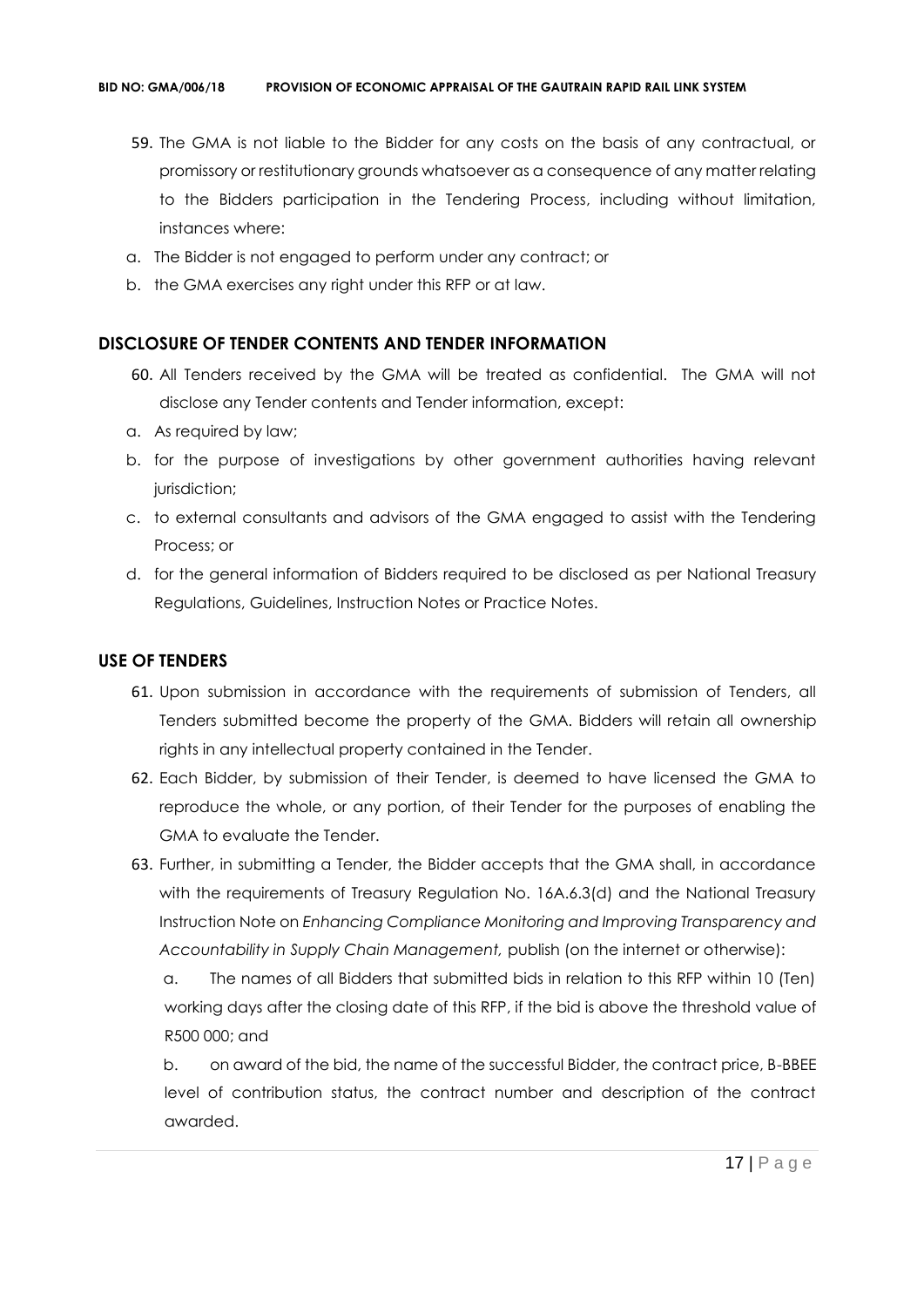59. The GMA is not liable to the Bidder for any costs on the basis of any contractual, or promissory or restitutionary grounds whatsoever as a consequence of any matter relating to the Bidders participation in the Tendering Process, including without limitation, instances where:

a. The Bidder is not engaged to perform under any contract; or
b. the GMA exercises any right under this RFP or at law.

## DISCLOSURE OF TENDER CONTENTS AND TENDER INFORMATION

60. All Tenders received by the GMA will be treated as confidential. The GMA will not disclose any Tender contents and Tender information, except:

a. As required by law;
b. for the purpose of investigations by other government authorities having relevant jurisdiction;
c. to external consultants and advisors of the GMA engaged to assist with the Tendering Process; or
d. for the general information of Bidders required to be disclosed as per National Treasury Regulations, Guidelines, Instruction Notes or Practice Notes.

## USE OF TENDERS

61. Upon submission in accordance with the requirements of submission of Tenders, all Tenders submitted become the property of the GMA. Bidders will retain all ownership rights in any intellectual property contained in the Tender.

62. Each Bidder, by submission of their Tender, is deemed to have licensed the GMA to reproduce the whole, or any portion, of their Tender for the purposes of enabling the GMA to evaluate the Tender.

63. Further, in submitting a Tender, the Bidder accepts that the GMA shall, in accordance with the requirements of Treasury Regulation No. 16A.6.3(d) and the National Treasury Instruction Note on *Enhancing Compliance Monitoring and Improving Transparency and Accountability in Supply Chain Management,* publish (on the internet or otherwise):

    a. The names of all Bidders that submitted bids in relation to this RFP within 10 (Ten) working days after the closing date of this RFP, if the bid is above the threshold value of R500 000; and

    b. on award of the bid, the name of the successful Bidder, the contract price, B-BBEE level of contribution status, the contract number and description of the contract awarded.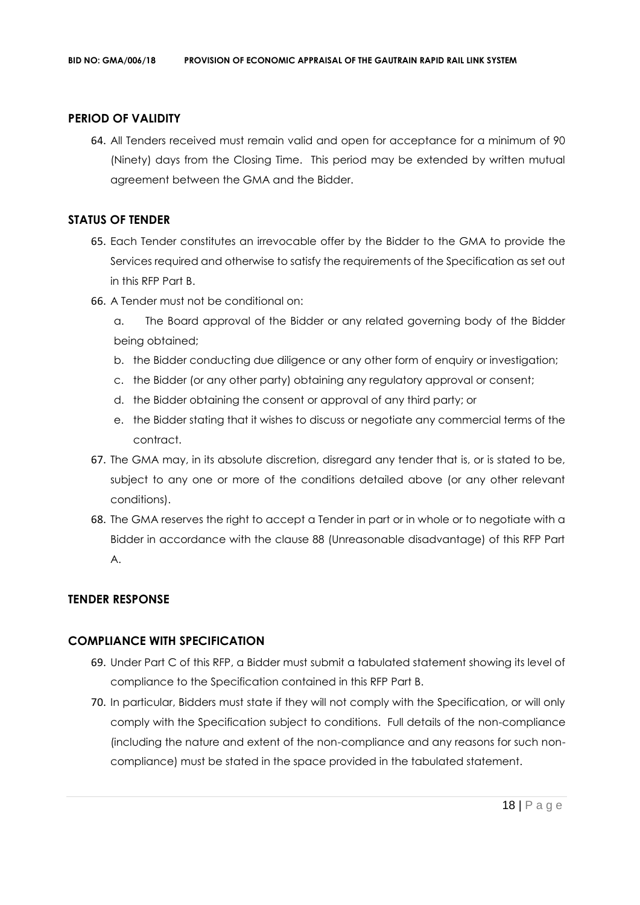## PERIOD OF VALIDITY

64. All Tenders received must remain valid and open for acceptance for a minimum of 90 (Ninety) days from the Closing Time. This period may be extended by written mutual agreement between the GMA and the Bidder.

## STATUS OF TENDER

65. Each Tender constitutes an irrevocable offer by the Bidder to the GMA to provide the Services required and otherwise to satisfy the requirements of the Specification as set out in this RFP Part B.
66. A Tender must not be conditional on:
    a. The Board approval of the Bidder or any related governing body of the Bidder being obtained;
    b. the Bidder conducting due diligence or any other form of enquiry or investigation;
    c. the Bidder (or any other party) obtaining any regulatory approval or consent;
    d. the Bidder obtaining the consent or approval of any third party; or
    e. the Bidder stating that it wishes to discuss or negotiate any commercial terms of the contract.
67. The GMA may, in its absolute discretion, disregard any tender that is, or is stated to be, subject to any one or more of the conditions detailed above (or any other relevant conditions).
68. The GMA reserves the right to accept a Tender in part or in whole or to negotiate with a Bidder in accordance with the clause 88 (Unreasonable disadvantage) of this RFP Part A.

## TENDER RESPONSE

## COMPLIANCE WITH SPECIFICATION

69. Under Part C of this RFP, a Bidder must submit a tabulated statement showing its level of compliance to the Specification contained in this RFP Part B.
70. In particular, Bidders must state if they will not comply with the Specification, or will only comply with the Specification subject to conditions. Full details of the non-compliance (including the nature and extent of the non-compliance and any reasons for such non-compliance) must be stated in the space provided in the tabulated statement.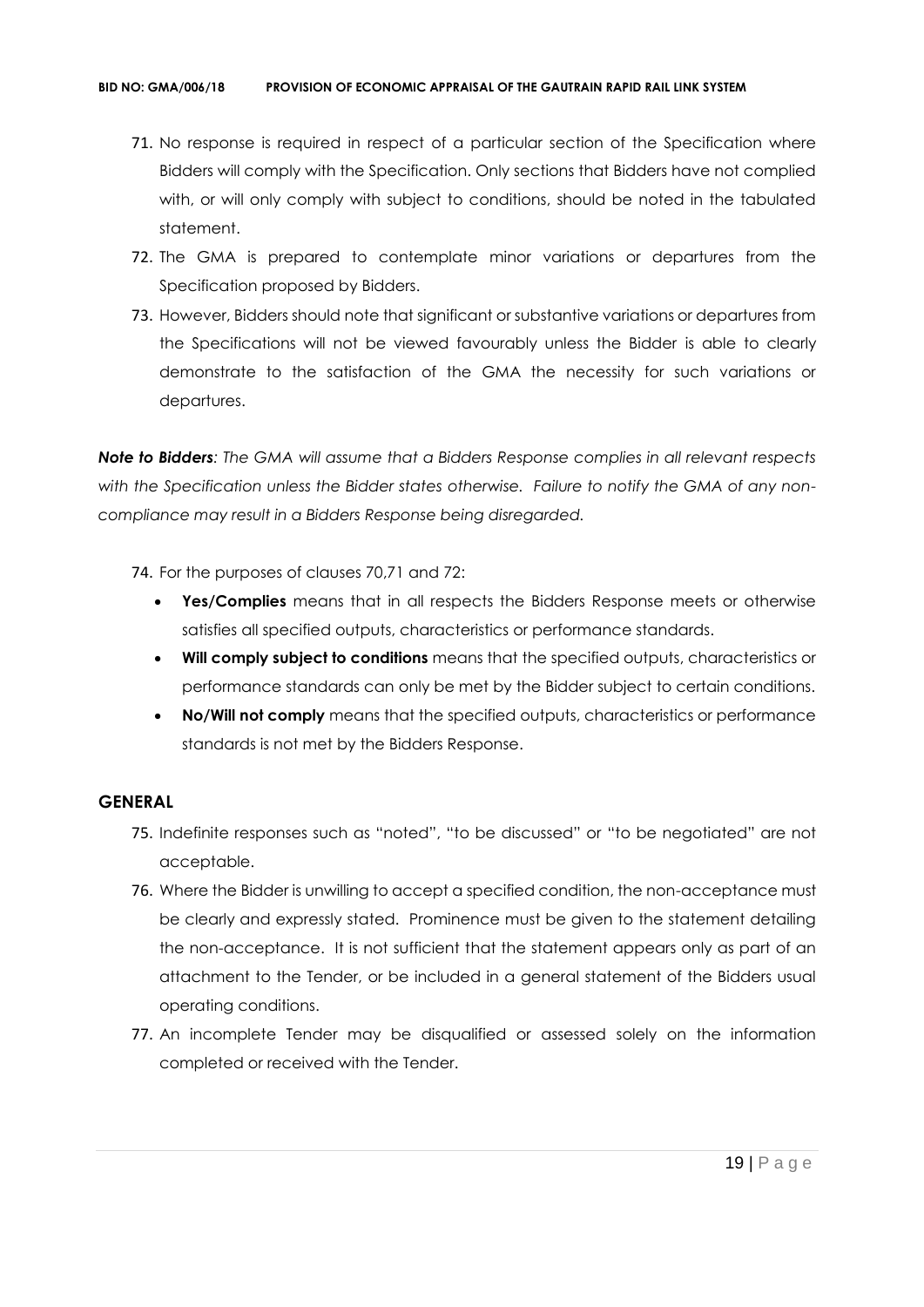71. No response is required in respect of a particular section of the Specification where Bidders will comply with the Specification. Only sections that Bidders have not complied with, or will only comply with subject to conditions, should be noted in the tabulated statement.
72. The GMA is prepared to contemplate minor variations or departures from the Specification proposed by Bidders.
73. However, Bidders should note that significant or substantive variations or departures from the Specifications will not be viewed favourably unless the Bidder is able to clearly demonstrate to the satisfaction of the GMA the necessity for such variations or departures.

***Note to Bidders****: The GMA will assume that a Bidders Response complies in all relevant respects with the Specification unless the Bidder states otherwise. Failure to notify the GMA of any non-compliance may result in a Bidders Response being disregarded.*

74. For the purposes of clauses 70,71 and 72:
    - **Yes/Complies** means that in all respects the Bidders Response meets or otherwise satisfies all specified outputs, characteristics or performance standards.
    - **Will comply subject to conditions** means that the specified outputs, characteristics or performance standards can only be met by the Bidder subject to certain conditions.
    - **No/Will not comply** means that the specified outputs, characteristics or performance standards is not met by the Bidders Response.

## GENERAL

75. Indefinite responses such as "noted", "to be discussed" or "to be negotiated" are not acceptable.
76. Where the Bidder is unwilling to accept a specified condition, the non-acceptance must be clearly and expressly stated. Prominence must be given to the statement detailing the non-acceptance. It is not sufficient that the statement appears only as part of an attachment to the Tender, or be included in a general statement of the Bidders usual operating conditions.
77. An incomplete Tender may be disqualified or assessed solely on the information completed or received with the Tender.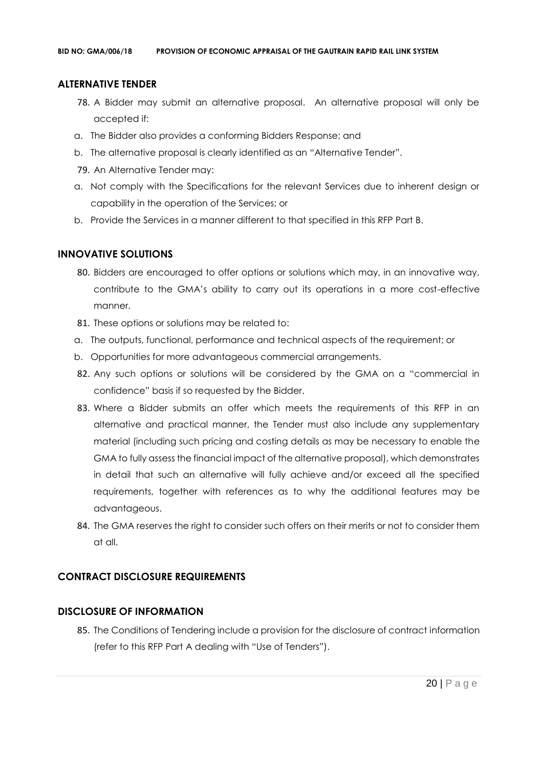## ALTERNATIVE TENDER

78. A Bidder may submit an alternative proposal. An alternative proposal will only be accepted if:

a. The Bidder also provides a conforming Bidders Response; and

b. The alternative proposal is clearly identified as an "Alternative Tender".

79. An Alternative Tender may:

a. Not comply with the Specifications for the relevant Services due to inherent design or capability in the operation of the Services; or

b. Provide the Services in a manner different to that specified in this RFP Part B.

## INNOVATIVE SOLUTIONS

80. Bidders are encouraged to offer options or solutions which may, in an innovative way, contribute to the GMA's ability to carry out its operations in a more cost-effective manner.

81. These options or solutions may be related to:

a. The outputs, functional, performance and technical aspects of the requirement; or

b. Opportunities for more advantageous commercial arrangements.

82. Any such options or solutions will be considered by the GMA on a "commercial in confidence" basis if so requested by the Bidder.

83. Where a Bidder submits an offer which meets the requirements of this RFP in an alternative and practical manner, the Tender must also include any supplementary material (including such pricing and costing details as may be necessary to enable the GMA to fully assess the financial impact of the alternative proposal), which demonstrates in detail that such an alternative will fully achieve and/or exceed all the specified requirements, together with references as to why the additional features may be advantageous.

84. The GMA reserves the right to consider such offers on their merits or not to consider them at all.

## CONTRACT DISCLOSURE REQUIREMENTS

## DISCLOSURE OF INFORMATION

85. The Conditions of Tendering include a provision for the disclosure of contract information (refer to this RFP Part A dealing with "Use of Tenders").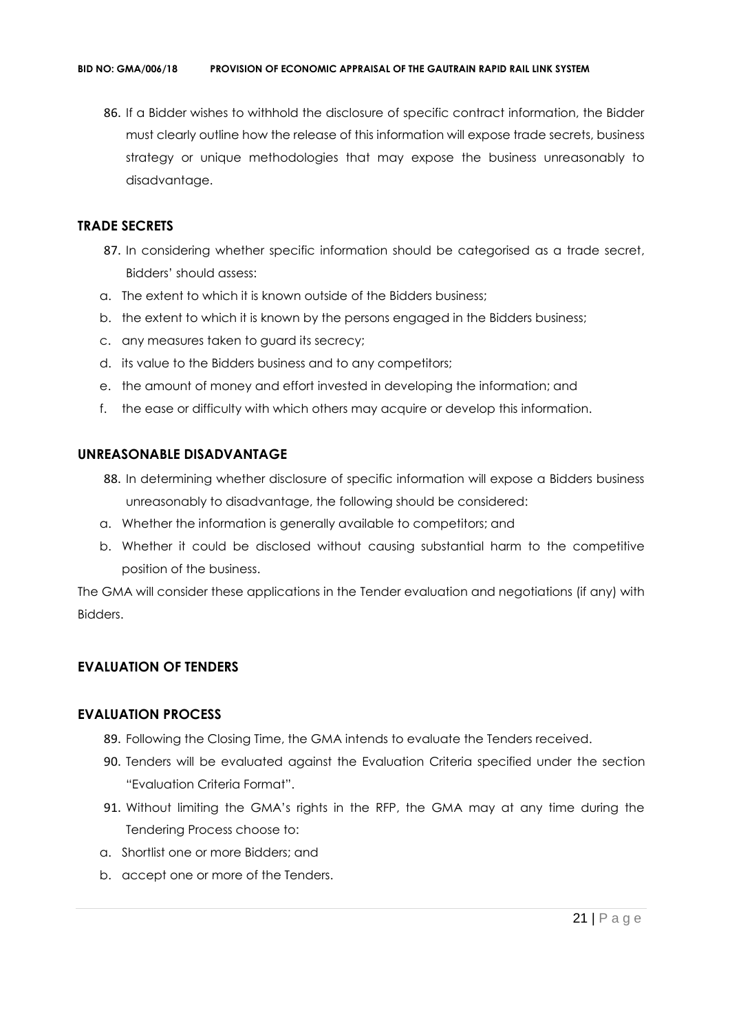86. If a Bidder wishes to withhold the disclosure of specific contract information, the Bidder must clearly outline how the release of this information will expose trade secrets, business strategy or unique methodologies that may expose the business unreasonably to disadvantage.

## TRADE SECRETS

87. In considering whether specific information should be categorised as a trade secret, Bidders' should assess:

a. The extent to which it is known outside of the Bidders business;
b. the extent to which it is known by the persons engaged in the Bidders business;
c. any measures taken to guard its secrecy;
d. its value to the Bidders business and to any competitors;
e. the amount of money and effort invested in developing the information; and
f. the ease or difficulty with which others may acquire or develop this information.

## UNREASONABLE DISADVANTAGE

88. In determining whether disclosure of specific information will expose a Bidders business unreasonably to disadvantage, the following should be considered:

a. Whether the information is generally available to competitors; and
b. Whether it could be disclosed without causing substantial harm to the competitive position of the business.

The GMA will consider these applications in the Tender evaluation and negotiations (if any) with Bidders.

## EVALUATION OF TENDERS

## EVALUATION PROCESS

89. Following the Closing Time, the GMA intends to evaluate the Tenders received.
90. Tenders will be evaluated against the Evaluation Criteria specified under the section "Evaluation Criteria Format".
91. Without limiting the GMA's rights in the RFP, the GMA may at any time during the Tendering Process choose to:

a. Shortlist one or more Bidders; and
b. accept one or more of the Tenders.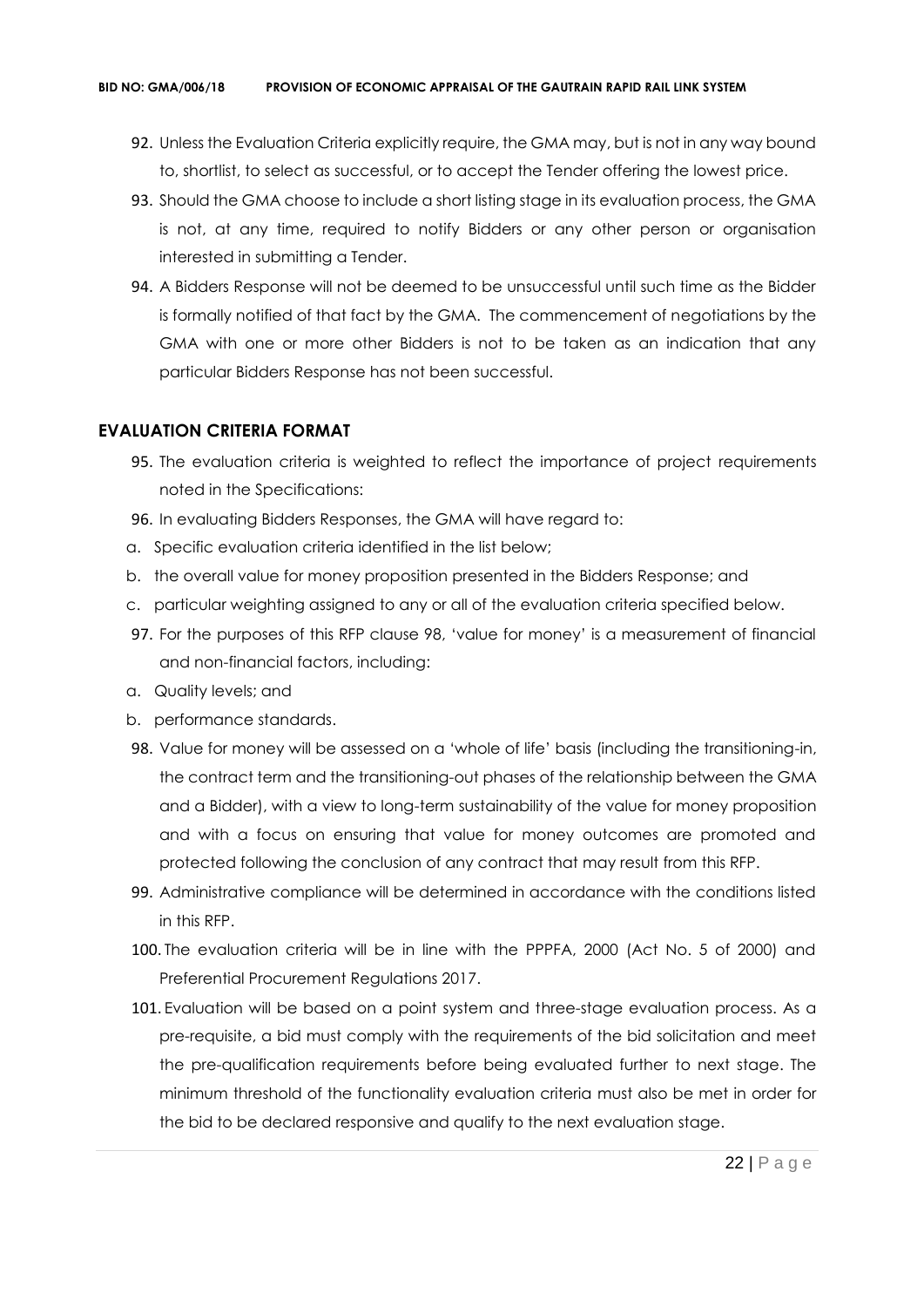92. Unless the Evaluation Criteria explicitly require, the GMA may, but is not in any way bound to, shortlist, to select as successful, or to accept the Tender offering the lowest price.
93. Should the GMA choose to include a short listing stage in its evaluation process, the GMA is not, at any time, required to notify Bidders or any other person or organisation interested in submitting a Tender.
94. A Bidders Response will not be deemed to be unsuccessful until such time as the Bidder is formally notified of that fact by the GMA. The commencement of negotiations by the GMA with one or more other Bidders is not to be taken as an indication that any particular Bidders Response has not been successful.

## EVALUATION CRITERIA FORMAT

95. The evaluation criteria is weighted to reflect the importance of project requirements noted in the Specifications:
96. In evaluating Bidders Responses, the GMA will have regard to:

a. Specific evaluation criteria identified in the list below;
b. the overall value for money proposition presented in the Bidders Response; and
c. particular weighting assigned to any or all of the evaluation criteria specified below.

97. For the purposes of this RFP clause 98, 'value for money' is a measurement of financial and non-financial factors, including:

a. Quality levels; and
b. performance standards.

98. Value for money will be assessed on a 'whole of life' basis (including the transitioning-in, the contract term and the transitioning-out phases of the relationship between the GMA and a Bidder), with a view to long-term sustainability of the value for money proposition and with a focus on ensuring that value for money outcomes are promoted and protected following the conclusion of any contract that may result from this RFP.
99. Administrative compliance will be determined in accordance with the conditions listed in this RFP.
100. The evaluation criteria will be in line with the PPPFA, 2000 (Act No. 5 of 2000) and Preferential Procurement Regulations 2017.
101. Evaluation will be based on a point system and three-stage evaluation process. As a pre-requisite, a bid must comply with the requirements of the bid solicitation and meet the pre-qualification requirements before being evaluated further to next stage. The minimum threshold of the functionality evaluation criteria must also be met in order for the bid to be declared responsive and qualify to the next evaluation stage.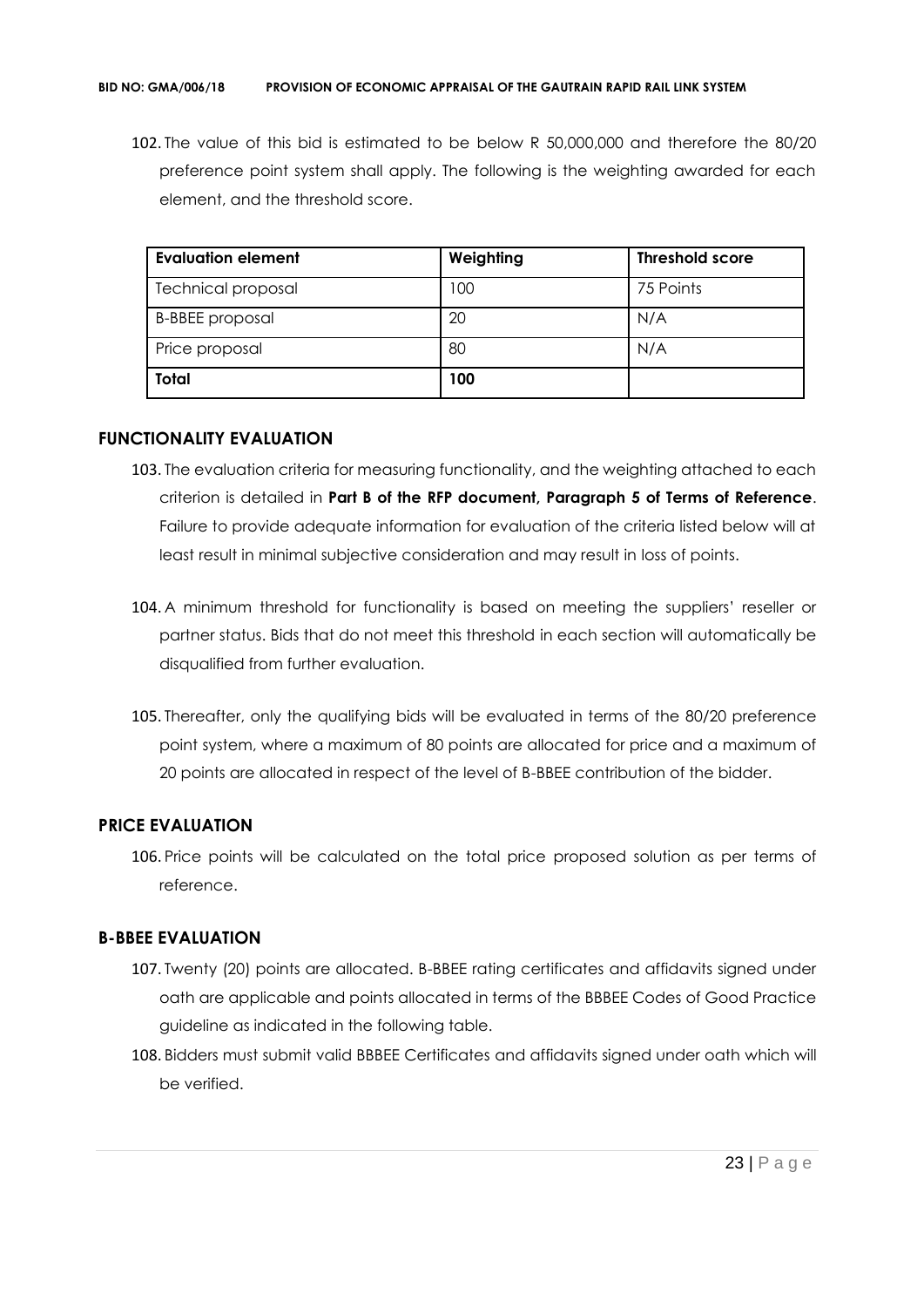102. The value of this bid is estimated to be below R 50,000,000 and therefore the 80/20 preference point system shall apply. The following is the weighting awarded for each element, and the threshold score.

| Evaluation element | Weighting | Threshold score |
|---|---|---|
| Technical proposal | 100 | 75 Points |
| B-BBEE proposal | 20 | N/A |
| Price proposal | 80 | N/A |
| **Total** | **100** | |

## FUNCTIONALITY EVALUATION

103. The evaluation criteria for measuring functionality, and the weighting attached to each criterion is detailed in **Part B of the RFP document, Paragraph 5 of Terms of Reference**. Failure to provide adequate information for evaluation of the criteria listed below will at least result in minimal subjective consideration and may result in loss of points.

104. A minimum threshold for functionality is based on meeting the suppliers' reseller or partner status. Bids that do not meet this threshold in each section will automatically be disqualified from further evaluation.

105. Thereafter, only the qualifying bids will be evaluated in terms of the 80/20 preference point system, where a maximum of 80 points are allocated for price and a maximum of 20 points are allocated in respect of the level of B-BBEE contribution of the bidder.

## PRICE EVALUATION

106. Price points will be calculated on the total price proposed solution as per terms of reference.

## B-BBEE EVALUATION

107. Twenty (20) points are allocated. B-BBEE rating certificates and affidavits signed under oath are applicable and points allocated in terms of the BBBEE Codes of Good Practice guideline as indicated in the following table.

108. Bidders must submit valid BBBEE Certificates and affidavits signed under oath which will be verified.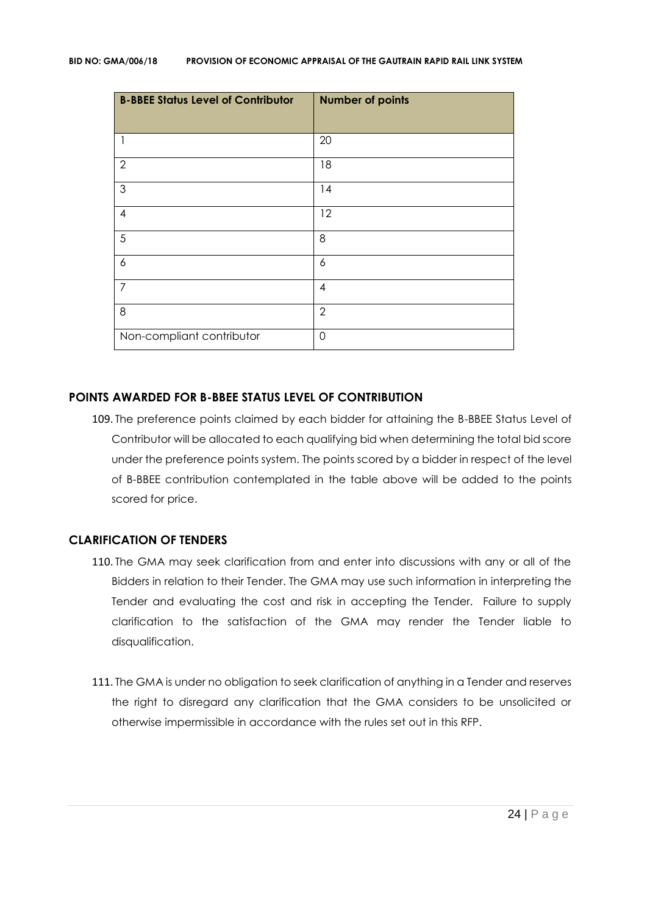| B-BBEE Status Level of Contributor | Number of points |
| --- | --- |
| 1 | 20 |
| 2 | 18 |
| 3 | 14 |
| 4 | 12 |
| 5 | 8 |
| 6 | 6 |
| 7 | 4 |
| 8 | 2 |
| Non-compliant contributor | 0 |

### POINTS AWARDED FOR B-BBEE STATUS LEVEL OF CONTRIBUTION

109. The preference points claimed by each bidder for attaining the B-BBEE Status Level of Contributor will be allocated to each qualifying bid when determining the total bid score under the preference points system. The points scored by a bidder in respect of the level of B-BBEE contribution contemplated in the table above will be added to the points scored for price.

### CLARIFICATION OF TENDERS

110. The GMA may seek clarification from and enter into discussions with any or all of the Bidders in relation to their Tender. The GMA may use such information in interpreting the Tender and evaluating the cost and risk in accepting the Tender. Failure to supply clarification to the satisfaction of the GMA may render the Tender liable to disqualification.

111. The GMA is under no obligation to seek clarification of anything in a Tender and reserves the right to disregard any clarification that the GMA considers to be unsolicited or otherwise impermissible in accordance with the rules set out in this RFP.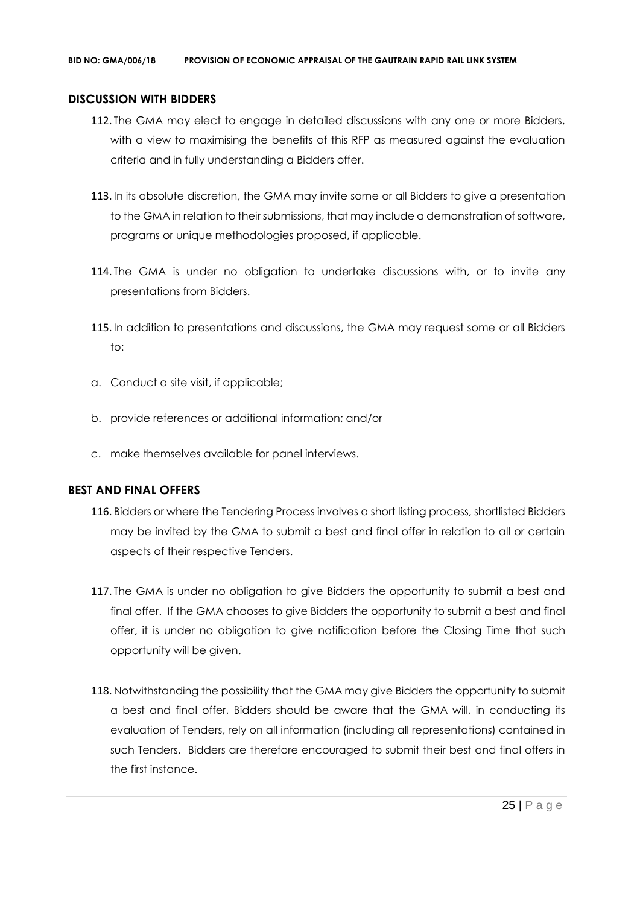## DISCUSSION WITH BIDDERS

112. The GMA may elect to engage in detailed discussions with any one or more Bidders, with a view to maximising the benefits of this RFP as measured against the evaluation criteria and in fully understanding a Bidders offer.

113. In its absolute discretion, the GMA may invite some or all Bidders to give a presentation to the GMA in relation to their submissions, that may include a demonstration of software, programs or unique methodologies proposed, if applicable.

114. The GMA is under no obligation to undertake discussions with, or to invite any presentations from Bidders.

115. In addition to presentations and discussions, the GMA may request some or all Bidders to:

a. Conduct a site visit, if applicable;

b. provide references or additional information; and/or

c. make themselves available for panel interviews.

## BEST AND FINAL OFFERS

116. Bidders or where the Tendering Process involves a short listing process, shortlisted Bidders may be invited by the GMA to submit a best and final offer in relation to all or certain aspects of their respective Tenders.

117. The GMA is under no obligation to give Bidders the opportunity to submit a best and final offer. If the GMA chooses to give Bidders the opportunity to submit a best and final offer, it is under no obligation to give notification before the Closing Time that such opportunity will be given.

118. Notwithstanding the possibility that the GMA may give Bidders the opportunity to submit a best and final offer, Bidders should be aware that the GMA will, in conducting its evaluation of Tenders, rely on all information (including all representations) contained in such Tenders. Bidders are therefore encouraged to submit their best and final offers in the first instance.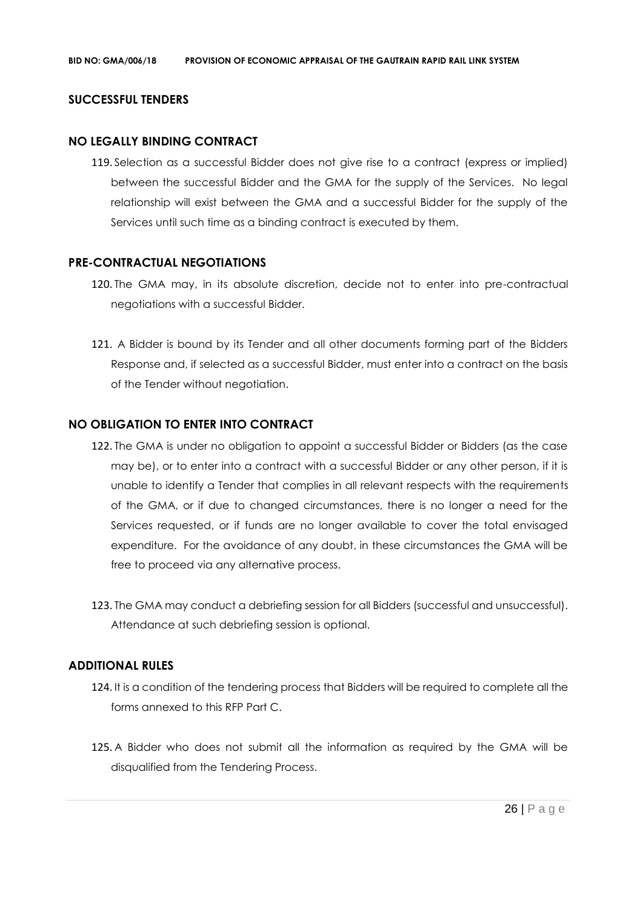## SUCCESSFUL TENDERS

### NO LEGALLY BINDING CONTRACT

119. Selection as a successful Bidder does not give rise to a contract (express or implied) between the successful Bidder and the GMA for the supply of the Services. No legal relationship will exist between the GMA and a successful Bidder for the supply of the Services until such time as a binding contract is executed by them.

### PRE-CONTRACTUAL NEGOTIATIONS

120. The GMA may, in its absolute discretion, decide not to enter into pre-contractual negotiations with a successful Bidder.

121. A Bidder is bound by its Tender and all other documents forming part of the Bidders Response and, if selected as a successful Bidder, must enter into a contract on the basis of the Tender without negotiation.

### NO OBLIGATION TO ENTER INTO CONTRACT

122. The GMA is under no obligation to appoint a successful Bidder or Bidders (as the case may be), or to enter into a contract with a successful Bidder or any other person, if it is unable to identify a Tender that complies in all relevant respects with the requirements of the GMA, or if due to changed circumstances, there is no longer a need for the Services requested, or if funds are no longer available to cover the total envisaged expenditure. For the avoidance of any doubt, in these circumstances the GMA will be free to proceed via any alternative process.

123. The GMA may conduct a debriefing session for all Bidders (successful and unsuccessful). Attendance at such debriefing session is optional.

### ADDITIONAL RULES

124. It is a condition of the tendering process that Bidders will be required to complete all the forms annexed to this RFP Part C.

125. A Bidder who does not submit all the information as required by the GMA will be disqualified from the Tendering Process.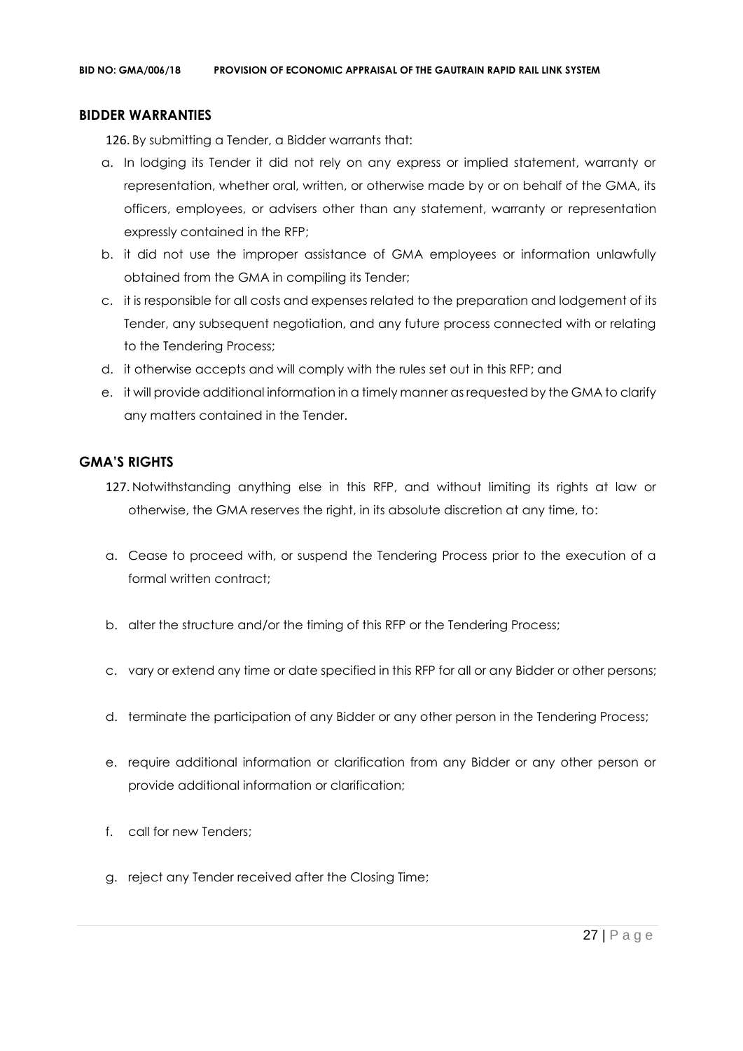## BIDDER WARRANTIES

126. By submitting a Tender, a Bidder warrants that:

a. In lodging its Tender it did not rely on any express or implied statement, warranty or representation, whether oral, written, or otherwise made by or on behalf of the GMA, its officers, employees, or advisers other than any statement, warranty or representation expressly contained in the RFP;

b. it did not use the improper assistance of GMA employees or information unlawfully obtained from the GMA in compiling its Tender;

c. it is responsible for all costs and expenses related to the preparation and lodgement of its Tender, any subsequent negotiation, and any future process connected with or relating to the Tendering Process;

d. it otherwise accepts and will comply with the rules set out in this RFP; and

e. it will provide additional information in a timely manner as requested by the GMA to clarify any matters contained in the Tender.

## GMA'S RIGHTS

127. Notwithstanding anything else in this RFP, and without limiting its rights at law or otherwise, the GMA reserves the right, in its absolute discretion at any time, to:

a. Cease to proceed with, or suspend the Tendering Process prior to the execution of a formal written contract;

b. alter the structure and/or the timing of this RFP or the Tendering Process;

c. vary or extend any time or date specified in this RFP for all or any Bidder or other persons;

d. terminate the participation of any Bidder or any other person in the Tendering Process;

e. require additional information or clarification from any Bidder or any other person or provide additional information or clarification;

f. call for new Tenders;

g. reject any Tender received after the Closing Time;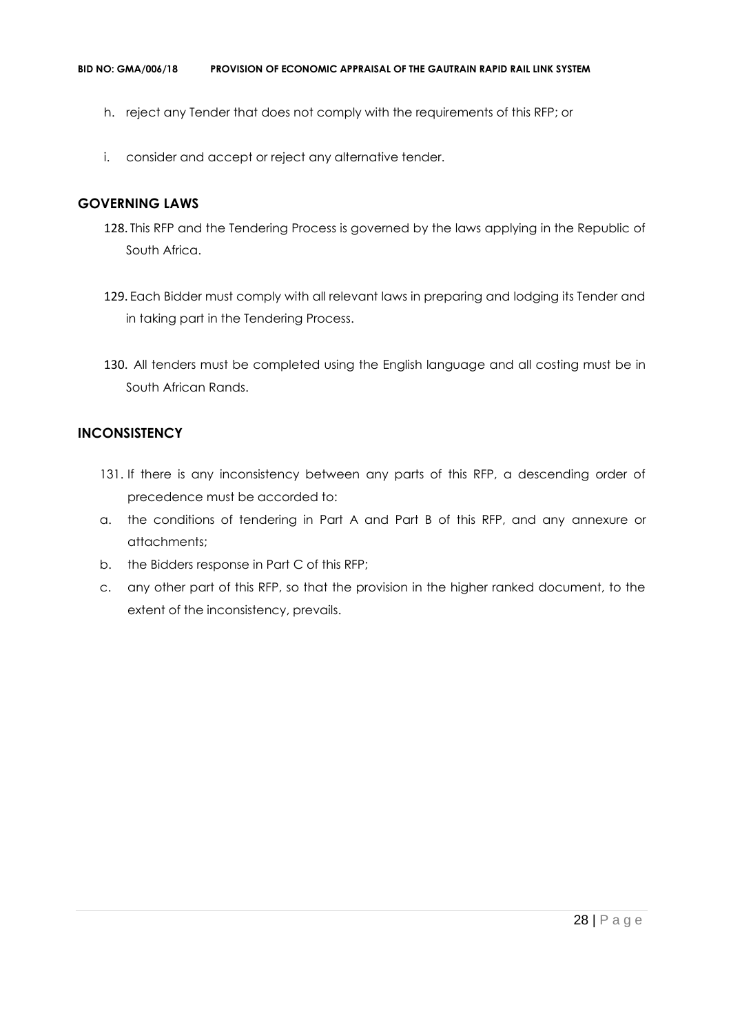h. reject any Tender that does not comply with the requirements of this RFP; or

i. consider and accept or reject any alternative tender.

## GOVERNING LAWS

128. This RFP and the Tendering Process is governed by the laws applying in the Republic of South Africa.

129. Each Bidder must comply with all relevant laws in preparing and lodging its Tender and in taking part in the Tendering Process.

130. All tenders must be completed using the English language and all costing must be in South African Rands.

## INCONSISTENCY

131. If there is any inconsistency between any parts of this RFP, a descending order of precedence must be accorded to:

a. the conditions of tendering in Part A and Part B of this RFP, and any annexure or attachments;

b. the Bidders response in Part C of this RFP;

c. any other part of this RFP, so that the provision in the higher ranked document, to the extent of the inconsistency, prevails.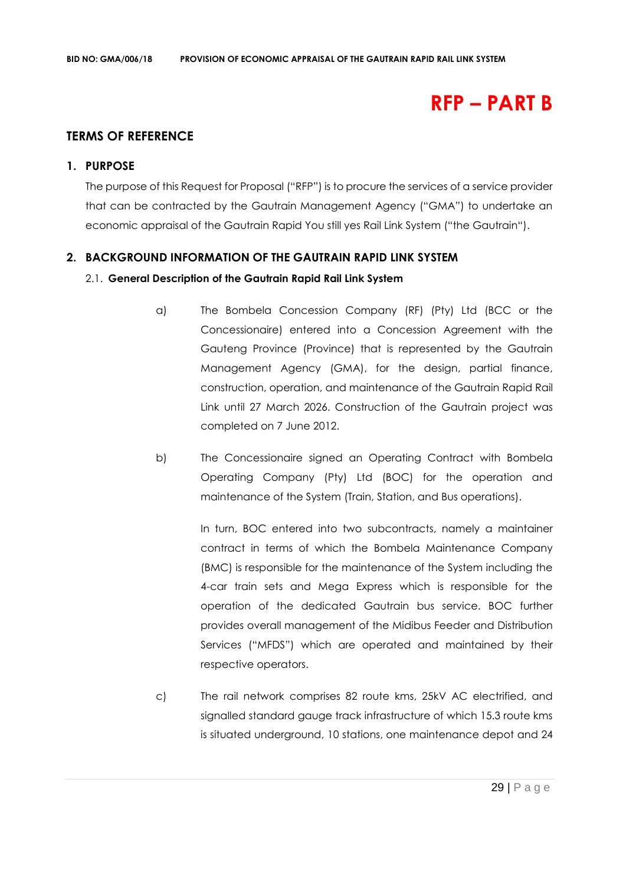# RFP – PART B

## TERMS OF REFERENCE

### 1. PURPOSE

The purpose of this Request for Proposal ("RFP") is to procure the services of a service provider that can be contracted by the Gautrain Management Agency ("GMA") to undertake an economic appraisal of the Gautrain Rapid You still yes Rail Link System ("the Gautrain").

### 2. BACKGROUND INFORMATION OF THE GAUTRAIN RAPID LINK SYSTEM

#### 2.1. General Description of the Gautrain Rapid Rail Link System

a) The Bombela Concession Company (RF) (Pty) Ltd (BCC or the Concessionaire) entered into a Concession Agreement with the Gauteng Province (Province) that is represented by the Gautrain Management Agency (GMA), for the design, partial finance, construction, operation, and maintenance of the Gautrain Rapid Rail Link until 27 March 2026. Construction of the Gautrain project was completed on 7 June 2012.

b) The Concessionaire signed an Operating Contract with Bombela Operating Company (Pty) Ltd (BOC) for the operation and maintenance of the System (Train, Station, and Bus operations).

In turn, BOC entered into two subcontracts, namely a maintainer contract in terms of which the Bombela Maintenance Company (BMC) is responsible for the maintenance of the System including the 4-car train sets and Mega Express which is responsible for the operation of the dedicated Gautrain bus service. BOC further provides overall management of the Midibus Feeder and Distribution Services ("MFDS") which are operated and maintained by their respective operators.

c) The rail network comprises 82 route kms, 25kV AC electrified, and signalled standard gauge track infrastructure of which 15.3 route kms is situated underground, 10 stations, one maintenance depot and 24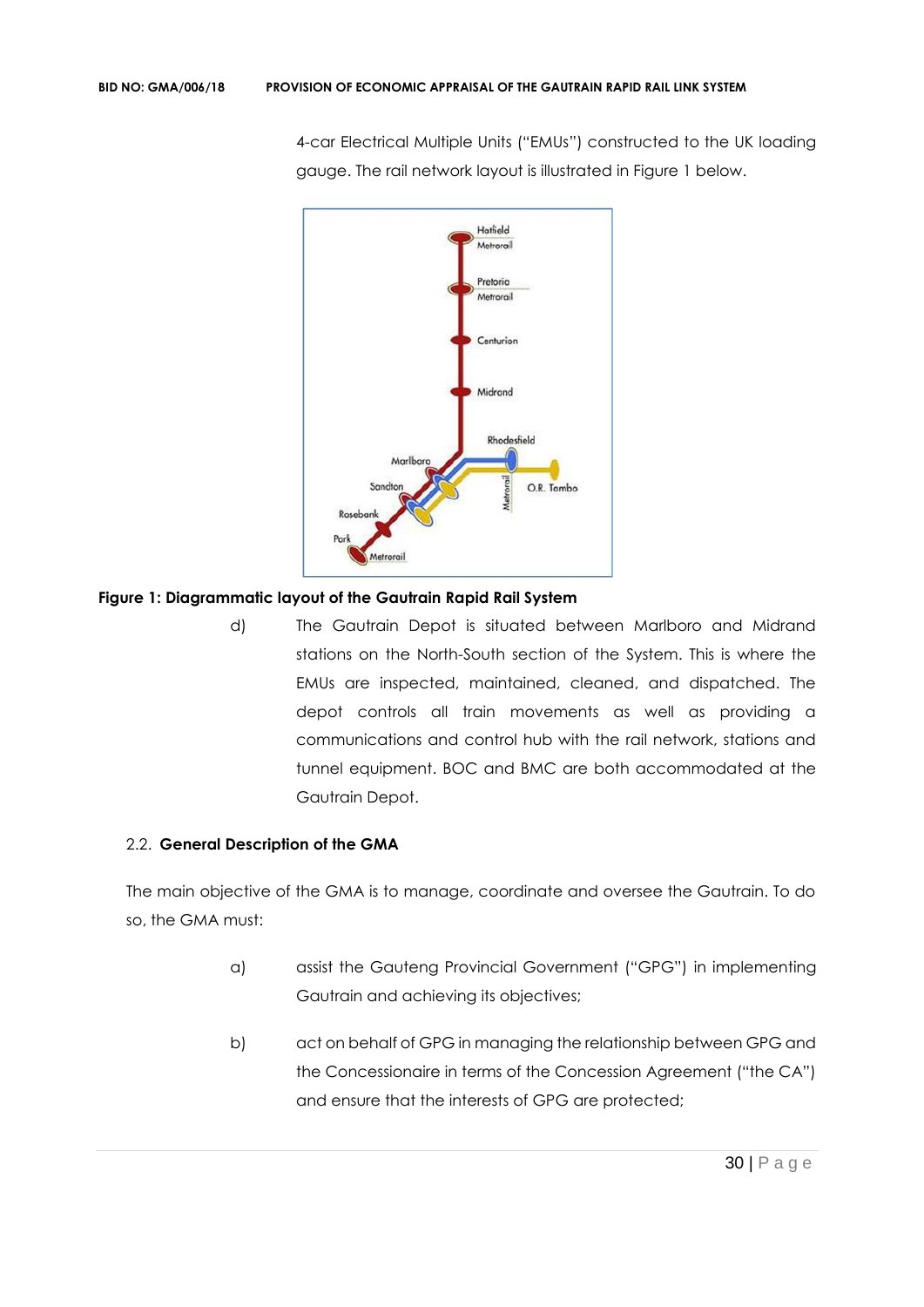4-car Electrical Multiple Units ("EMUs") constructed to the UK loading gauge. The rail network layout is illustrated in Figure 1 below.

**Figure 1: Diagrammatic layout of the Gautrain Rapid Rail System**

d) The Gautrain Depot is situated between Marlboro and Midrand stations on the North-South section of the System. This is where the EMUs are inspected, maintained, cleaned, and dispatched. The depot controls all train movements as well as providing a communications and control hub with the rail network, stations and tunnel equipment. BOC and BMC are both accommodated at the Gautrain Depot.

## 2.2. General Description of the GMA

The main objective of the GMA is to manage, coordinate and oversee the Gautrain. To do so, the GMA must:

a) assist the Gauteng Provincial Government ("GPG") in implementing Gautrain and achieving its objectives;

b) act on behalf of GPG in managing the relationship between GPG and the Concessionaire in terms of the Concession Agreement ("the CA") and ensure that the interests of GPG are protected;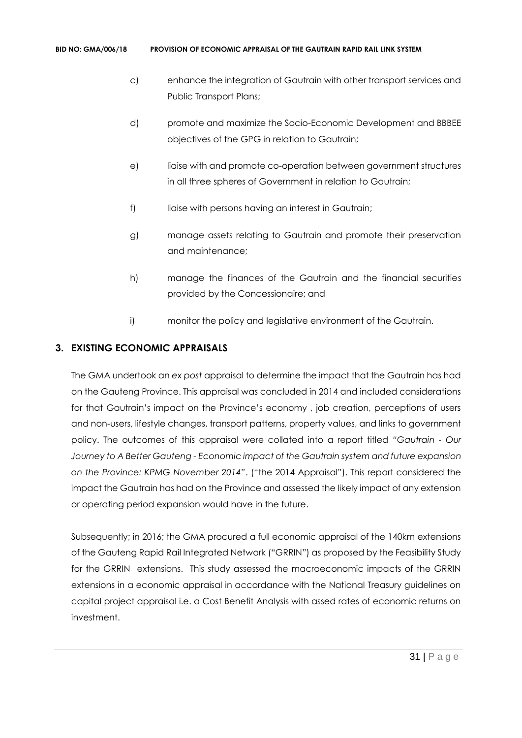c) enhance the integration of Gautrain with other transport services and Public Transport Plans;

d) promote and maximize the Socio-Economic Development and BBBEE objectives of the GPG in relation to Gautrain;

e) liaise with and promote co-operation between government structures in all three spheres of Government in relation to Gautrain;

f) liaise with persons having an interest in Gautrain;

g) manage assets relating to Gautrain and promote their preservation and maintenance;

h) manage the finances of the Gautrain and the financial securities provided by the Concessionaire; and

i) monitor the policy and legislative environment of the Gautrain.

## 3. EXISTING ECONOMIC APPRAISALS

The GMA undertook an *ex post* appraisal to determine the impact that the Gautrain has had on the Gauteng Province. This appraisal was concluded in 2014 and included considerations for that Gautrain's impact on the Province's economy , job creation, perceptions of users and non-users, lifestyle changes, transport patterns, property values, and links to government policy. The outcomes of this appraisal were collated into a report titled *"Gautrain - Our Journey to A Better Gauteng - Economic impact of the Gautrain system and future expansion on the Province: KPMG November 2014"*. ("the 2014 Appraisal"). This report considered the impact the Gautrain has had on the Province and assessed the likely impact of any extension or operating period expansion would have in the future.

Subsequently; in 2016; the GMA procured a full economic appraisal of the 140km extensions of the Gauteng Rapid Rail Integrated Network ("GRRIN") as proposed by the Feasibility Study for the GRRIN extensions. This study assessed the macroeconomic impacts of the GRRIN extensions in a economic appraisal in accordance with the National Treasury guidelines on capital project appraisal i.e. a Cost Benefit Analysis with assed rates of economic returns on investment.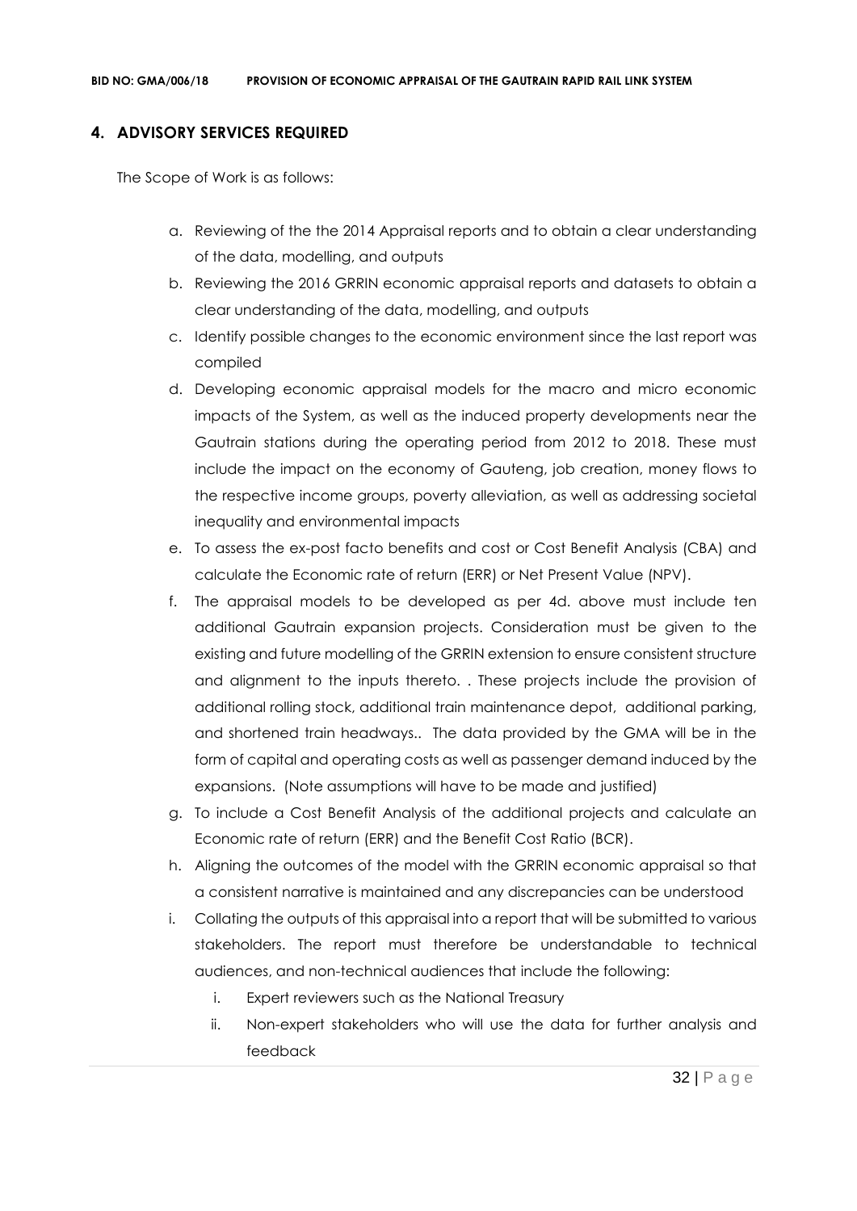## 4. ADVISORY SERVICES REQUIRED

The Scope of Work is as follows:

a. Reviewing of the the 2014 Appraisal reports and to obtain a clear understanding of the data, modelling, and outputs

b. Reviewing the 2016 GRRIN economic appraisal reports and datasets to obtain a clear understanding of the data, modelling, and outputs

c. Identify possible changes to the economic environment since the last report was compiled

d. Developing economic appraisal models for the macro and micro economic impacts of the System, as well as the induced property developments near the Gautrain stations during the operating period from 2012 to 2018. These must include the impact on the economy of Gauteng, job creation, money flows to the respective income groups, poverty alleviation, as well as addressing societal inequality and environmental impacts

e. To assess the ex-post facto benefits and cost or Cost Benefit Analysis (CBA) and calculate the Economic rate of return (ERR) or Net Present Value (NPV).

f. The appraisal models to be developed as per 4d. above must include ten additional Gautrain expansion projects. Consideration must be given to the existing and future modelling of the GRRIN extension to ensure consistent structure and alignment to the inputs thereto. . These projects include the provision of additional rolling stock, additional train maintenance depot, additional parking, and shortened train headways.. The data provided by the GMA will be in the form of capital and operating costs as well as passenger demand induced by the expansions. (Note assumptions will have to be made and justified)

g. To include a Cost Benefit Analysis of the additional projects and calculate an Economic rate of return (ERR) and the Benefit Cost Ratio (BCR).

h. Aligning the outcomes of the model with the GRRIN economic appraisal so that a consistent narrative is maintained and any discrepancies can be understood

i. Collating the outputs of this appraisal into a report that will be submitted to various stakeholders. The report must therefore be understandable to technical audiences, and non-technical audiences that include the following:

   i. Expert reviewers such as the National Treasury

   ii. Non-expert stakeholders who will use the data for further analysis and feedback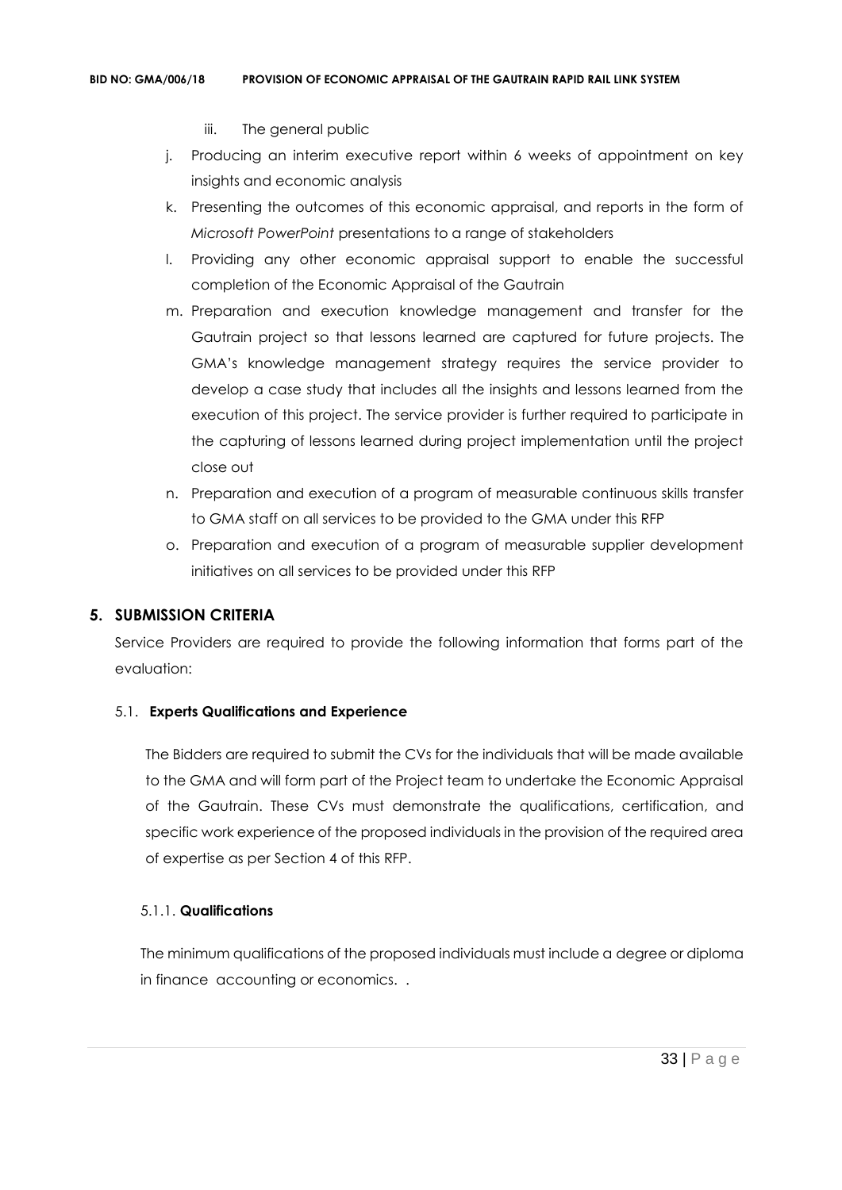iii. The general public

j. Producing an interim executive report within 6 weeks of appointment on key insights and economic analysis
k. Presenting the outcomes of this economic appraisal, and reports in the form of *Microsoft PowerPoint* presentations to a range of stakeholders
l. Providing any other economic appraisal support to enable the successful completion of the Economic Appraisal of the Gautrain
m. Preparation and execution knowledge management and transfer for the Gautrain project so that lessons learned are captured for future projects. The GMA's knowledge management strategy requires the service provider to develop a case study that includes all the insights and lessons learned from the execution of this project. The service provider is further required to participate in the capturing of lessons learned during project implementation until the project close out
n. Preparation and execution of a program of measurable continuous skills transfer to GMA staff on all services to be provided to the GMA under this RFP
o. Preparation and execution of a program of measurable supplier development initiatives on all services to be provided under this RFP

## 5. SUBMISSION CRITERIA

Service Providers are required to provide the following information that forms part of the evaluation:

### 5.1. Experts Qualifications and Experience

The Bidders are required to submit the CVs for the individuals that will be made available to the GMA and will form part of the Project team to undertake the Economic Appraisal of the Gautrain. These CVs must demonstrate the qualifications, certification, and specific work experience of the proposed individuals in the provision of the required area of expertise as per Section 4 of this RFP.

#### 5.1.1. Qualifications

The minimum qualifications of the proposed individuals must include a degree or diploma in finance accounting or economics. .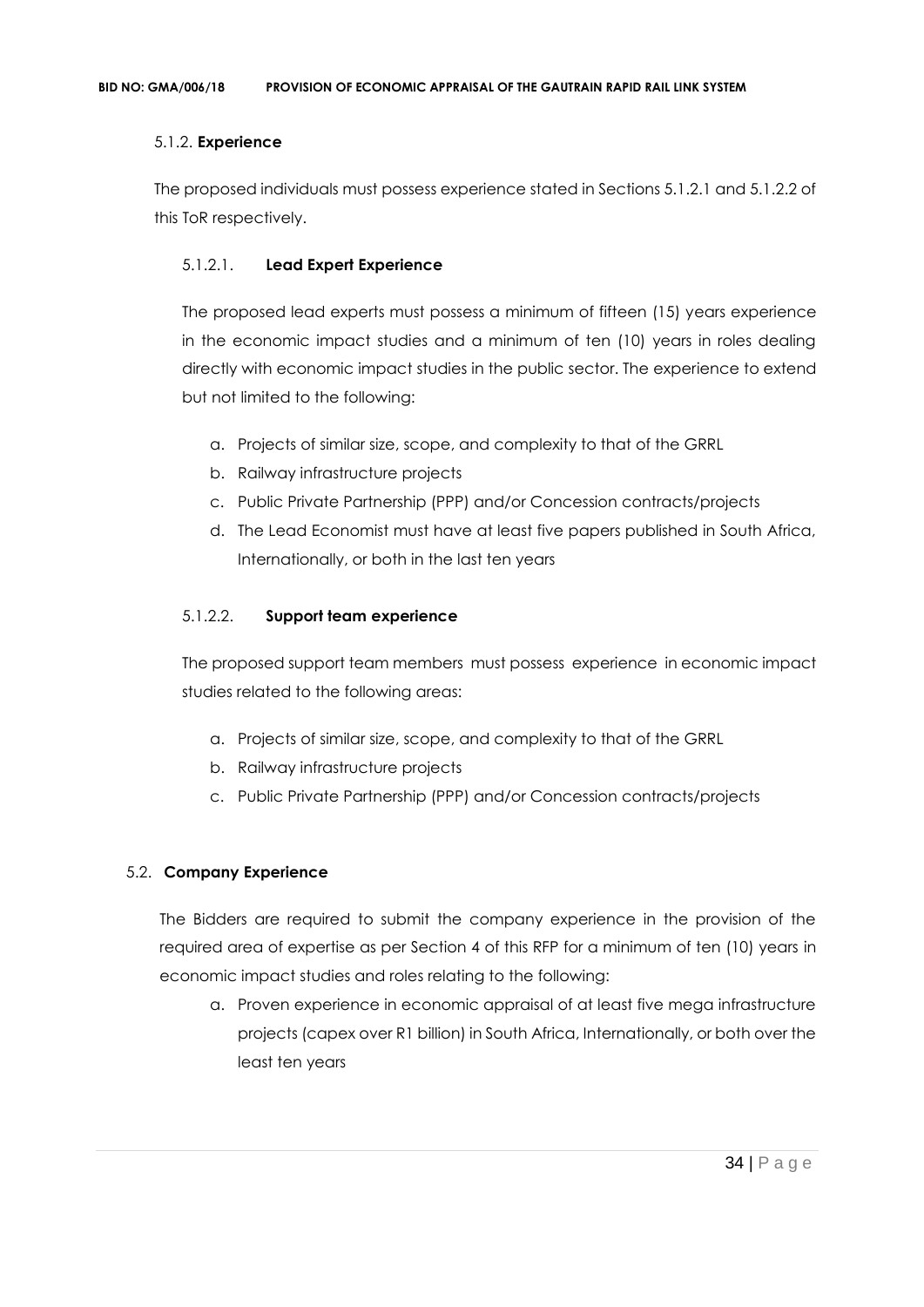5.1.2. **Experience**

The proposed individuals must possess experience stated in Sections 5.1.2.1 and 5.1.2.2 of this ToR respectively.

5.1.2.1. **Lead Expert Experience**

The proposed lead experts must possess a minimum of fifteen (15) years experience in the economic impact studies and a minimum of ten (10) years in roles dealing directly with economic impact studies in the public sector. The experience to extend but not limited to the following:

a. Projects of similar size, scope, and complexity to that of the GRRL
b. Railway infrastructure projects
c. Public Private Partnership (PPP) and/or Concession contracts/projects
d. The Lead Economist must have at least five papers published in South Africa, Internationally, or both in the last ten years

5.1.2.2. **Support team experience**

The proposed support team members must possess experience in economic impact studies related to the following areas:

a. Projects of similar size, scope, and complexity to that of the GRRL
b. Railway infrastructure projects
c. Public Private Partnership (PPP) and/or Concession contracts/projects

5.2. **Company Experience**

The Bidders are required to submit the company experience in the provision of the required area of expertise as per Section 4 of this RFP for a minimum of ten (10) years in economic impact studies and roles relating to the following:

a. Proven experience in economic appraisal of at least five mega infrastructure projects (capex over R1 billion) in South Africa, Internationally, or both over the least ten years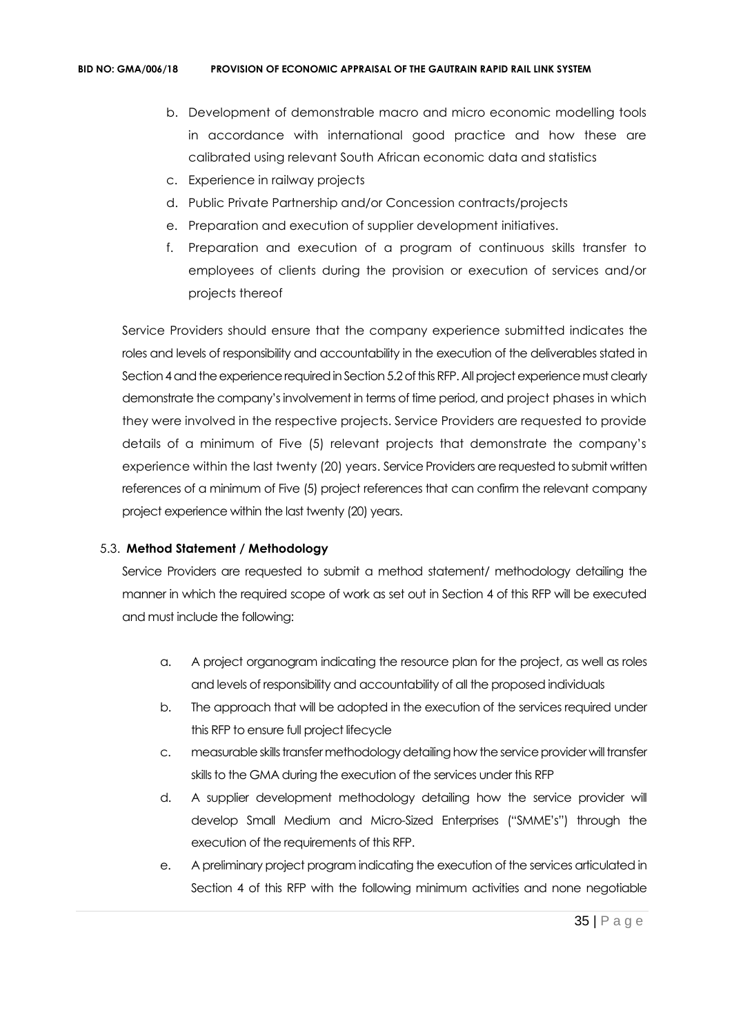b. Development of demonstrable macro and micro economic modelling tools in accordance with international good practice and how these are calibrated using relevant South African economic data and statistics
c. Experience in railway projects
d. Public Private Partnership and/or Concession contracts/projects
e. Preparation and execution of supplier development initiatives.
f. Preparation and execution of a program of continuous skills transfer to employees of clients during the provision or execution of services and/or projects thereof

Service Providers should ensure that the company experience submitted indicates the roles and levels of responsibility and accountability in the execution of the deliverables stated in Section 4 and the experience required in Section 5.2 of this RFP. All project experience must clearly demonstrate the company's involvement in terms of time period, and project phases in which they were involved in the respective projects. Service Providers are requested to provide details of a minimum of Five (5) relevant projects that demonstrate the company's experience within the last twenty (20) years. Service Providers are requested to submit written references of a minimum of Five (5) project references that can confirm the relevant company project experience within the last twenty (20) years.

### 5.3. **Method Statement / Methodology**

Service Providers are requested to submit a method statement/ methodology detailing the manner in which the required scope of work as set out in Section 4 of this RFP will be executed and must include the following:

a. A project organogram indicating the resource plan for the project, as well as roles and levels of responsibility and accountability of all the proposed individuals
b. The approach that will be adopted in the execution of the services required under this RFP to ensure full project lifecycle
c. measurable skills transfer methodology detailing how the service provider will transfer skills to the GMA during the execution of the services under this RFP
d. A supplier development methodology detailing how the service provider will develop Small Medium and Micro-Sized Enterprises ("SMME's") through the execution of the requirements of this RFP.
e. A preliminary project program indicating the execution of the services articulated in Section 4 of this RFP with the following minimum activities and none negotiable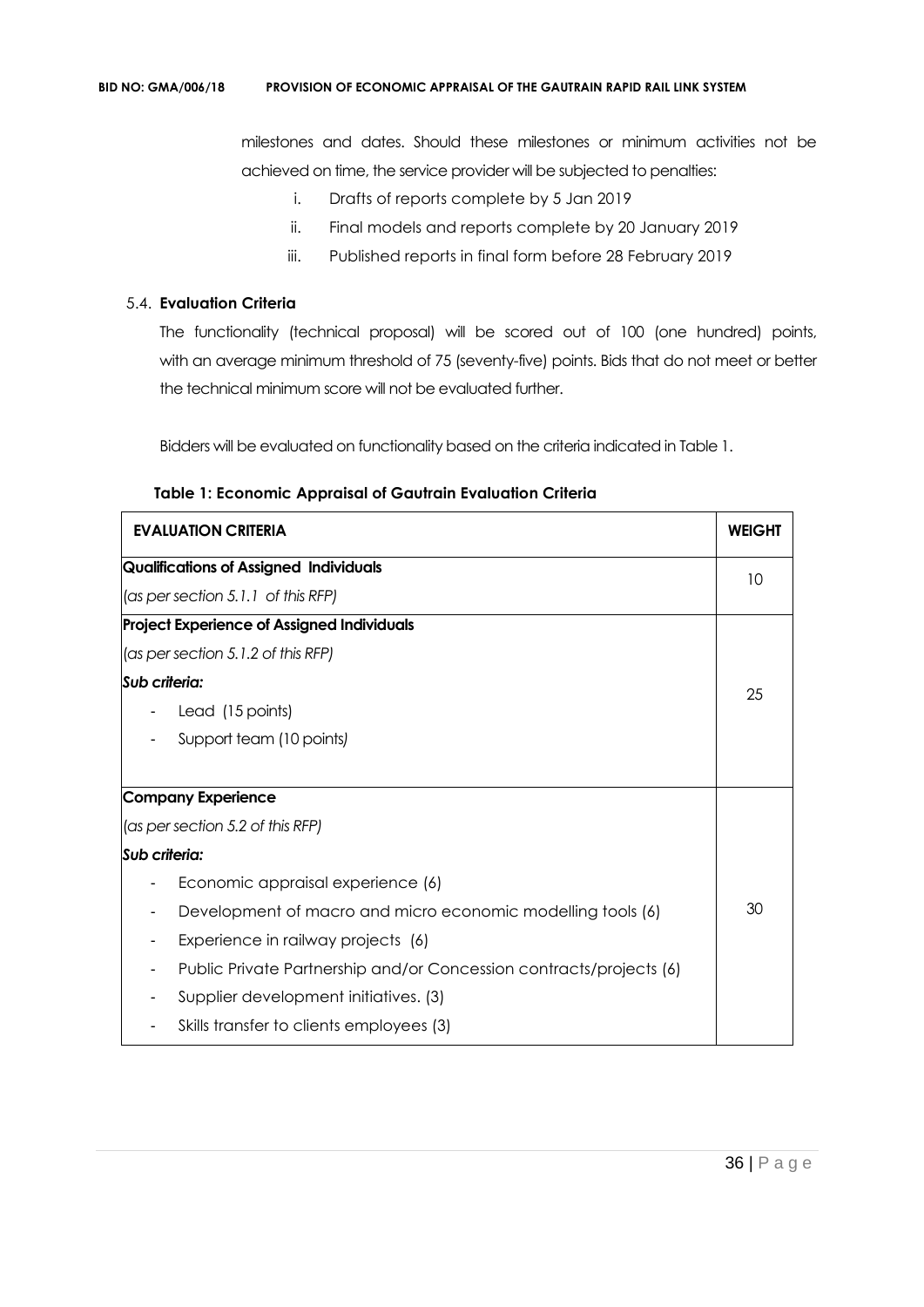milestones and dates. Should these milestones or minimum activities not be achieved on time, the service provider will be subjected to penalties:

i. Drafts of reports complete by 5 Jan 2019
ii. Final models and reports complete by 20 January 2019
iii. Published reports in final form before 28 February 2019

### 5.4. Evaluation Criteria

The functionality (technical proposal) will be scored out of 100 (one hundred) points, with an average minimum threshold of 75 (seventy-five) points. Bids that do not meet or better the technical minimum score will not be evaluated further.

Bidders will be evaluated on functionality based on the criteria indicated in Table 1.

**Table 1: Economic Appraisal of Gautrain Evaluation Criteria**

| EVALUATION CRITERIA | WEIGHT |
|---|---|
| **Qualifications of Assigned Individuals**<br>*(as per section 5.1.1 of this RFP)* | 10 |
| **Project Experience of Assigned Individuals**<br>*(as per section 5.1.2 of this RFP)*<br>***Sub criteria:***<br>- Lead (15 points)<br>- Support team (10 points*)* | 25 |
| **Company Experience**<br>*(as per section 5.2 of this RFP)*<br>***Sub criteria:***<br>- Economic appraisal experience (6)<br>- Development of macro and micro economic modelling tools (6)<br>- Experience in railway projects (6)<br>- Public Private Partnership and/or Concession contracts/projects (6)<br>- Supplier development initiatives. (3)<br>- Skills transfer to clients employees (3) | 30 |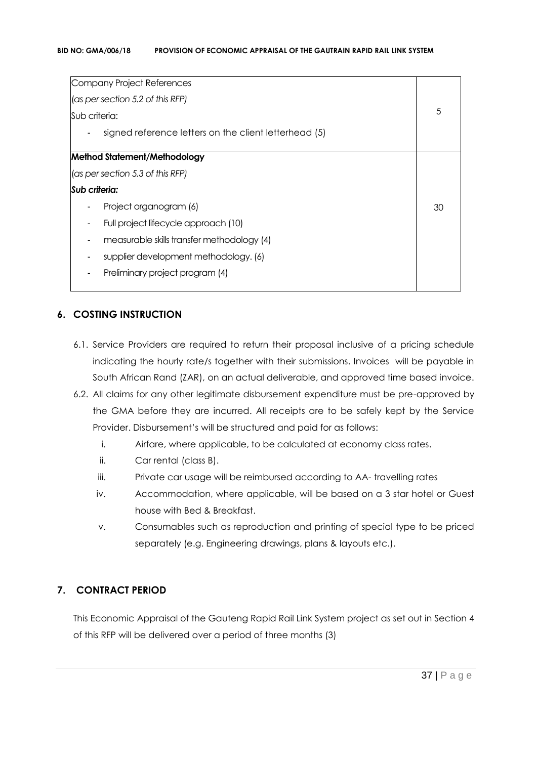| | |
|---|---|
| Company Project References<br>*(as per section 5.2 of this RFP)*<br>Sub criteria:<br>- signed reference letters on the client letterhead (5) | 5 |
| **Method Statement/Methodology**<br>*(as per section 5.3 of this RFP)*<br>***Sub criteria:***<br>- Project organogram (6)<br>- Full project lifecycle approach (10)<br>- measurable skills transfer methodology (4)<br>- supplier development methodology. (6)<br>- Preliminary project program (4) | 30 |

## 6. COSTING INSTRUCTION

6.1. Service Providers are required to return their proposal inclusive of a pricing schedule indicating the hourly rate/s together with their submissions. Invoices will be payable in South African Rand (ZAR), on an actual deliverable, and approved time based invoice.

6.2. All claims for any other legitimate disbursement expenditure must be pre-approved by the GMA before they are incurred. All receipts are to be safely kept by the Service Provider. Disbursement's will be structured and paid for as follows:

i. Airfare, where applicable, to be calculated at economy class rates.

ii. Car rental (class B).

iii. Private car usage will be reimbursed according to AA- travelling rates

iv. Accommodation, where applicable, will be based on a 3 star hotel or Guest house with Bed & Breakfast.

v. Consumables such as reproduction and printing of special type to be priced separately (e.g. Engineering drawings, plans & layouts etc.).

## 7. CONTRACT PERIOD

This Economic Appraisal of the Gauteng Rapid Rail Link System project as set out in Section 4 of this RFP will be delivered over a period of three months (3)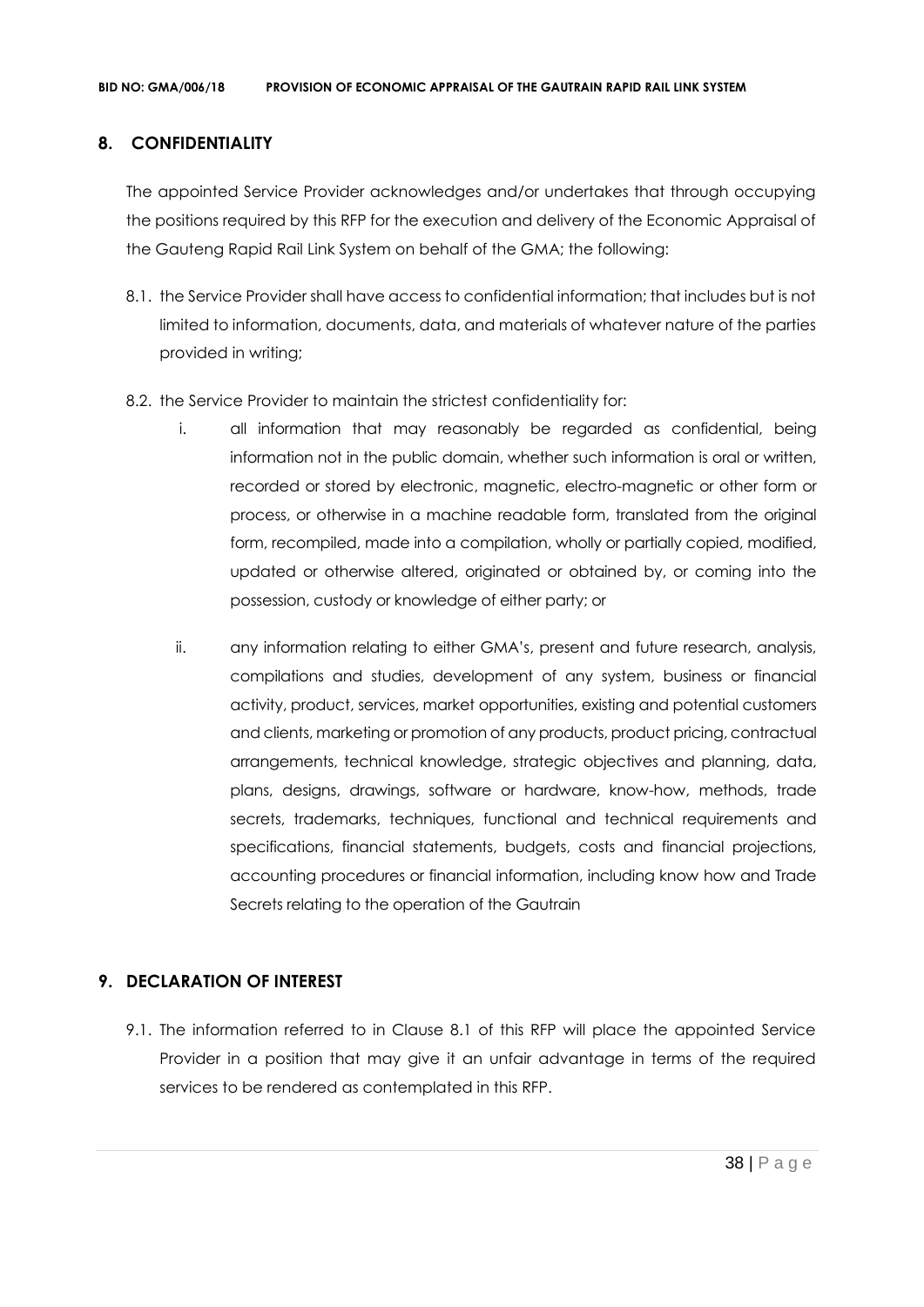## 8. CONFIDENTIALITY

The appointed Service Provider acknowledges and/or undertakes that through occupying the positions required by this RFP for the execution and delivery of the Economic Appraisal of the Gauteng Rapid Rail Link System on behalf of the GMA; the following:

8.1. the Service Provider shall have access to confidential information; that includes but is not limited to information, documents, data, and materials of whatever nature of the parties provided in writing;

8.2. the Service Provider to maintain the strictest confidentiality for:

i. all information that may reasonably be regarded as confidential, being information not in the public domain, whether such information is oral or written, recorded or stored by electronic, magnetic, electro-magnetic or other form or process, or otherwise in a machine readable form, translated from the original form, recompiled, made into a compilation, wholly or partially copied, modified, updated or otherwise altered, originated or obtained by, or coming into the possession, custody or knowledge of either party; or

ii. any information relating to either GMA's, present and future research, analysis, compilations and studies, development of any system, business or financial activity, product, services, market opportunities, existing and potential customers and clients, marketing or promotion of any products, product pricing, contractual arrangements, technical knowledge, strategic objectives and planning, data, plans, designs, drawings, software or hardware, know-how, methods, trade secrets, trademarks, techniques, functional and technical requirements and specifications, financial statements, budgets, costs and financial projections, accounting procedures or financial information, including know how and Trade Secrets relating to the operation of the Gautrain

## 9. DECLARATION OF INTEREST

9.1. The information referred to in Clause 8.1 of this RFP will place the appointed Service Provider in a position that may give it an unfair advantage in terms of the required services to be rendered as contemplated in this RFP.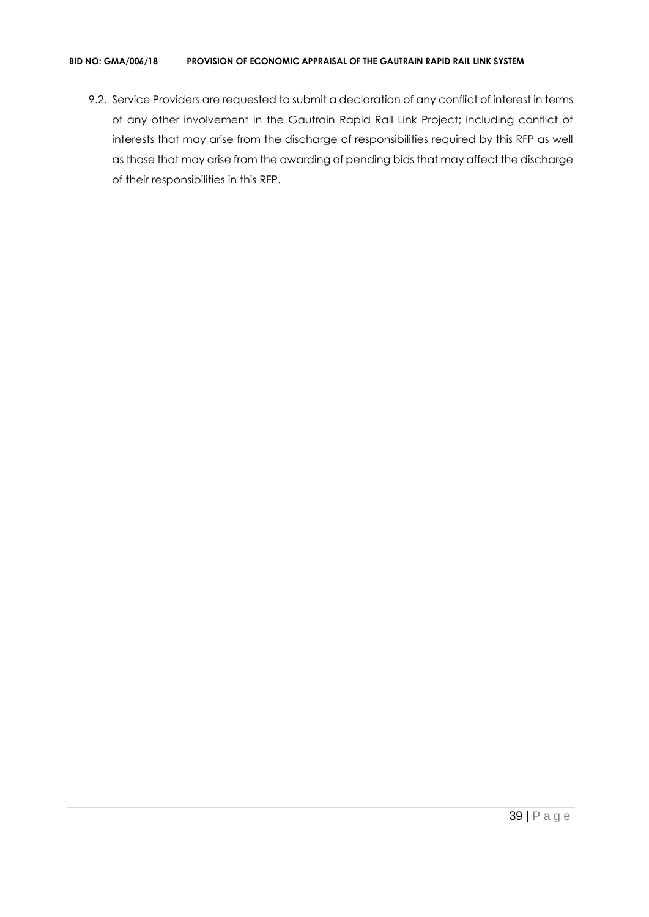9.2. Service Providers are requested to submit a declaration of any conflict of interest in terms of any other involvement in the Gautrain Rapid Rail Link Project; including conflict of interests that may arise from the discharge of responsibilities required by this RFP as well as those that may arise from the awarding of pending bids that may affect the discharge of their responsibilities in this RFP.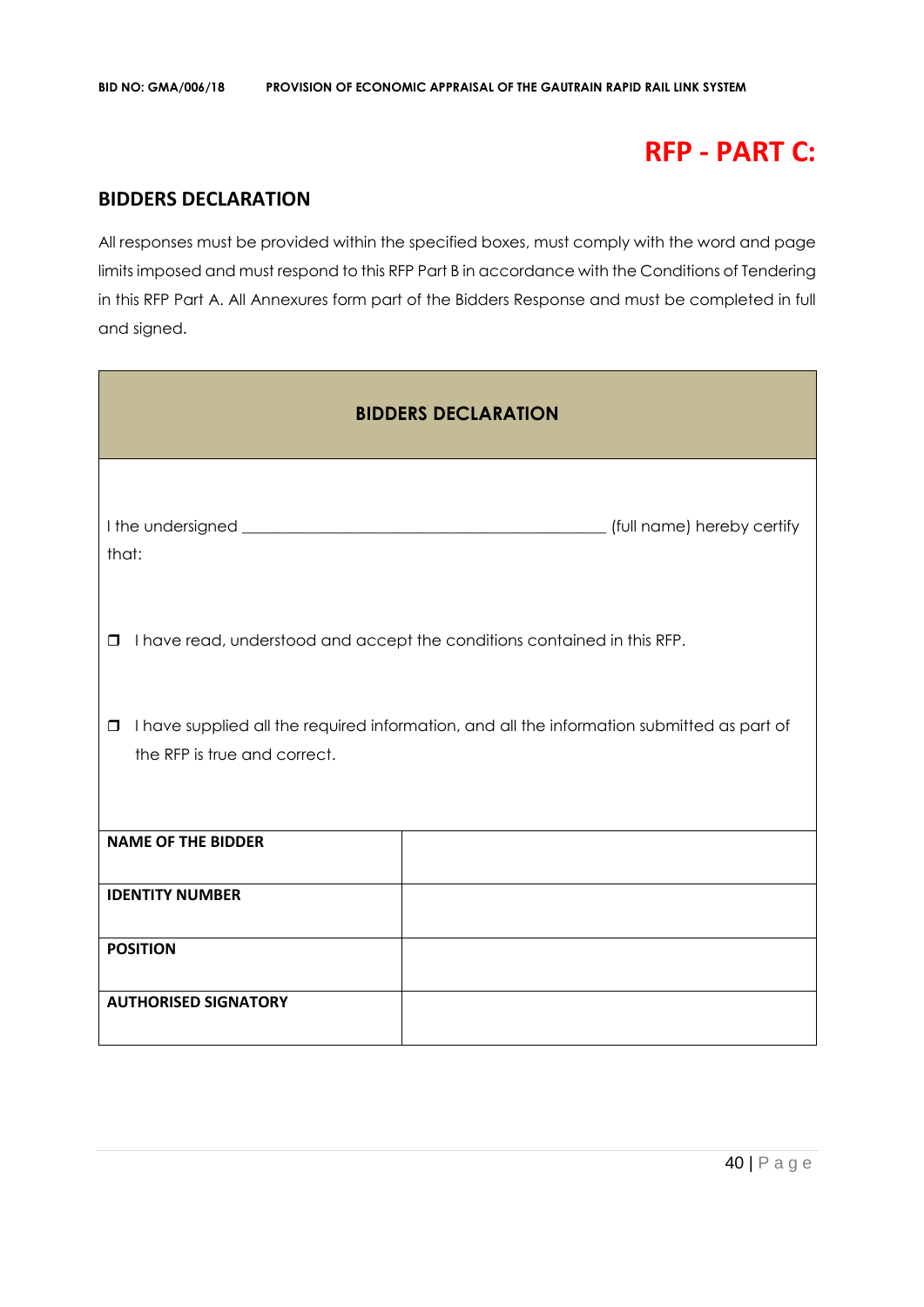# RFP - PART C:

## BIDDERS DECLARATION

All responses must be provided within the specified boxes, must comply with the word and page limits imposed and must respond to this RFP Part B in accordance with the Conditions of Tendering in this RFP Part A. All Annexures form part of the Bidders Response and must be completed in full and signed.

| BIDDERS DECLARATION | |
|---|---|
| I the undersigned ____________________________________________ (full name) hereby certify that:<br><br>☐ I have read, understood and accept the conditions contained in this RFP.<br><br>☐ I have supplied all the required information, and all the information submitted as part of the RFP is true and correct. | |
| **NAME OF THE BIDDER** | |
| **IDENTITY NUMBER** | |
| **POSITION** | |
| **AUTHORISED SIGNATORY** | |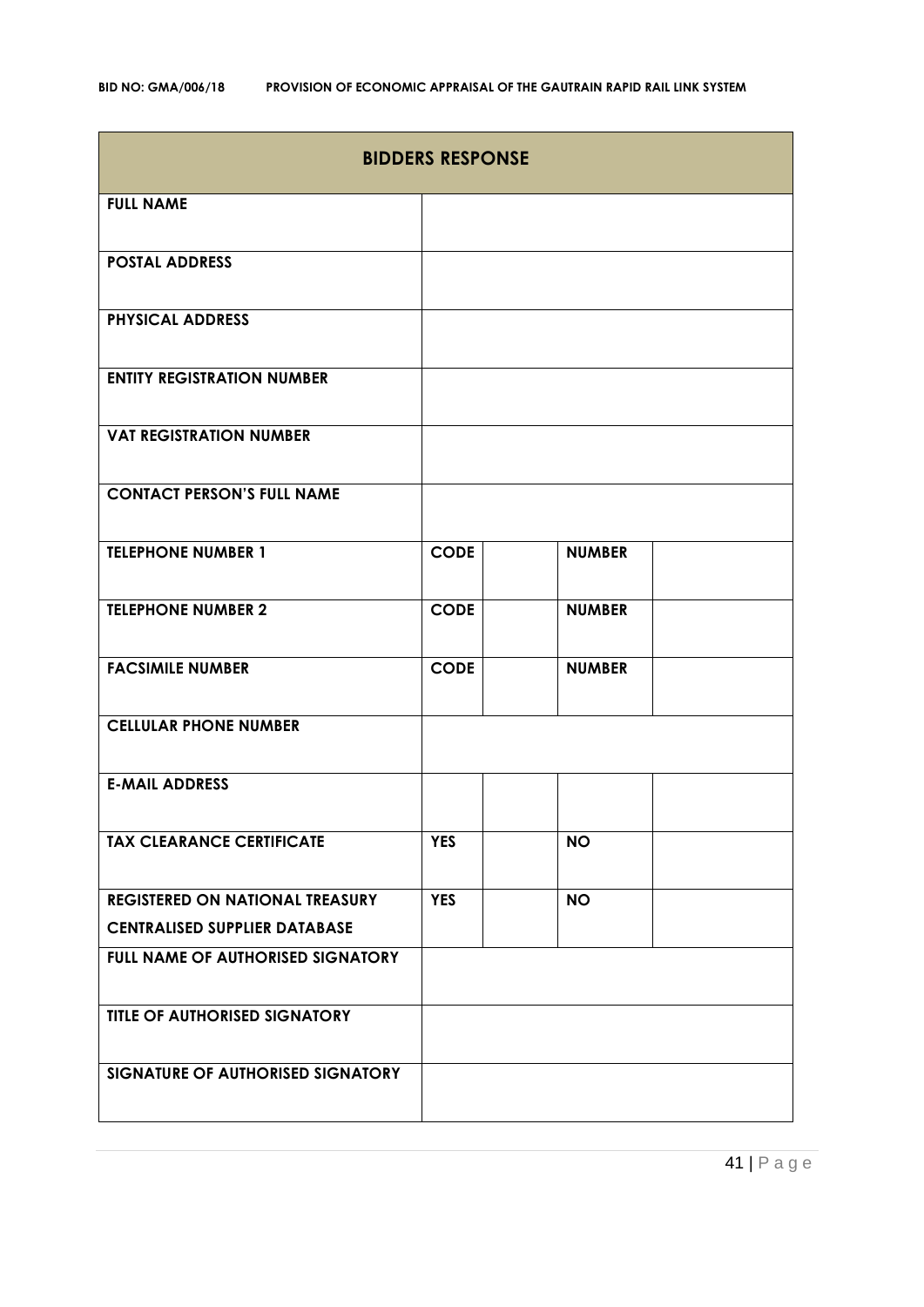| BIDDERS RESPONSE | | | | |
| --- | --- | --- | --- | --- |
| **FULL NAME** | | | | |
| **POSTAL ADDRESS** | | | | |
| **PHYSICAL ADDRESS** | | | | |
| **ENTITY REGISTRATION NUMBER** | | | | |
| **VAT REGISTRATION NUMBER** | | | | |
| **CONTACT PERSON'S FULL NAME** | | | | |
| **TELEPHONE NUMBER 1** | **CODE** | | **NUMBER** | |
| **TELEPHONE NUMBER 2** | **CODE** | | **NUMBER** | |
| **FACSIMILE NUMBER** | **CODE** | | **NUMBER** | |
| **CELLULAR PHONE NUMBER** | | | | |
| **E-MAIL ADDRESS** | | | | |
| **TAX CLEARANCE CERTIFICATE** | **YES** | | **NO** | |
| **REGISTERED ON NATIONAL TREASURY CENTRALISED SUPPLIER DATABASE** | **YES** | | **NO** | |
| **FULL NAME OF AUTHORISED SIGNATORY** | | | | |
| **TITLE OF AUTHORISED SIGNATORY** | | | | |
| **SIGNATURE OF AUTHORISED SIGNATORY** | | | | |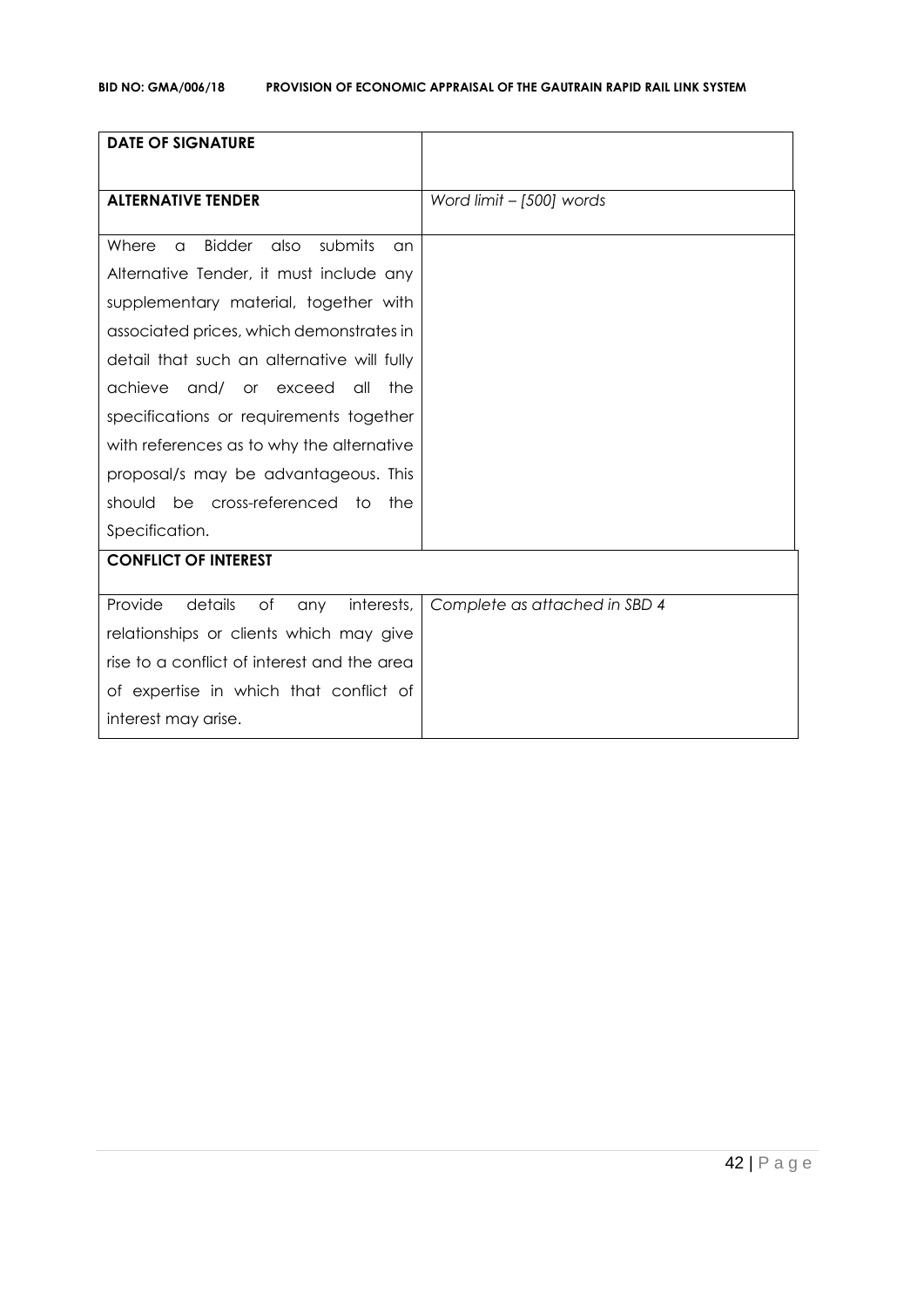| **DATE OF SIGNATURE** | |
|---|---|
| **ALTERNATIVE TENDER** | *Word limit – [500] words* |
| Where a Bidder also submits an Alternative Tender, it must include any supplementary material, together with associated prices, which demonstrates in detail that such an alternative will fully achieve and/ or exceed all the specifications or requirements together with references as to why the alternative proposal/s may be advantageous. This should be cross-referenced to the Specification. | |
| **CONFLICT OF INTEREST** | |
| Provide details of any interests, relationships or clients which may give rise to a conflict of interest and the area of expertise in which that conflict of interest may arise. | *Complete as attached in SBD 4* |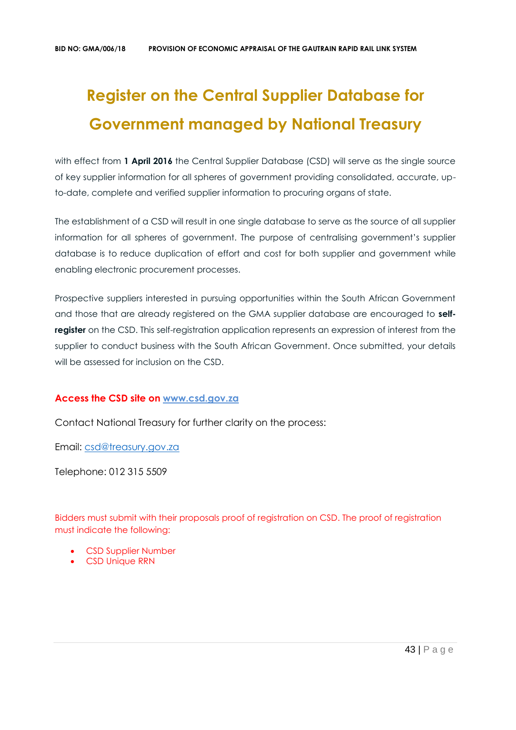# Register on the Central Supplier Database for Government managed by National Treasury

with effect from **1 April 2016** the Central Supplier Database (CSD) will serve as the single source of key supplier information for all spheres of government providing consolidated, accurate, up-to-date, complete and verified supplier information to procuring organs of state.

The establishment of a CSD will result in one single database to serve as the source of all supplier information for all spheres of government. The purpose of centralising government's supplier database is to reduce duplication of effort and cost for both supplier and government while enabling electronic procurement processes.

Prospective suppliers interested in pursuing opportunities within the South African Government and those that are already registered on the GMA supplier database are encouraged to **self-register** on the CSD. This self-registration application represents an expression of interest from the supplier to conduct business with the South African Government. Once submitted, your details will be assessed for inclusion on the CSD.

**Access the CSD site on [www.csd.gov.za](http://www.csd.gov.za)**

Contact National Treasury for further clarity on the process:

Email: csd@treasury.gov.za

Telephone: 012 315 5509

Bidders must submit with their proposals proof of registration on CSD. The proof of registration must indicate the following:

- CSD Supplier Number
- CSD Unique RRN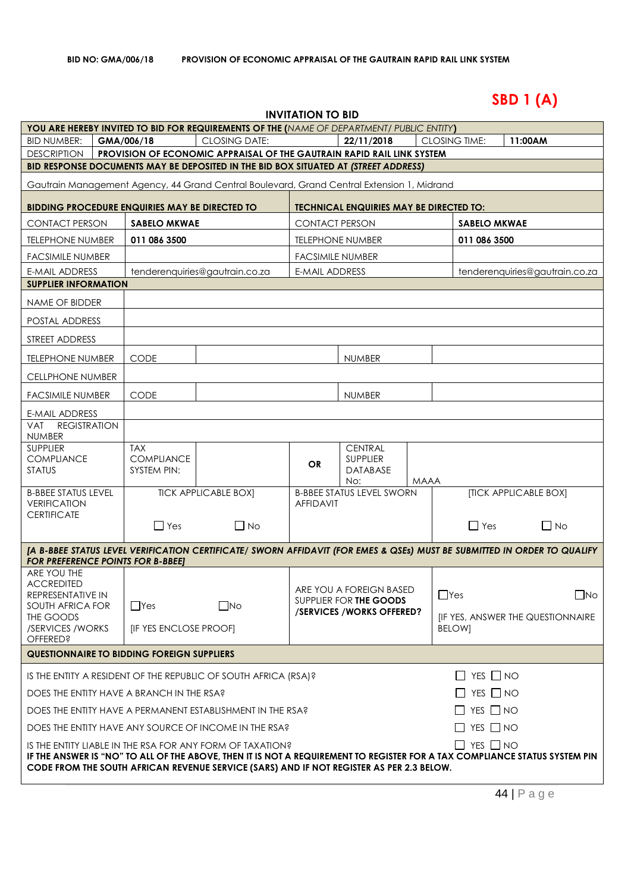**BID NO: GMA/006/18 PROVISION OF ECONOMIC APPRAISAL OF THE GAUTRAIN RAPID RAIL LINK SYSTEM**

# SBD 1 (A)

## INVITATION TO BID

| YOU ARE HEREBY INVITED TO BID FOR REQUIREMENTS OF THE (*NAME OF DEPARTMENT/ PUBLIC ENTITY*) | | | | | |
|---|---|---|---|---|---|
| BID NUMBER: | GMA/006/18 | CLOSING DATE: | 22/11/2018 | CLOSING TIME: | 11:00AM |
| DESCRIPTION | PROVISION OF ECONOMIC APPRAISAL OF THE GAUTRAIN RAPID RAIL LINK SYSTEM | | | | |
| **BID RESPONSE DOCUMENTS MAY BE DEPOSITED IN THE BID BOX SITUATED AT (*STREET ADDRESS*)** | | | | | |
| Gautrain Management Agency, 44 Grand Central Boulevard, Grand Central Extension 1, Midrand | | | | | |

| BIDDING PROCEDURE ENQUIRIES MAY BE DIRECTED TO | | TECHNICAL ENQUIRIES MAY BE DIRECTED TO: | |
|---|---|---|---|
| CONTACT PERSON | SABELO MKWAE | CONTACT PERSON | SABELO MKWAE |
| TELEPHONE NUMBER | 011 086 3500 | TELEPHONE NUMBER | 011 086 3500 |
| FACSIMILE NUMBER | | FACSIMILE NUMBER | |
| E-MAIL ADDRESS | tenderenquiries@gautrain.co.za | E-MAIL ADDRESS | tenderenquiries@gautrain.co.za |

| SUPPLIER INFORMATION | | | | | |
|---|---|---|---|---|---|
| NAME OF BIDDER | | | | | |
| POSTAL ADDRESS | | | | | |
| STREET ADDRESS | | | | | |
| TELEPHONE NUMBER | CODE | | | NUMBER | |
| CELLPHONE NUMBER | | | | | |
| FACSIMILE NUMBER | CODE | | | NUMBER | |
| E-MAIL ADDRESS | | | | | |
| VAT REGISTRATION NUMBER | | | | | |
| SUPPLIER COMPLIANCE STATUS | TAX COMPLIANCE SYSTEM PIN: | | OR | CENTRAL SUPPLIER DATABASE No: | MAAA |
| B-BBEE STATUS LEVEL VERIFICATION CERTIFICATE | TICK APPLICABLE BOX] ☐ Yes ☐ No | | B-BBEE STATUS LEVEL SWORN AFFIDAVIT | | [TICK APPLICABLE BOX] ☐ Yes ☐ No |
| ***[A B-BBEE STATUS LEVEL VERIFICATION CERTIFICATE/ SWORN AFFIDAVIT (FOR EMES & QSEs) MUST BE SUBMITTED IN ORDER TO QUALIFY FOR PREFERENCE POINTS FOR B-BBEE]*** | | | | | |
| ARE YOU THE ACCREDITED REPRESENTATIVE IN SOUTH AFRICA FOR THE GOODS /SERVICES /WORKS OFFERED? | ☐Yes ☐No [IF YES ENCLOSE PROOF] | | ARE YOU A FOREIGN BASED SUPPLIER FOR **THE GOODS /SERVICES /WORKS OFFERED?** | | ☐Yes ☐No [IF YES, ANSWER THE QUESTIONNAIRE BELOW] |

| QUESTIONNAIRE TO BIDDING FOREIGN SUPPLIERS | |
|---|---|
| IS THE ENTITY A RESIDENT OF THE REPUBLIC OF SOUTH AFRICA (RSA)? | ☐ YES ☐ NO |
| DOES THE ENTITY HAVE A BRANCH IN THE RSA? | ☐ YES ☐ NO |
| DOES THE ENTITY HAVE A PERMANENT ESTABLISHMENT IN THE RSA? | ☐ YES ☐ NO |
| DOES THE ENTITY HAVE ANY SOURCE OF INCOME IN THE RSA? | ☐ YES ☐ NO |
| IS THE ENTITY LIABLE IN THE RSA FOR ANY FORM OF TAXATION? | ☐ YES ☐ NO |

**IF THE ANSWER IS "NO" TO ALL OF THE ABOVE, THEN IT IS NOT A REQUIREMENT TO REGISTER FOR A TAX COMPLIANCE STATUS SYSTEM PIN CODE FROM THE SOUTH AFRICAN REVENUE SERVICE (SARS) AND IF NOT REGISTER AS PER 2.3 BELOW.**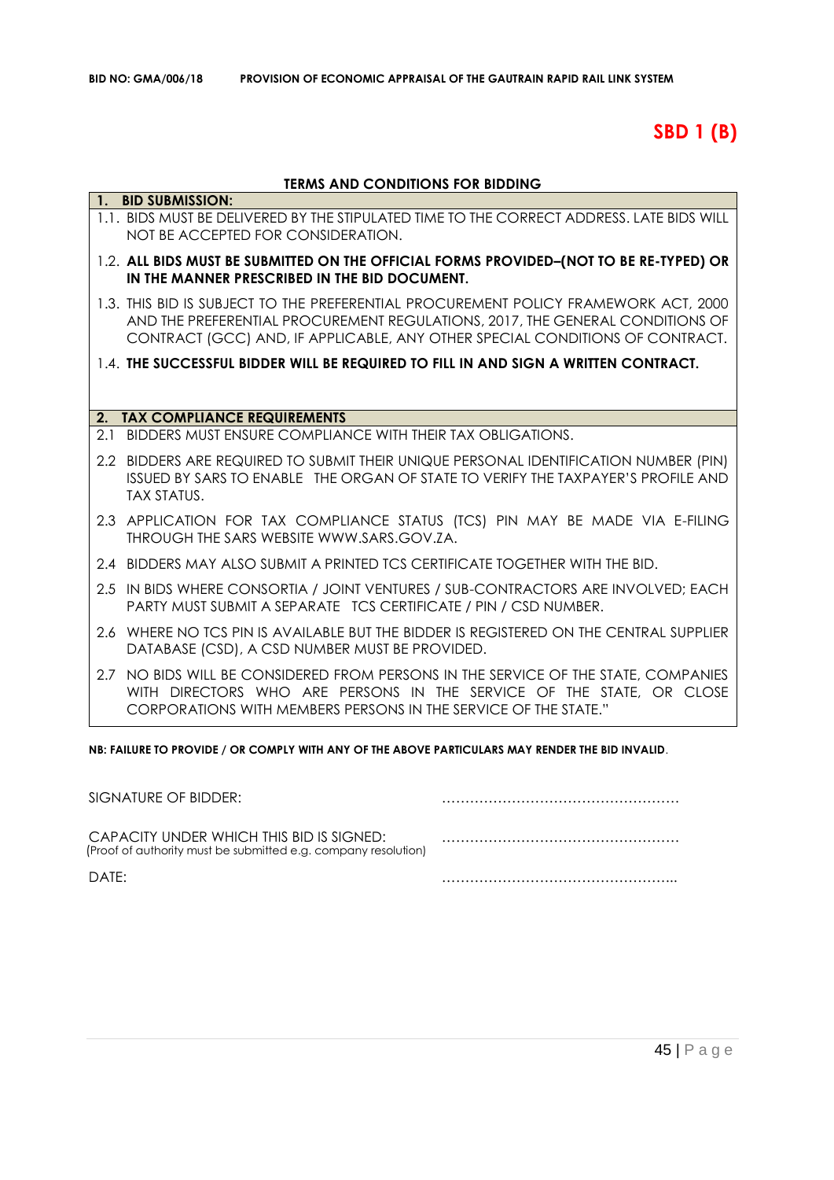# SBD 1 (B)

## TERMS AND CONDITIONS FOR BIDDING

**1. BID SUBMISSION:**

1.1. BIDS MUST BE DELIVERED BY THE STIPULATED TIME TO THE CORRECT ADDRESS. LATE BIDS WILL NOT BE ACCEPTED FOR CONSIDERATION.

1.2. **ALL BIDS MUST BE SUBMITTED ON THE OFFICIAL FORMS PROVIDED–(NOT TO BE RE-TYPED) OR IN THE MANNER PRESCRIBED IN THE BID DOCUMENT.**

1.3. THIS BID IS SUBJECT TO THE PREFERENTIAL PROCUREMENT POLICY FRAMEWORK ACT, 2000 AND THE PREFERENTIAL PROCUREMENT REGULATIONS, 2017, THE GENERAL CONDITIONS OF CONTRACT (GCC) AND, IF APPLICABLE, ANY OTHER SPECIAL CONDITIONS OF CONTRACT.

1.4. **THE SUCCESSFUL BIDDER WILL BE REQUIRED TO FILL IN AND SIGN A WRITTEN CONTRACT.**

**2. TAX COMPLIANCE REQUIREMENTS**

2.1 BIDDERS MUST ENSURE COMPLIANCE WITH THEIR TAX OBLIGATIONS.

2.2 BIDDERS ARE REQUIRED TO SUBMIT THEIR UNIQUE PERSONAL IDENTIFICATION NUMBER (PIN) ISSUED BY SARS TO ENABLE THE ORGAN OF STATE TO VERIFY THE TAXPAYER'S PROFILE AND TAX STATUS.

2.3 APPLICATION FOR TAX COMPLIANCE STATUS (TCS) PIN MAY BE MADE VIA E-FILING THROUGH THE SARS WEBSITE WWW.SARS.GOV.ZA.

2.4 BIDDERS MAY ALSO SUBMIT A PRINTED TCS CERTIFICATE TOGETHER WITH THE BID.

2.5 IN BIDS WHERE CONSORTIA / JOINT VENTURES / SUB-CONTRACTORS ARE INVOLVED; EACH PARTY MUST SUBMIT A SEPARATE TCS CERTIFICATE / PIN / CSD NUMBER.

2.6 WHERE NO TCS PIN IS AVAILABLE BUT THE BIDDER IS REGISTERED ON THE CENTRAL SUPPLIER DATABASE (CSD), A CSD NUMBER MUST BE PROVIDED.

2.7 NO BIDS WILL BE CONSIDERED FROM PERSONS IN THE SERVICE OF THE STATE, COMPANIES WITH DIRECTORS WHO ARE PERSONS IN THE SERVICE OF THE STATE, OR CLOSE CORPORATIONS WITH MEMBERS PERSONS IN THE SERVICE OF THE STATE."

**NB: FAILURE TO PROVIDE / OR COMPLY WITH ANY OF THE ABOVE PARTICULARS MAY RENDER THE BID INVALID**.

SIGNATURE OF BIDDER: ……………………………………………

CAPACITY UNDER WHICH THIS BID IS SIGNED: ……………………………………………
(Proof of authority must be submitted e.g. company resolution)

DATE: …………………………………………...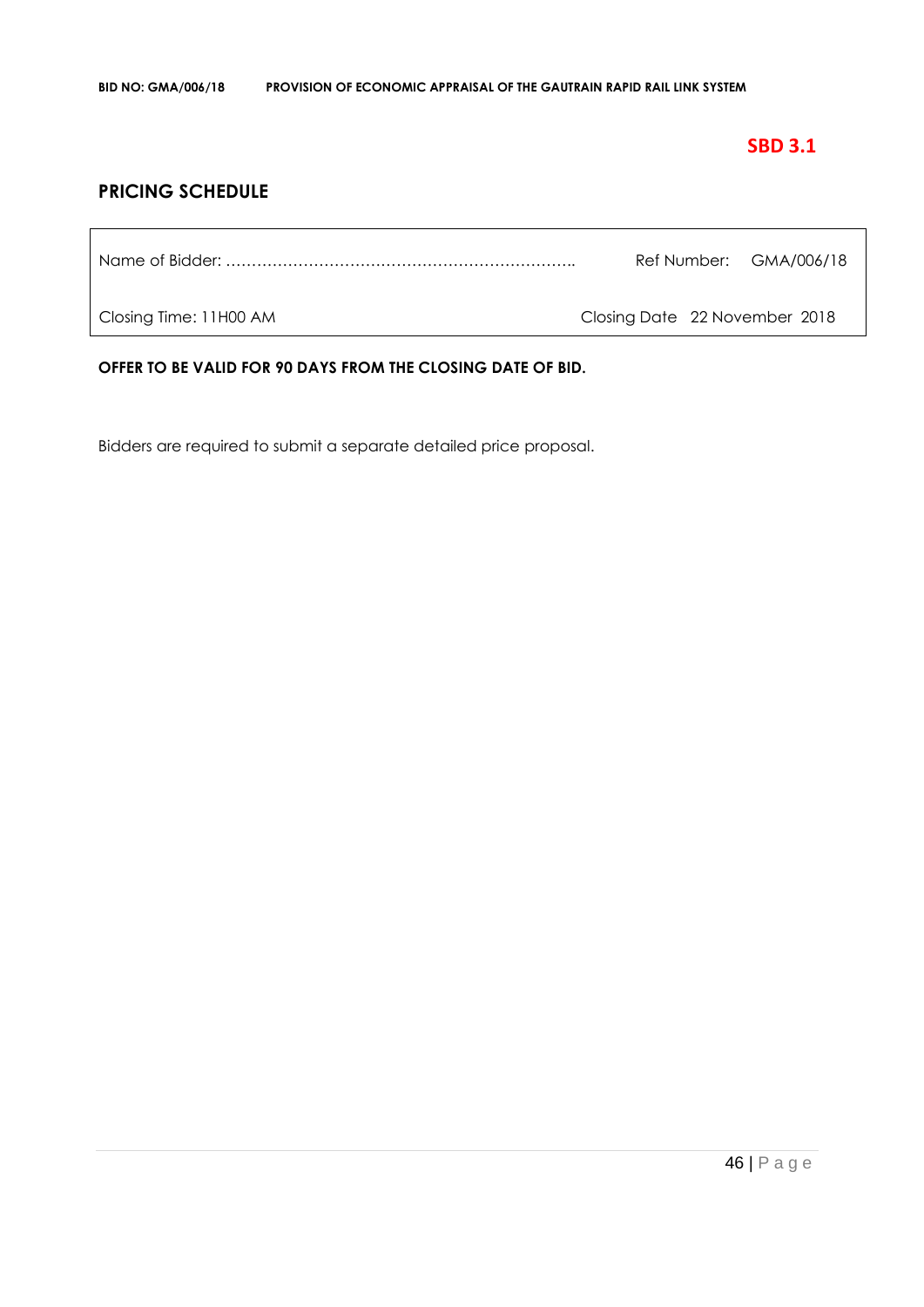**SBD 3.1**

## PRICING SCHEDULE

| Name of Bidder: ………………………………………………………….. | Ref Number: GMA/006/18 |
|---|---|
| Closing Time: 11H00 AM | Closing Date 22 November 2018 |

**OFFER TO BE VALID FOR 90 DAYS FROM THE CLOSING DATE OF BID.**

Bidders are required to submit a separate detailed price proposal.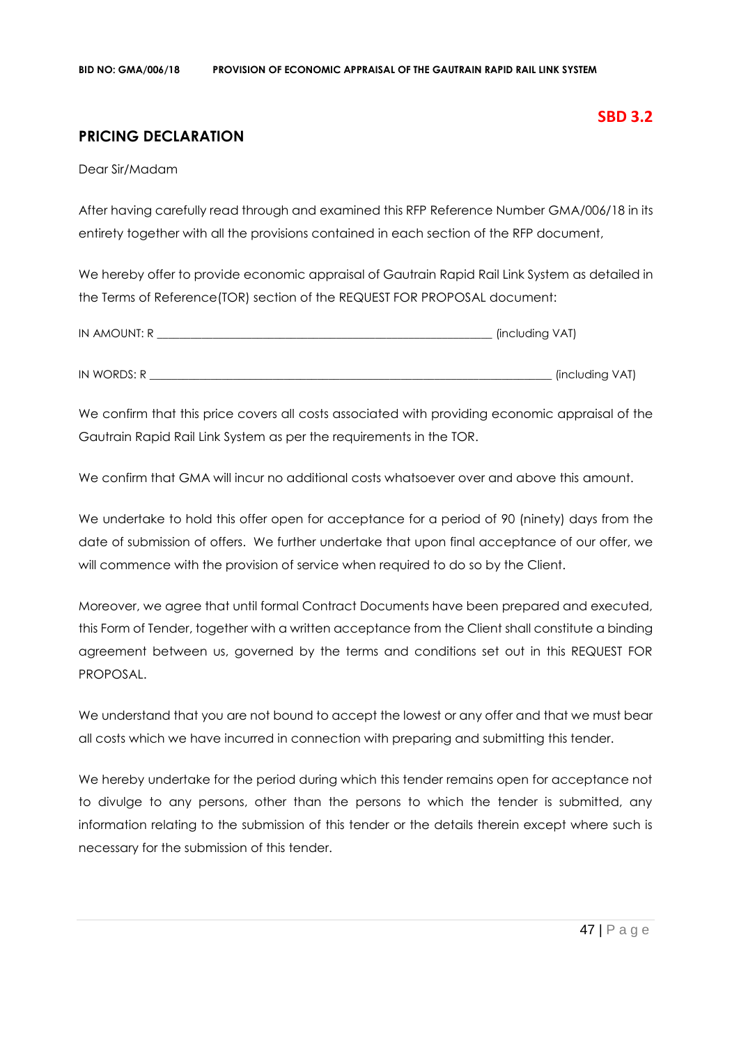**SBD 3.2**

## PRICING DECLARATION

Dear Sir/Madam

After having carefully read through and examined this RFP Reference Number GMA/006/18 in its entirety together with all the provisions contained in each section of the RFP document,

We hereby offer to provide economic appraisal of Gautrain Rapid Rail Link System as detailed in the Terms of Reference(TOR) section of the REQUEST FOR PROPOSAL document:

IN AMOUNT: R ____________________________________________________________ (including VAT)

IN WORDS: R _______________________________________________________________________ (including VAT)

We confirm that this price covers all costs associated with providing economic appraisal of the Gautrain Rapid Rail Link System as per the requirements in the TOR.

We confirm that GMA will incur no additional costs whatsoever over and above this amount.

We undertake to hold this offer open for acceptance for a period of 90 (ninety) days from the date of submission of offers. We further undertake that upon final acceptance of our offer, we will commence with the provision of service when required to do so by the Client.

Moreover, we agree that until formal Contract Documents have been prepared and executed, this Form of Tender, together with a written acceptance from the Client shall constitute a binding agreement between us, governed by the terms and conditions set out in this REQUEST FOR PROPOSAL.

We understand that you are not bound to accept the lowest or any offer and that we must bear all costs which we have incurred in connection with preparing and submitting this tender.

We hereby undertake for the period during which this tender remains open for acceptance not to divulge to any persons, other than the persons to which the tender is submitted, any information relating to the submission of this tender or the details therein except where such is necessary for the submission of this tender.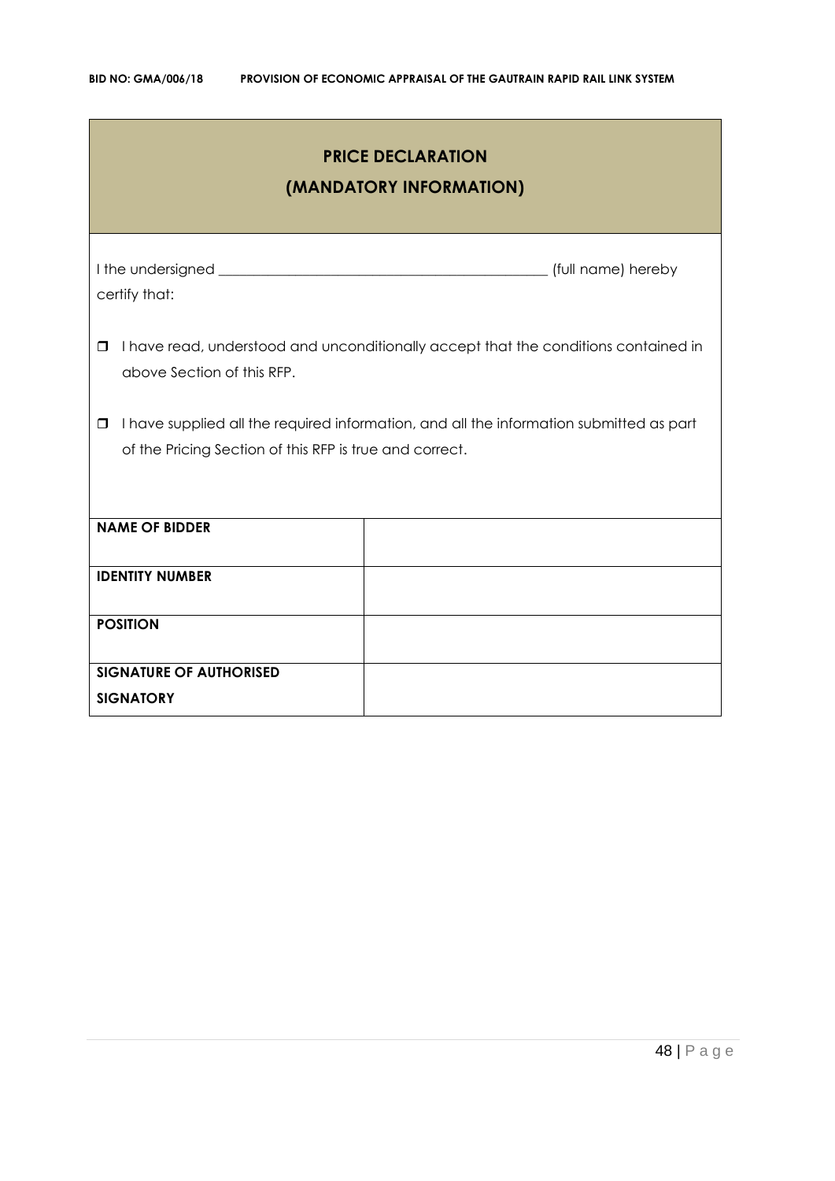## PRICE DECLARATION
## (MANDATORY INFORMATION)

I the undersigned ______________________________________________ (full name) hereby certify that:

- ☐ I have read, understood and unconditionally accept that the conditions contained in above Section of this RFP.
- ☐ I have supplied all the required information, and all the information submitted as part of the Pricing Section of this RFP is true and correct.

| | |
|---|---|
| **NAME OF BIDDER** | |
| **IDENTITY NUMBER** | |
| **POSITION** | |
| **SIGNATURE OF AUTHORISED SIGNATORY** | |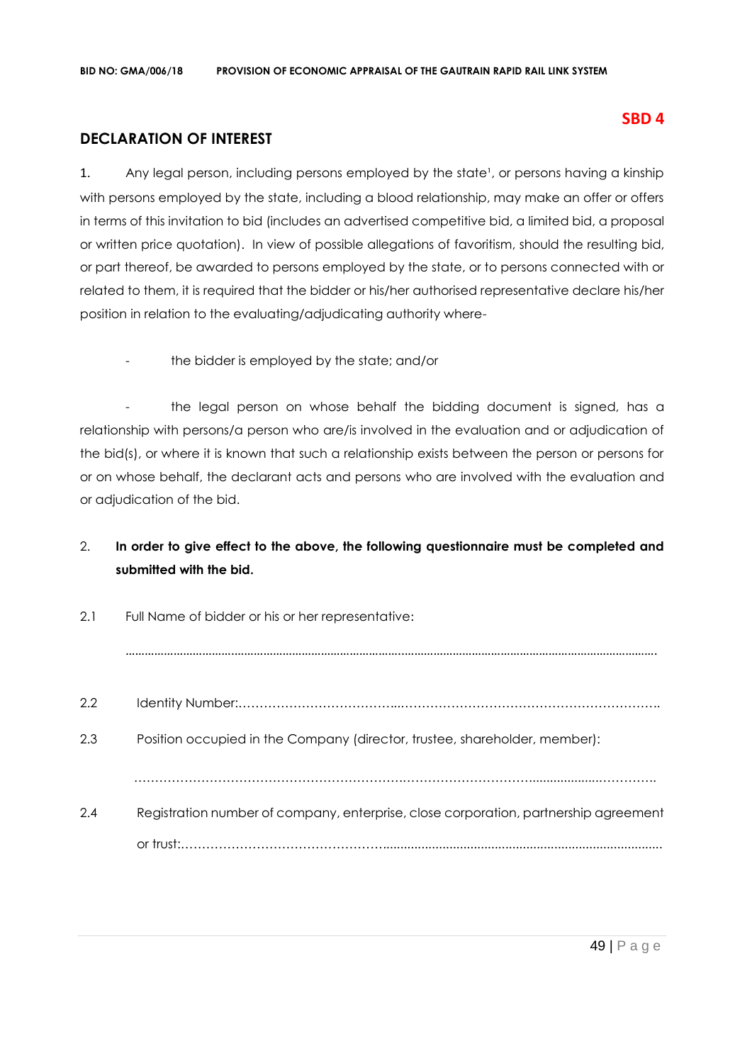**SBD 4**

## DECLARATION OF INTEREST

1. Any legal person, including persons employed by the state[1], or persons having a kinship with persons employed by the state, including a blood relationship, may make an offer or offers in terms of this invitation to bid (includes an advertised competitive bid, a limited bid, a proposal or written price quotation). In view of possible allegations of favoritism, should the resulting bid, or part thereof, be awarded to persons employed by the state, or to persons connected with or related to them, it is required that the bidder or his/her authorised representative declare his/her position in relation to the evaluating/adjudicating authority where-

- the bidder is employed by the state; and/or

- the legal person on whose behalf the bidding document is signed, has a relationship with persons/a person who are/is involved in the evaluation and or adjudication of the bid(s), or where it is known that such a relationship exists between the person or persons for or on whose behalf, the declarant acts and persons who are involved with the evaluation and or adjudication of the bid.

2. **In order to give effect to the above, the following questionnaire must be completed and submitted with the bid.**

2.1 Full Name of bidder or his or her representative:

.......................................................................................................................................................

2.2 Identity Number:.......................................................................................................................

2.3 Position occupied in the Company (director, trustee, shareholder, member):

.......................................................................................................................................................

2.4 Registration number of company, enterprise, close corporation, partnership agreement or trust:.........................................................................................................................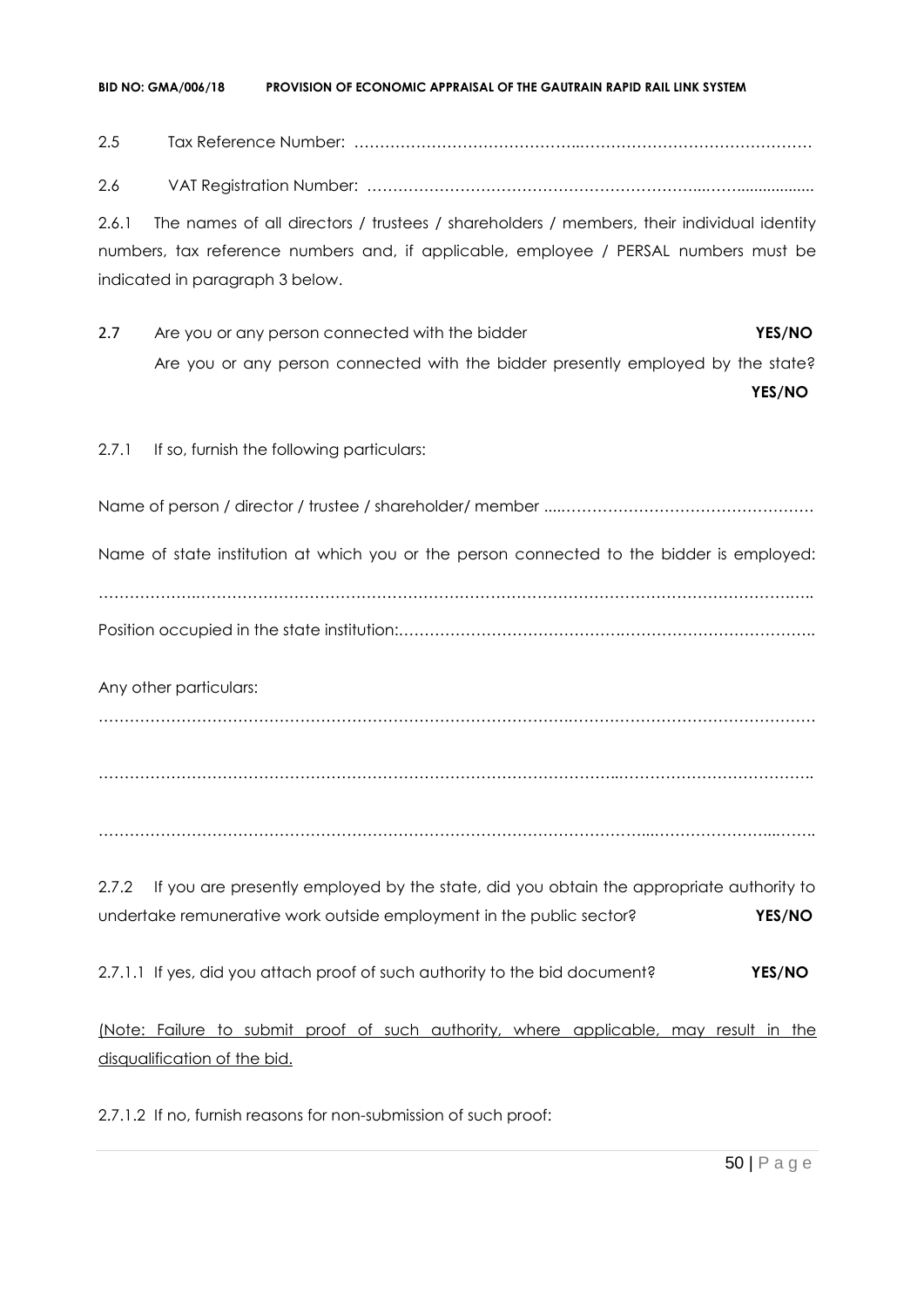2.5 Tax Reference Number: ……………………………………..………………………………………

2.6 VAT Registration Number: ………………………………………………………..……..................

2.6.1 The names of all directors / trustees / shareholders / members, their individual identity numbers, tax reference numbers and, if applicable, employee / PERSAL numbers must be indicated in paragraph 3 below.

2.7 Are you or any person connected with the bidder **YES/NO**
Are you or any person connected with the bidder presently employed by the state? **YES/NO**

2.7.1 If so, furnish the following particulars:

Name of person / director / trustee / shareholder/ member .....…………………………………………

Name of state institution at which you or the person connected to the bidder is employed:

……………….……………………………………………………………………………………………….

Position occupied in the state institution:…………………………………….…………………………..

Any other particulars:

……………………………………………………………………….……………………………………

…………………………………………………………………………………..……………………………….

……………………………………………………………………………………...…………………...……..

2.7.2 If you are presently employed by the state, did you obtain the appropriate authority to undertake remunerative work outside employment in the public sector? **YES/NO**

2.7.1.1 If yes, did you attach proof of such authority to the bid document? **YES/NO**

<u>(Note: Failure to submit proof of such authority, where applicable, may result in the disqualification of the bid.</u>

2.7.1.2 If no, furnish reasons for non-submission of such proof: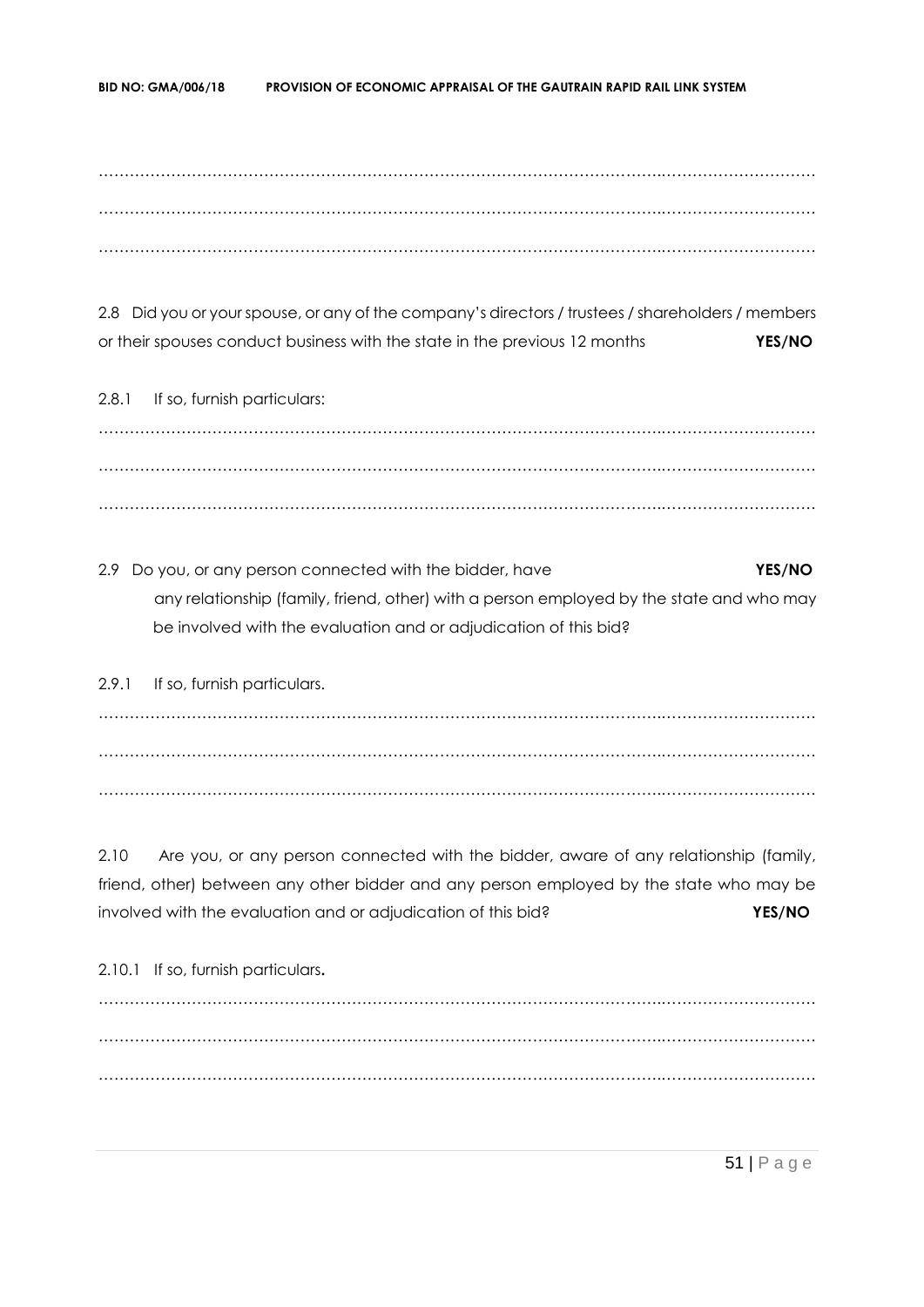…………………………………………………………………………………………………………………………
…………………………………………………………………………………………………………………………
…………………………………………………………………………………………………………………………

2.8 Did you or your spouse, or any of the company's directors / trustees / shareholders / members or their spouses conduct business with the state in the previous 12 months **YES/NO**

2.8.1 If so, furnish particulars:

…………………………………………………………………………………………………………………………
…………………………………………………………………………………………………………………………
…………………………………………………………………………………………………………………………

2.9 Do you, or any person connected with the bidder, have **YES/NO** any relationship (family, friend, other) with a person employed by the state and who may be involved with the evaluation and or adjudication of this bid?

2.9.1 If so, furnish particulars.

…………………………………………………………………………………………………………………………
…………………………………………………………………………………………………………………………
…………………………………………………………………………………………………………………………

2.10 Are you, or any person connected with the bidder, aware of any relationship (family, friend, other) between any other bidder and any person employed by the state who may be involved with the evaluation and or adjudication of this bid? **YES/NO**

2.10.1 If so, furnish particulars**.**

…………………………………………………………………………………………………………………………
…………………………………………………………………………………………………………………………
…………………………………………………………………………………………………………………………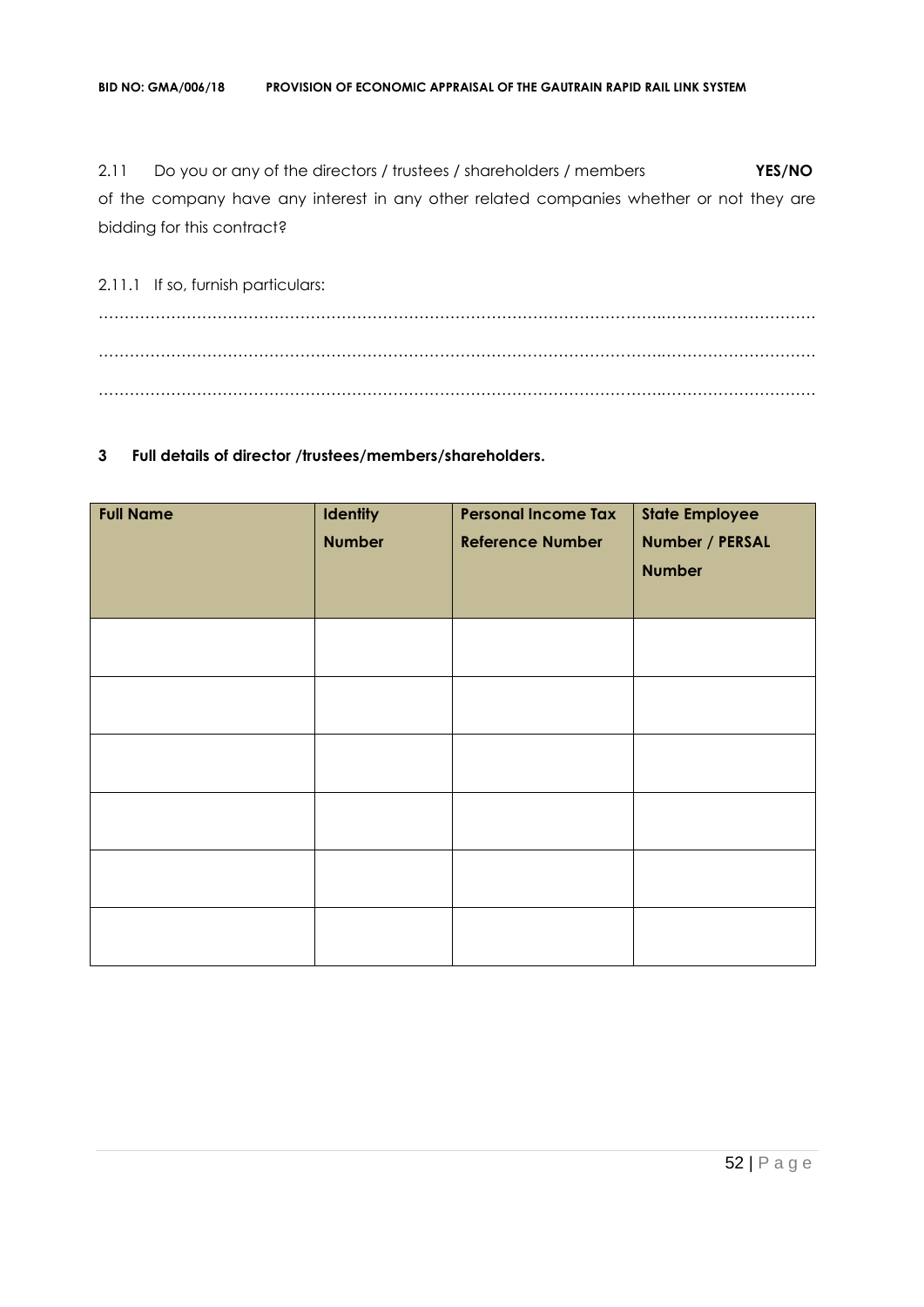2.11 Do you or any of the directors / trustees / shareholders / members **YES/NO** of the company have any interest in any other related companies whether or not they are bidding for this contract?

2.11.1 If so, furnish particulars:

……………………………………………………………………………………………………………………………

……………………………………………………………………………………………………………………………

……………………………………………………………………………………………………………………………

**3 Full details of director /trustees/members/shareholders.**

| Full Name | Identity Number | Personal Income Tax Reference Number | State Employee Number / PERSAL Number |
|---|---|---|---|
| | | | |
| | | | |
| | | | |
| | | | |
| | | | |
| | | | |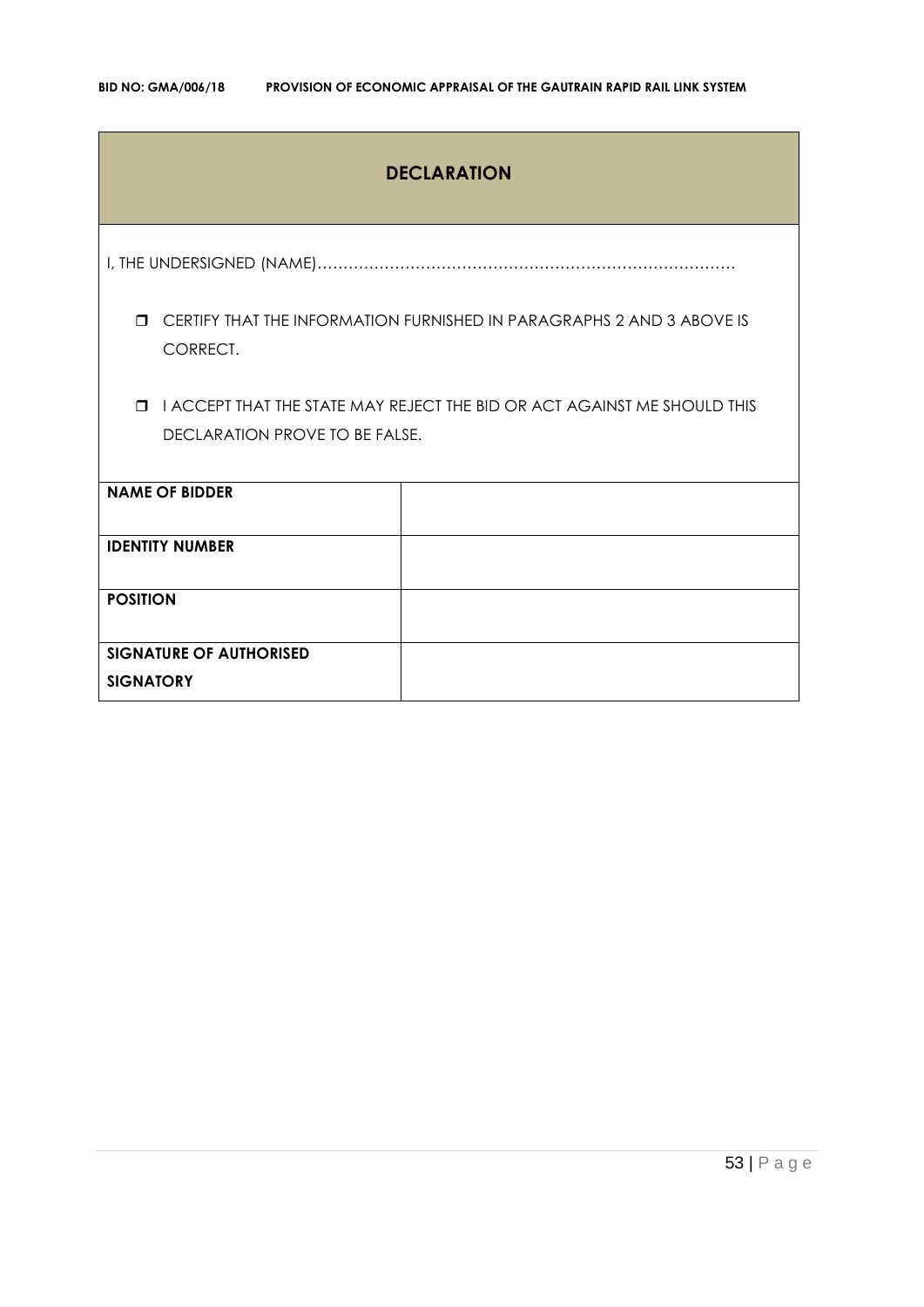## DECLARATION

I, THE UNDERSIGNED (NAME)………………………………………………………………………

- ☐ CERTIFY THAT THE INFORMATION FURNISHED IN PARAGRAPHS 2 AND 3 ABOVE IS CORRECT.
- ☐ I ACCEPT THAT THE STATE MAY REJECT THE BID OR ACT AGAINST ME SHOULD THIS DECLARATION PROVE TO BE FALSE.

| | |
|---|---|
| **NAME OF BIDDER** | |
| **IDENTITY NUMBER** | |
| **POSITION** | |
| **SIGNATURE OF AUTHORISED SIGNATORY** | |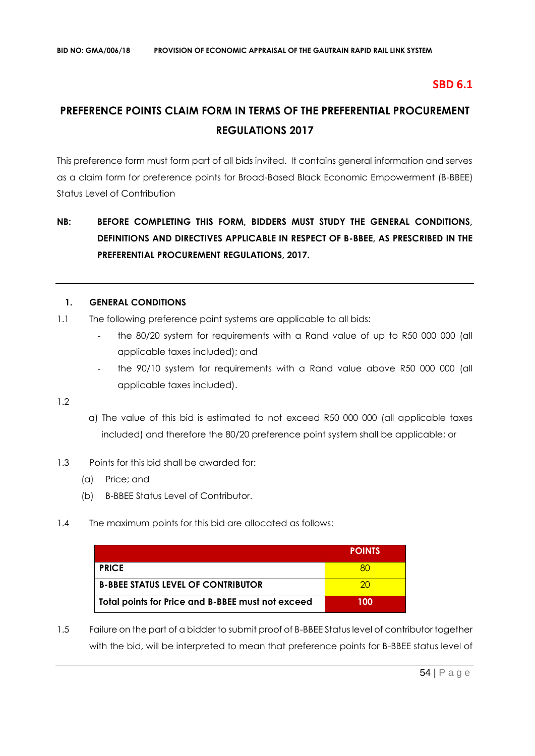**SBD 6.1**

# PREFERENCE POINTS CLAIM FORM IN TERMS OF THE PREFERENTIAL PROCUREMENT REGULATIONS 2017

This preference form must form part of all bids invited. It contains general information and serves as a claim form for preference points for Broad-Based Black Economic Empowerment (B-BBEE) Status Level of Contribution

**NB: BEFORE COMPLETING THIS FORM, BIDDERS MUST STUDY THE GENERAL CONDITIONS, DEFINITIONS AND DIRECTIVES APPLICABLE IN RESPECT OF B-BBEE, AS PRESCRIBED IN THE PREFERENTIAL PROCUREMENT REGULATIONS, 2017.**

---

## 1. GENERAL CONDITIONS

1.1 The following preference point systems are applicable to all bids:

- the 80/20 system for requirements with a Rand value of up to R50 000 000 (all applicable taxes included); and
- the 90/10 system for requirements with a Rand value above R50 000 000 (all applicable taxes included).

1.2

a) The value of this bid is estimated to not exceed R50 000 000 (all applicable taxes included) and therefore the 80/20 preference point system shall be applicable; or

1.3 Points for this bid shall be awarded for:

(a) Price; and

(b) B-BBEE Status Level of Contributor.

1.4 The maximum points for this bid are allocated as follows:

| | POINTS |
|---|---|
| **PRICE** | 80 |
| **B-BBEE STATUS LEVEL OF CONTRIBUTOR** | 20 |
| **Total points for Price and B-BBEE must not exceed** | **100** |

1.5 Failure on the part of a bidder to submit proof of B-BBEE Status level of contributor together with the bid, will be interpreted to mean that preference points for B-BBEE status level of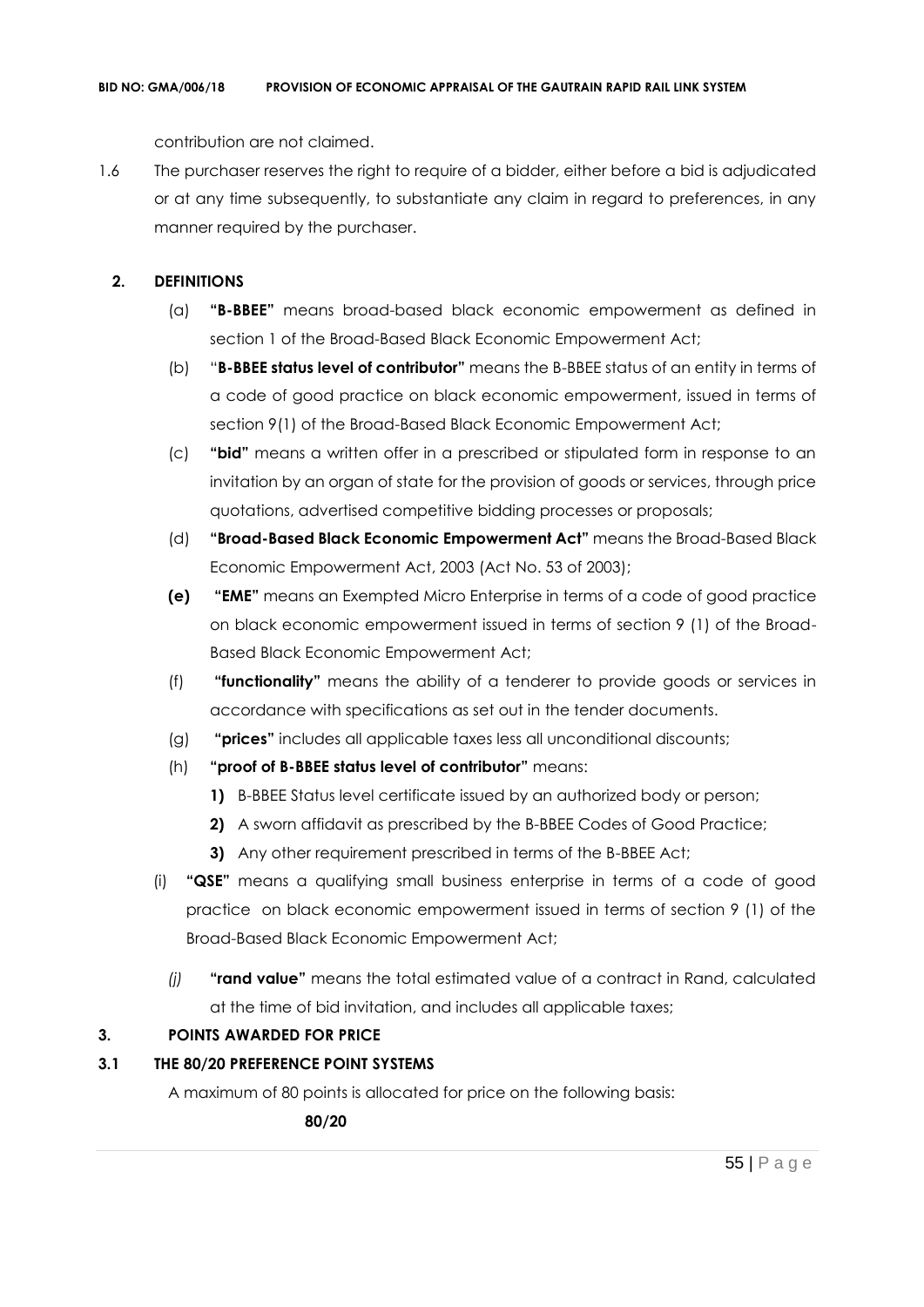contribution are not claimed.

1.6 The purchaser reserves the right to require of a bidder, either before a bid is adjudicated or at any time subsequently, to substantiate any claim in regard to preferences, in any manner required by the purchaser.

## 2. DEFINITIONS

(a) **"B-BBEE"** means broad-based black economic empowerment as defined in section 1 of the Broad-Based Black Economic Empowerment Act;

(b) "**B-BBEE status level of contributor"** means the B-BBEE status of an entity in terms of a code of good practice on black economic empowerment, issued in terms of section 9(1) of the Broad-Based Black Economic Empowerment Act;

(c) **"bid"** means a written offer in a prescribed or stipulated form in response to an invitation by an organ of state for the provision of goods or services, through price quotations, advertised competitive bidding processes or proposals;

(d) **"Broad-Based Black Economic Empowerment Act"** means the Broad-Based Black Economic Empowerment Act, 2003 (Act No. 53 of 2003);

**(e)** **"EME"** means an Exempted Micro Enterprise in terms of a code of good practice on black economic empowerment issued in terms of section 9 (1) of the Broad-Based Black Economic Empowerment Act;

(f) **"functionality"** means the ability of a tenderer to provide goods or services in accordance with specifications as set out in the tender documents.

(g) **"prices"** includes all applicable taxes less all unconditional discounts;

(h) **"proof of B-BBEE status level of contributor"** means:

**1)** B-BBEE Status level certificate issued by an authorized body or person;

**2)** A sworn affidavit as prescribed by the B-BBEE Codes of Good Practice;

**3)** Any other requirement prescribed in terms of the B-BBEE Act;

(i) **"QSE"** means a qualifying small business enterprise in terms of a code of good practice on black economic empowerment issued in terms of section 9 (1) of the Broad-Based Black Economic Empowerment Act;

*(j)* **"rand value"** means the total estimated value of a contract in Rand, calculated at the time of bid invitation, and includes all applicable taxes;

## 3. POINTS AWARDED FOR PRICE

### 3.1 THE 80/20 PREFERENCE POINT SYSTEMS

A maximum of 80 points is allocated for price on the following basis:

**80/20**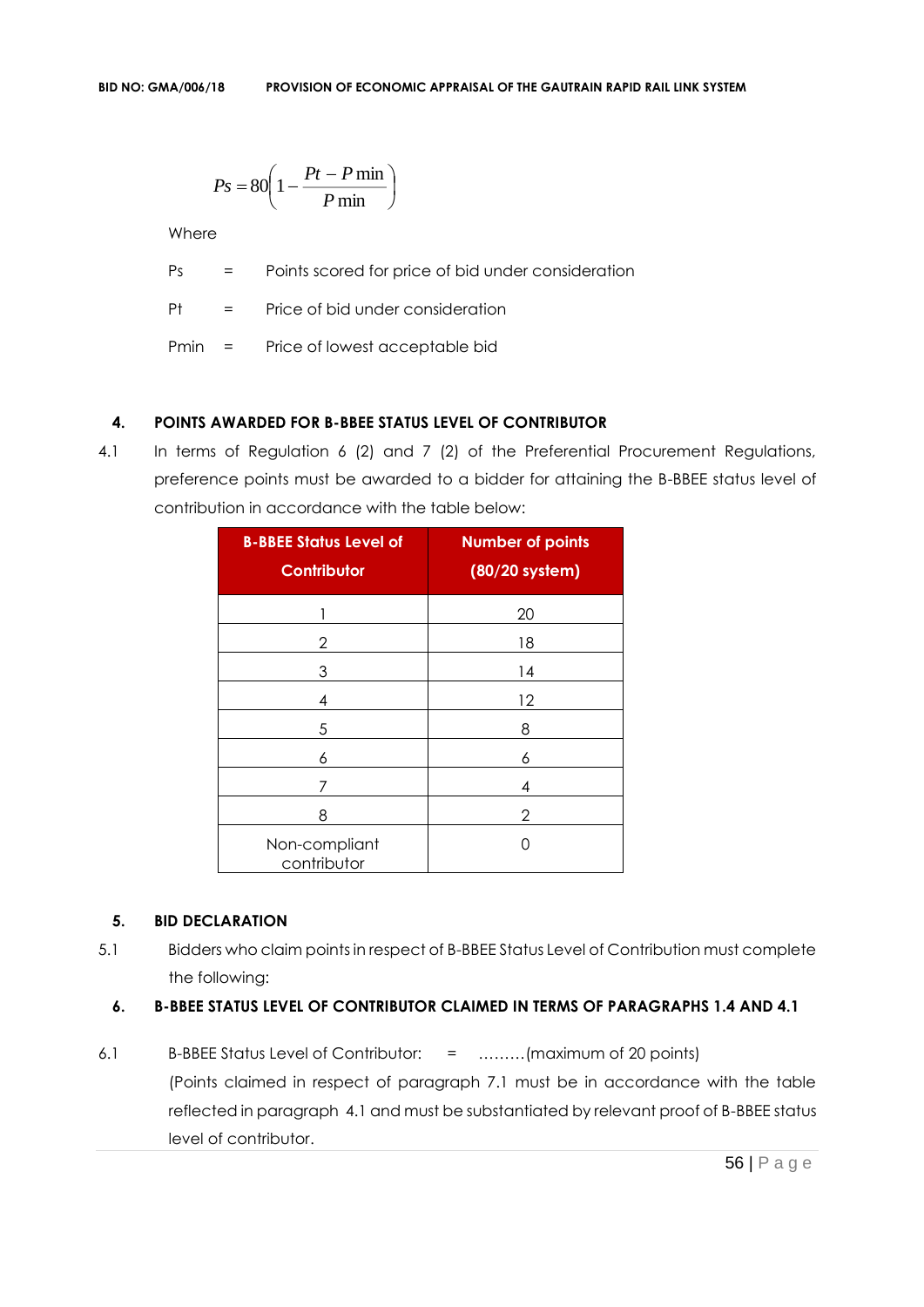$$Ps = 80\left(1 - \frac{Pt - P\min}{P\min}\right)$$

Where

Ps = Points scored for price of bid under consideration

Pt = Price of bid under consideration

Pmin = Price of lowest acceptable bid

## 4. POINTS AWARDED FOR B-BBEE STATUS LEVEL OF CONTRIBUTOR

4.1 In terms of Regulation 6 (2) and 7 (2) of the Preferential Procurement Regulations, preference points must be awarded to a bidder for attaining the B-BBEE status level of contribution in accordance with the table below:

| B-BBEE Status Level of Contributor | Number of points (80/20 system) |
|---|---|
| 1 | 20 |
| 2 | 18 |
| 3 | 14 |
| 4 | 12 |
| 5 | 8 |
| 6 | 6 |
| 7 | 4 |
| 8 | 2 |
| Non-compliant contributor | 0 |

## 5. BID DECLARATION

5.1 Bidders who claim points in respect of B-BBEE Status Level of Contribution must complete the following:

## 6. B-BBEE STATUS LEVEL OF CONTRIBUTOR CLAIMED IN TERMS OF PARAGRAPHS 1.4 AND 4.1

6.1 B-BBEE Status Level of Contributor: = ………(maximum of 20 points)
(Points claimed in respect of paragraph 7.1 must be in accordance with the table reflected in paragraph 4.1 and must be substantiated by relevant proof of B-BBEE status level of contributor.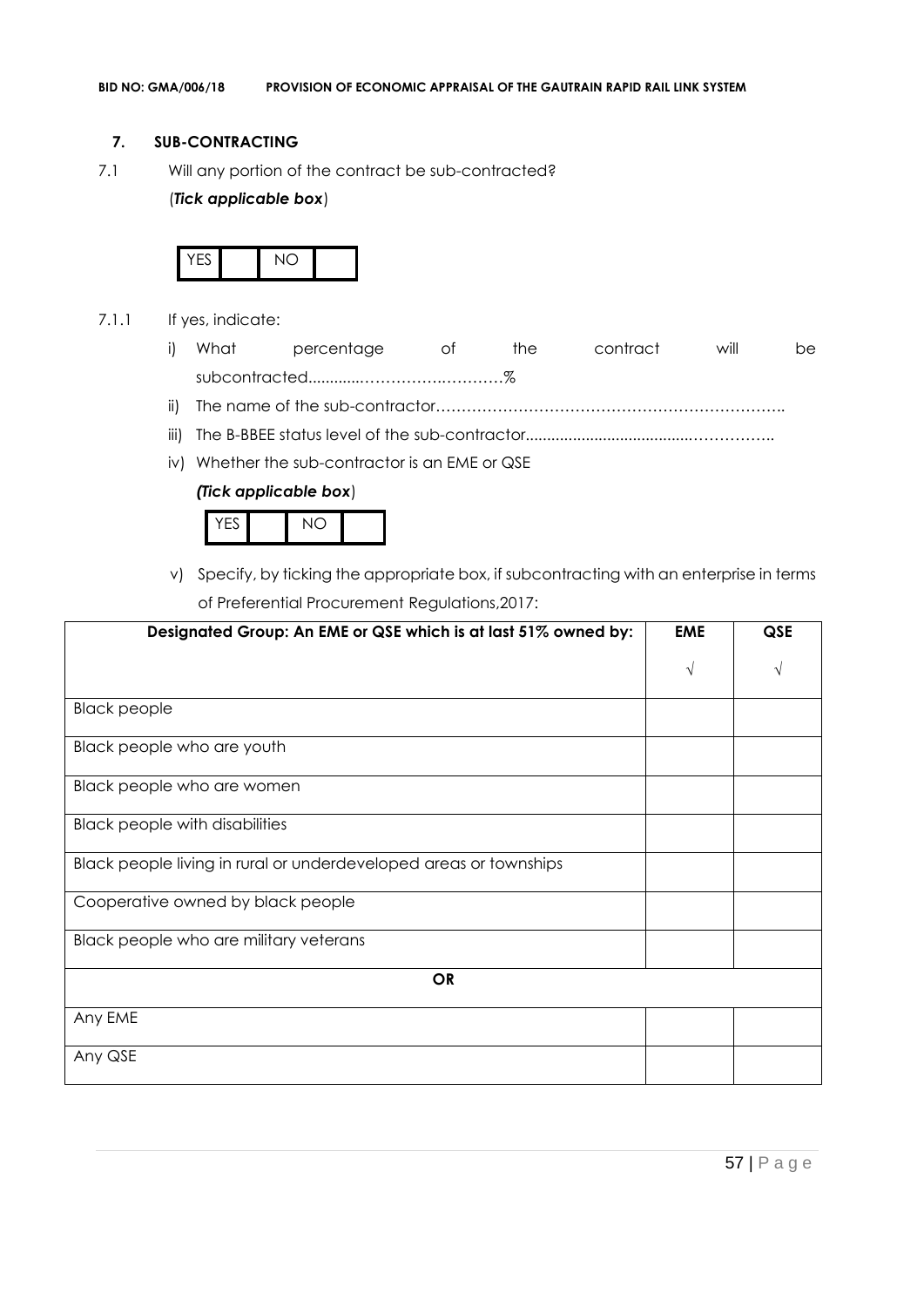## 7. SUB-CONTRACTING

7.1 Will any portion of the contract be sub-contracted?

(***Tick applicable box***)

| YES | | NO | |
|---|---|---|---|

7.1.1 If yes, indicate:

i) What percentage of the contract will be subcontracted............……………….…………%

ii) The name of the sub-contractor…………………………………………………………..

iii) The B-BBEE status level of the sub-contractor......................................……………..

iv) Whether the sub-contractor is an EME or QSE

***(Tick applicable box***)

| YES | | NO | |
|---|---|---|---|

v) Specify, by ticking the appropriate box, if subcontracting with an enterprise in terms of Preferential Procurement Regulations,2017:

| Designated Group: An EME or QSE which is at last 51% owned by: | EME | QSE |
|---|---|---|
| | √ | √ |
| Black people | | |
| Black people who are youth | | |
| Black people who are women | | |
| Black people with disabilities | | |
| Black people living in rural or underdeveloped areas or townships | | |
| Cooperative owned by black people | | |
| Black people who are military veterans | | |
| **OR** | | |
| Any EME | | |
| Any QSE | | |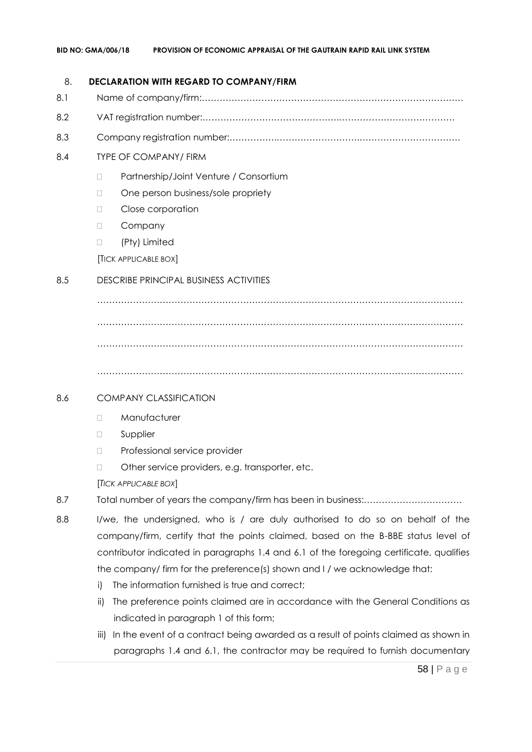## 8. DECLARATION WITH REGARD TO COMPANY/FIRM

8.1 Name of company/firm:…………………………………………………………………………….

8.2 VAT registration number:……………………………………….…………………………………

8.3 Company registration number:…………….……………………….……………………………

8.4 TYPE OF COMPANY/ FIRM

- Partnership/Joint Venture / Consortium
- One person business/sole propriety
- Close corporation
- Company
- (Pty) Limited

[TICK APPLICABLE BOX]

8.5 DESCRIBE PRINCIPAL BUSINESS ACTIVITIES

…………………………………………………………………………………………………………

…………………………………………………………………………………………………………

…………………………………………………………………………………………………………

…………………………………………………………………………………………………………

8.6 COMPANY CLASSIFICATION

- Manufacturer
- Supplier
- Professional service provider
- Other service providers, e.g. transporter, etc.

[*TICK APPLICABLE BOX*]

8.7 Total number of years the company/firm has been in business:……………………………

8.8 I/we, the undersigned, who is / are duly authorised to do so on behalf of the company/firm, certify that the points claimed, based on the B-BBE status level of contributor indicated in paragraphs 1.4 and 6.1 of the foregoing certificate, qualifies the company/ firm for the preference(s) shown and I / we acknowledge that:

i) The information furnished is true and correct;

ii) The preference points claimed are in accordance with the General Conditions as indicated in paragraph 1 of this form;

iii) In the event of a contract being awarded as a result of points claimed as shown in paragraphs 1.4 and 6.1, the contractor may be required to furnish documentary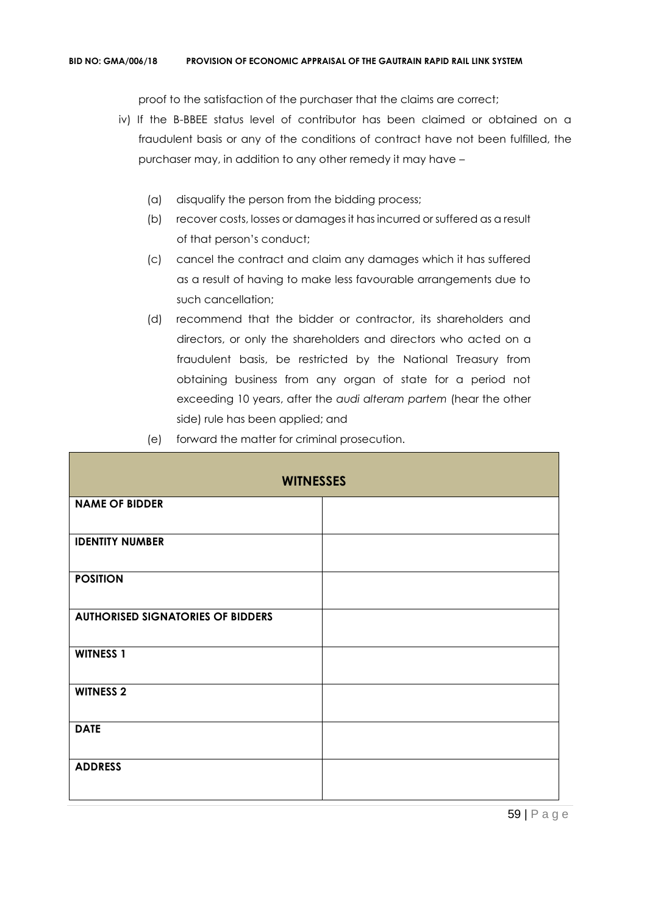proof to the satisfaction of the purchaser that the claims are correct;

iv) If the B-BBEE status level of contributor has been claimed or obtained on a fraudulent basis or any of the conditions of contract have not been fulfilled, the purchaser may, in addition to any other remedy it may have –

   (a) disqualify the person from the bidding process;

   (b) recover costs, losses or damages it has incurred or suffered as a result of that person's conduct;

   (c) cancel the contract and claim any damages which it has suffered as a result of having to make less favourable arrangements due to such cancellation;

   (d) recommend that the bidder or contractor, its shareholders and directors, or only the shareholders and directors who acted on a fraudulent basis, be restricted by the National Treasury from obtaining business from any organ of state for a period not exceeding 10 years, after the *audi alteram partem* (hear the other side) rule has been applied; and

   (e) forward the matter for criminal prosecution.

| **WITNESSES** | |
|---|---|
| **NAME OF BIDDER** | |
| **IDENTITY NUMBER** | |
| **POSITION** | |
| **AUTHORISED SIGNATORIES OF BIDDERS** | |
| **WITNESS 1** | |
| **WITNESS 2** | |
| **DATE** | |
| **ADDRESS** | |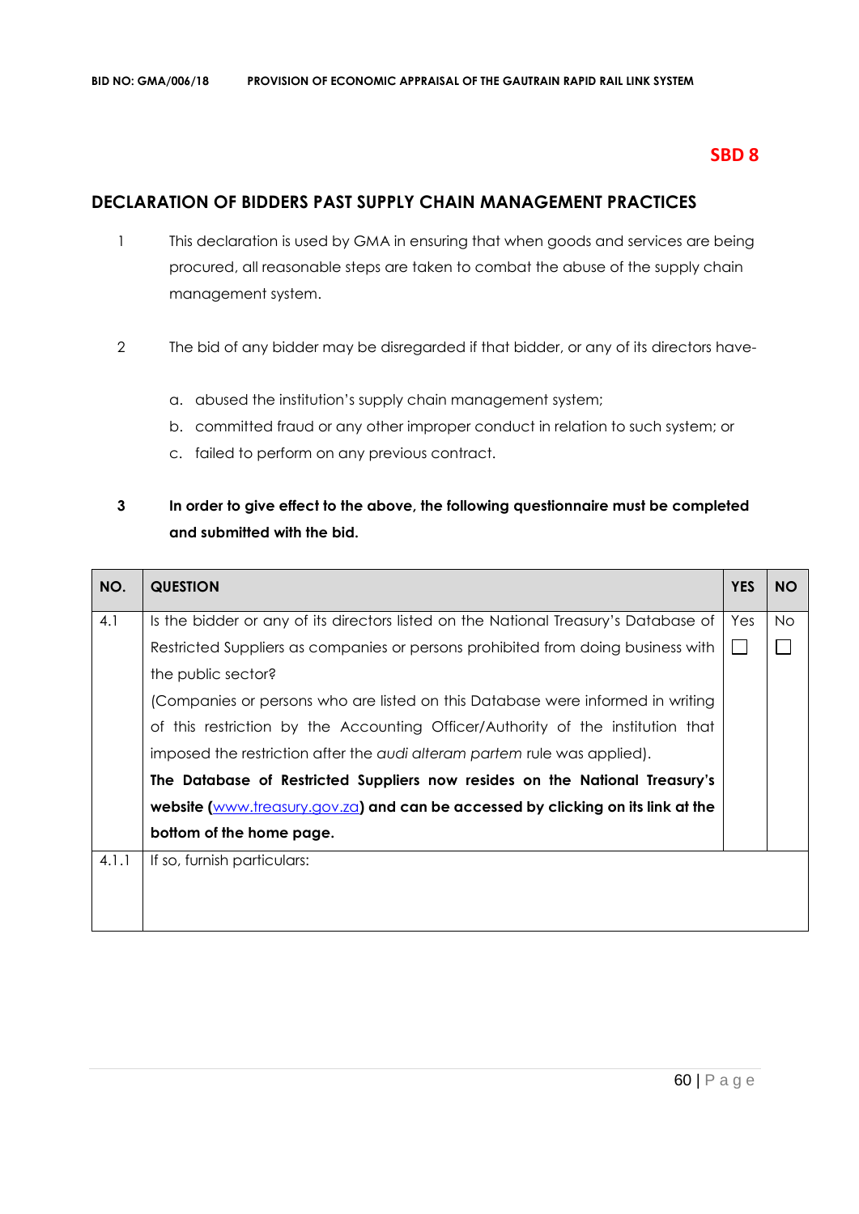**SBD 8**

## DECLARATION OF BIDDERS PAST SUPPLY CHAIN MANAGEMENT PRACTICES

1. This declaration is used by GMA in ensuring that when goods and services are being procured, all reasonable steps are taken to combat the abuse of the supply chain management system.

2. The bid of any bidder may be disregarded if that bidder, or any of its directors have-

    a. abused the institution's supply chain management system;
    b. committed fraud or any other improper conduct in relation to such system; or
    c. failed to perform on any previous contract.

3. **In order to give effect to the above, the following questionnaire must be completed and submitted with the bid.**

| NO. | QUESTION | YES | NO |
|---|---|---|---|
| 4.1 | Is the bidder or any of its directors listed on the National Treasury's Database of Restricted Suppliers as companies or persons prohibited from doing business with the public sector? (Companies or persons who are listed on this Database were informed in writing of this restriction by the Accounting Officer/Authority of the institution that imposed the restriction after the *audi alteram partem* rule was applied). **The Database of Restricted Suppliers now resides on the National Treasury's website (www.treasury.gov.za) and can be accessed by clicking on its link at the bottom of the home page.** | Yes ☐ | No ☐ |
| 4.1.1 | If so, furnish particulars: | | |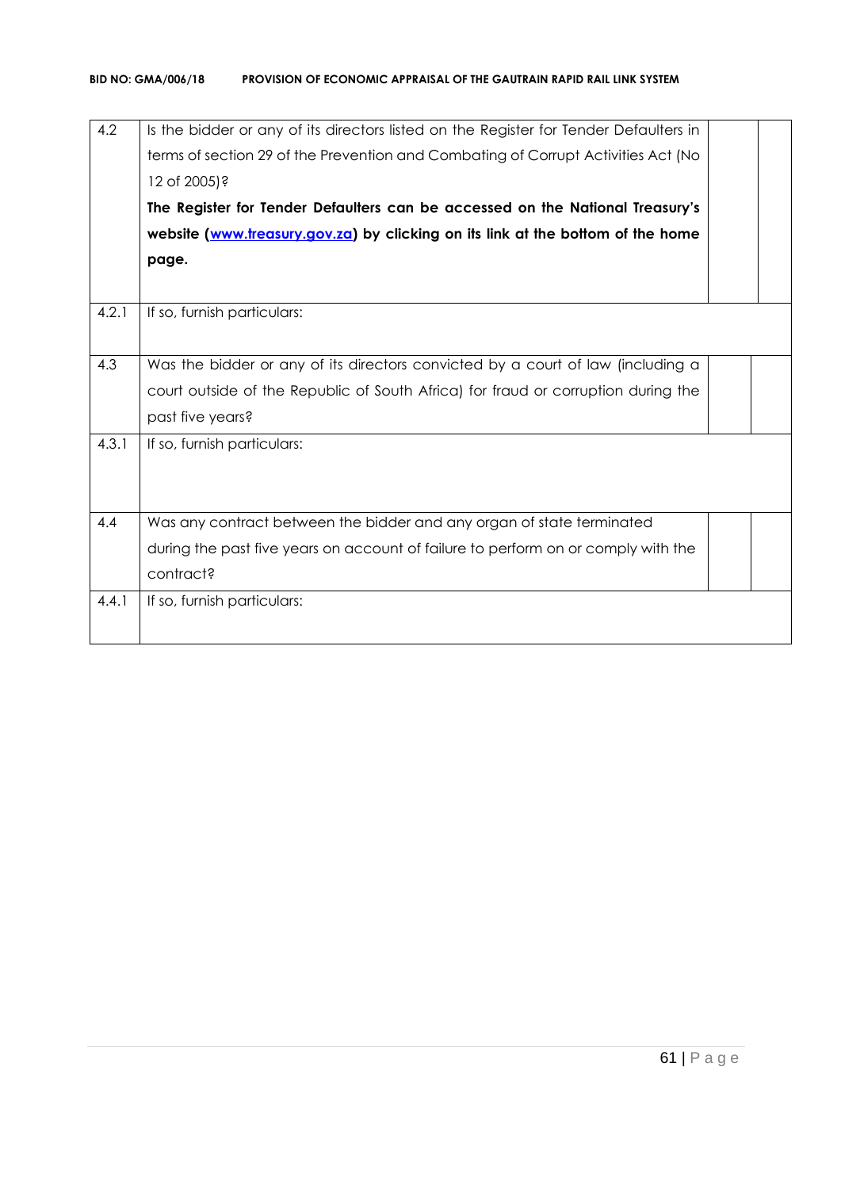| | | | |
|---|---|---|---|
| 4.2 | Is the bidder or any of its directors listed on the Register for Tender Defaulters in terms of section 29 of the Prevention and Combating of Corrupt Activities Act (No 12 of 2005)?<br>**The Register for Tender Defaulters can be accessed on the National Treasury's website ([www.treasury.gov.za](http://www.treasury.gov.za)) by clicking on its link at the bottom of the home page.** | | |
| 4.2.1 | If so, furnish particulars: | | |
| 4.3 | Was the bidder or any of its directors convicted by a court of law (including a court outside of the Republic of South Africa) for fraud or corruption during the past five years? | | |
| 4.3.1 | If so, furnish particulars: | | |
| 4.4 | Was any contract between the bidder and any organ of state terminated during the past five years on account of failure to perform on or comply with the contract? | | |
| 4.4.1 | If so, furnish particulars: | | |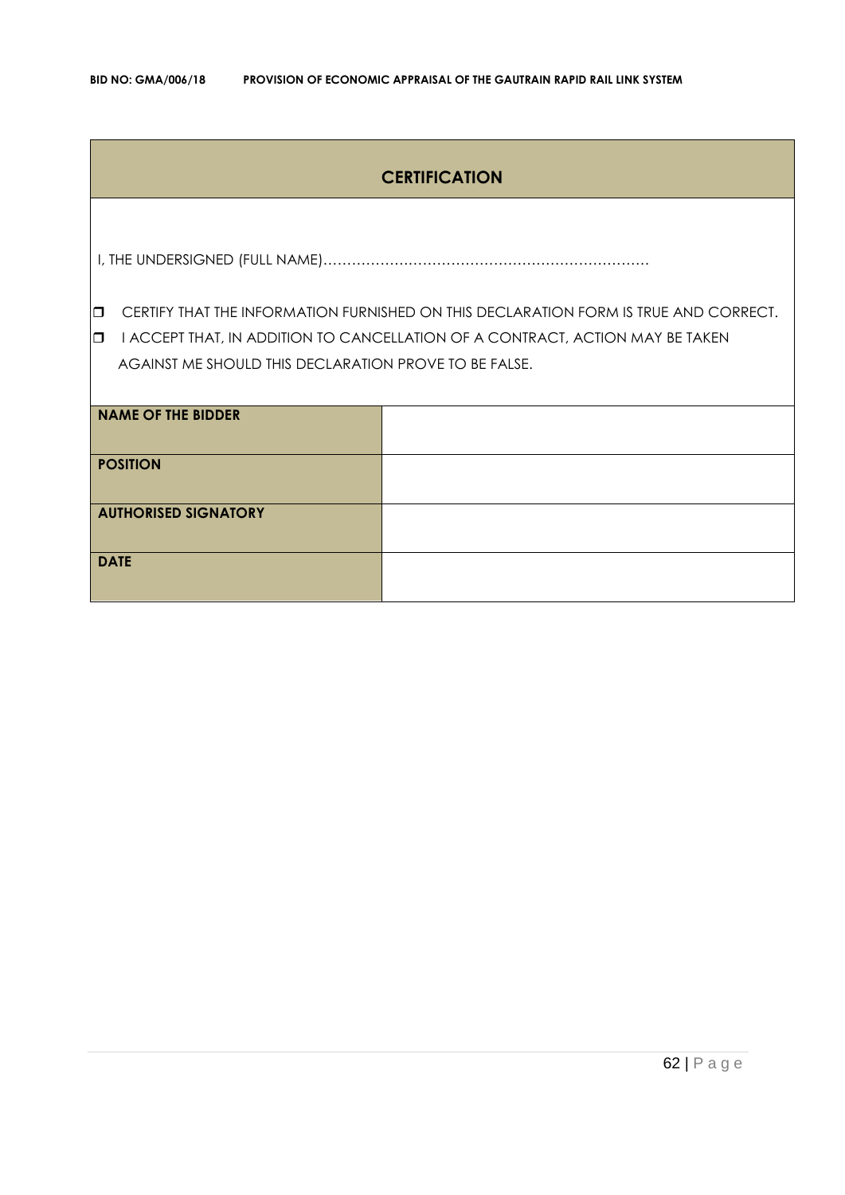## CERTIFICATION

I, THE UNDERSIGNED (FULL NAME)……………………………………………………………

- ❒ CERTIFY THAT THE INFORMATION FURNISHED ON THIS DECLARATION FORM IS TRUE AND CORRECT.
- ❒ I ACCEPT THAT, IN ADDITION TO CANCELLATION OF A CONTRACT, ACTION MAY BE TAKEN AGAINST ME SHOULD THIS DECLARATION PROVE TO BE FALSE.

| | |
|---|---|
| **NAME OF THE BIDDER** | |
| **POSITION** | |
| **AUTHORISED SIGNATORY** | |
| **DATE** | |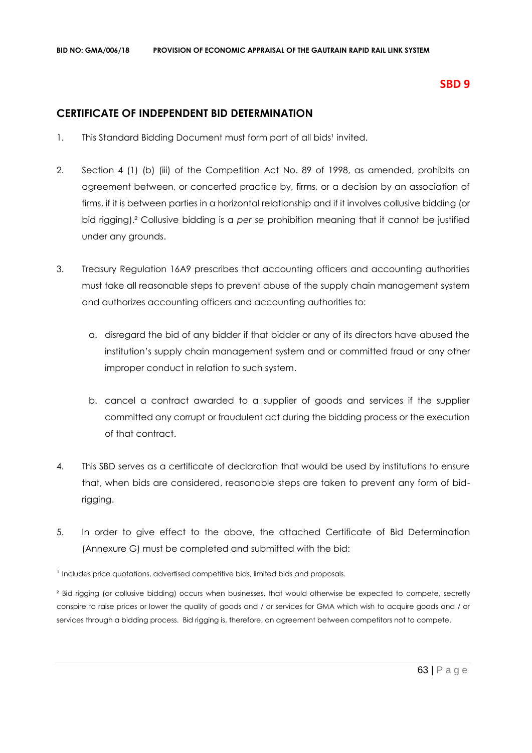**SBD 9**

## CERTIFICATE OF INDEPENDENT BID DETERMINATION

1. This Standard Bidding Document must form part of all bids[1] invited.

2. Section 4 (1) (b) (iii) of the Competition Act No. 89 of 1998, as amended, prohibits an agreement between, or concerted practice by, firms, or a decision by an association of firms, if it is between parties in a horizontal relationship and if it involves collusive bidding (or bid rigging).[2] Collusive bidding is a *per se* prohibition meaning that it cannot be justified under any grounds.

3. Treasury Regulation 16A9 prescribes that accounting officers and accounting authorities must take all reasonable steps to prevent abuse of the supply chain management system and authorizes accounting officers and accounting authorities to:

   a. disregard the bid of any bidder if that bidder or any of its directors have abused the institution's supply chain management system and or committed fraud or any other improper conduct in relation to such system.

   b. cancel a contract awarded to a supplier of goods and services if the supplier committed any corrupt or fraudulent act during the bidding process or the execution of that contract.

4. This SBD serves as a certificate of declaration that would be used by institutions to ensure that, when bids are considered, reasonable steps are taken to prevent any form of bid-rigging.

5. In order to give effect to the above, the attached Certificate of Bid Determination (Annexure G) must be completed and submitted with the bid:

[1] Includes price quotations, advertised competitive bids, limited bids and proposals.

[2] Bid rigging (or collusive bidding) occurs when businesses, that would otherwise be expected to compete, secretly conspire to raise prices or lower the quality of goods and / or services for GMA which wish to acquire goods and / or services through a bidding process. Bid rigging is, therefore, an agreement between competitors not to compete.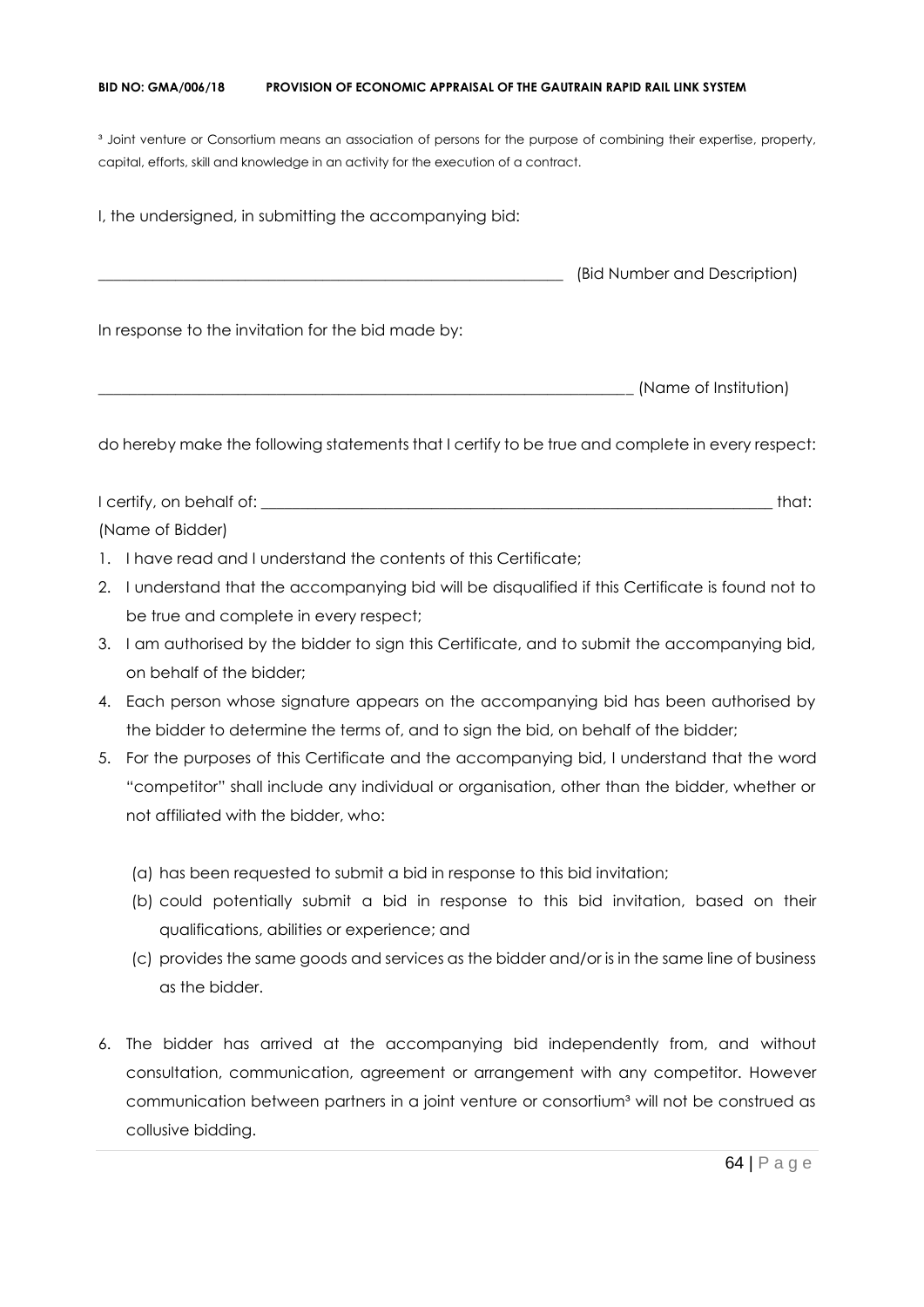[3] Joint venture or Consortium means an association of persons for the purpose of combining their expertise, property, capital, efforts, skill and knowledge in an activity for the execution of a contract.

I, the undersigned, in submitting the accompanying bid:

_____________________________________________________________ (Bid Number and Description)

In response to the invitation for the bid made by:

______________________________________________________________________ (Name of Institution)

do hereby make the following statements that I certify to be true and complete in every respect:

I certify, on behalf of: _________________________________________________________________ that:
(Name of Bidder)

1. I have read and I understand the contents of this Certificate;
2. I understand that the accompanying bid will be disqualified if this Certificate is found not to be true and complete in every respect;
3. I am authorised by the bidder to sign this Certificate, and to submit the accompanying bid, on behalf of the bidder;
4. Each person whose signature appears on the accompanying bid has been authorised by the bidder to determine the terms of, and to sign the bid, on behalf of the bidder;
5. For the purposes of this Certificate and the accompanying bid, I understand that the word "competitor" shall include any individual or organisation, other than the bidder, whether or not affiliated with the bidder, who:

   (a) has been requested to submit a bid in response to this bid invitation;
   (b) could potentially submit a bid in response to this bid invitation, based on their qualifications, abilities or experience; and
   (c) provides the same goods and services as the bidder and/or is in the same line of business as the bidder.

6. The bidder has arrived at the accompanying bid independently from, and without consultation, communication, agreement or arrangement with any competitor. However communication between partners in a joint venture or consortium[3] will not be construed as collusive bidding.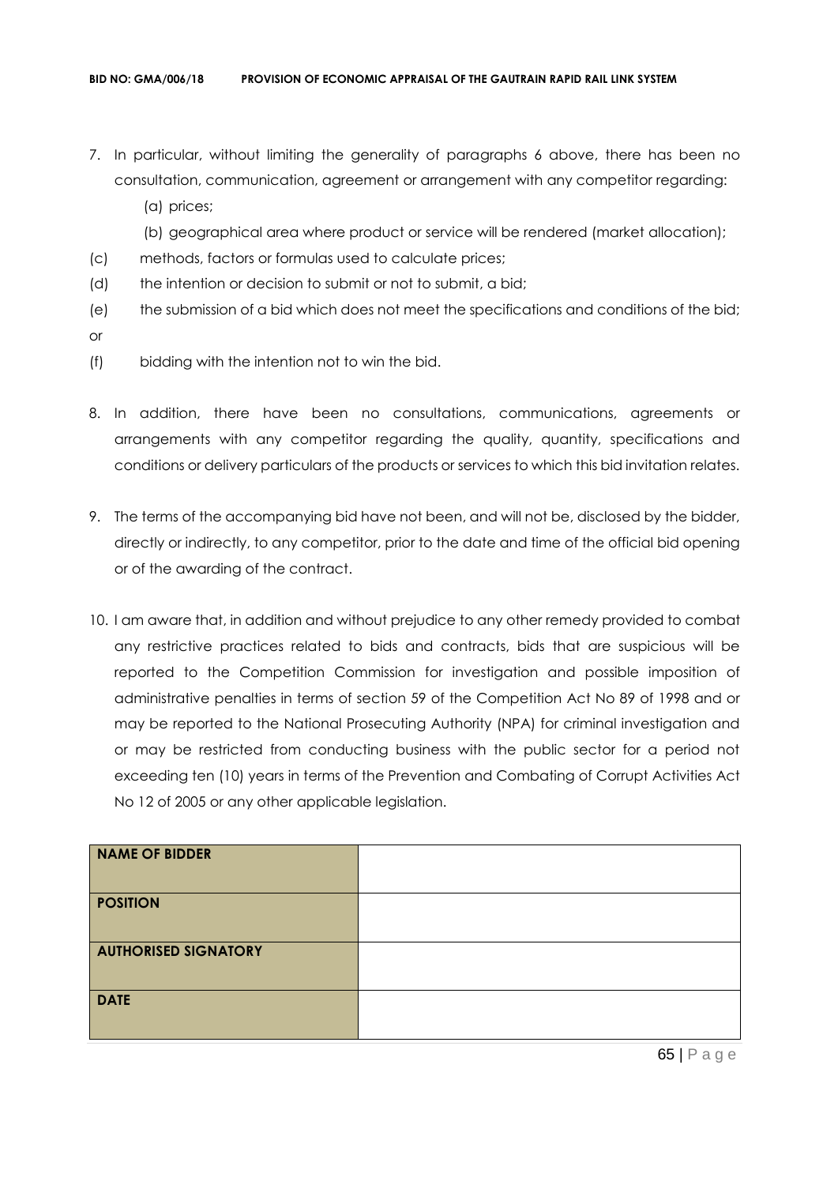7. In particular, without limiting the generality of paragraphs 6 above, there has been no consultation, communication, agreement or arrangement with any competitor regarding:
   (a) prices;
   (b) geographical area where product or service will be rendered (market allocation);

(c) methods, factors or formulas used to calculate prices;

(d) the intention or decision to submit or not to submit, a bid;

(e) the submission of a bid which does not meet the specifications and conditions of the bid; or

(f) bidding with the intention not to win the bid.

8. In addition, there have been no consultations, communications, agreements or arrangements with any competitor regarding the quality, quantity, specifications and conditions or delivery particulars of the products or services to which this bid invitation relates.

9. The terms of the accompanying bid have not been, and will not be, disclosed by the bidder, directly or indirectly, to any competitor, prior to the date and time of the official bid opening or of the awarding of the contract.

10. I am aware that, in addition and without prejudice to any other remedy provided to combat any restrictive practices related to bids and contracts, bids that are suspicious will be reported to the Competition Commission for investigation and possible imposition of administrative penalties in terms of section 59 of the Competition Act No 89 of 1998 and or may be reported to the National Prosecuting Authority (NPA) for criminal investigation and or may be restricted from conducting business with the public sector for a period not exceeding ten (10) years in terms of the Prevention and Combating of Corrupt Activities Act No 12 of 2005 or any other applicable legislation.

| **NAME OF BIDDER** | |
|---|---|
| **POSITION** | |
| **AUTHORISED SIGNATORY** | |
| **DATE** | |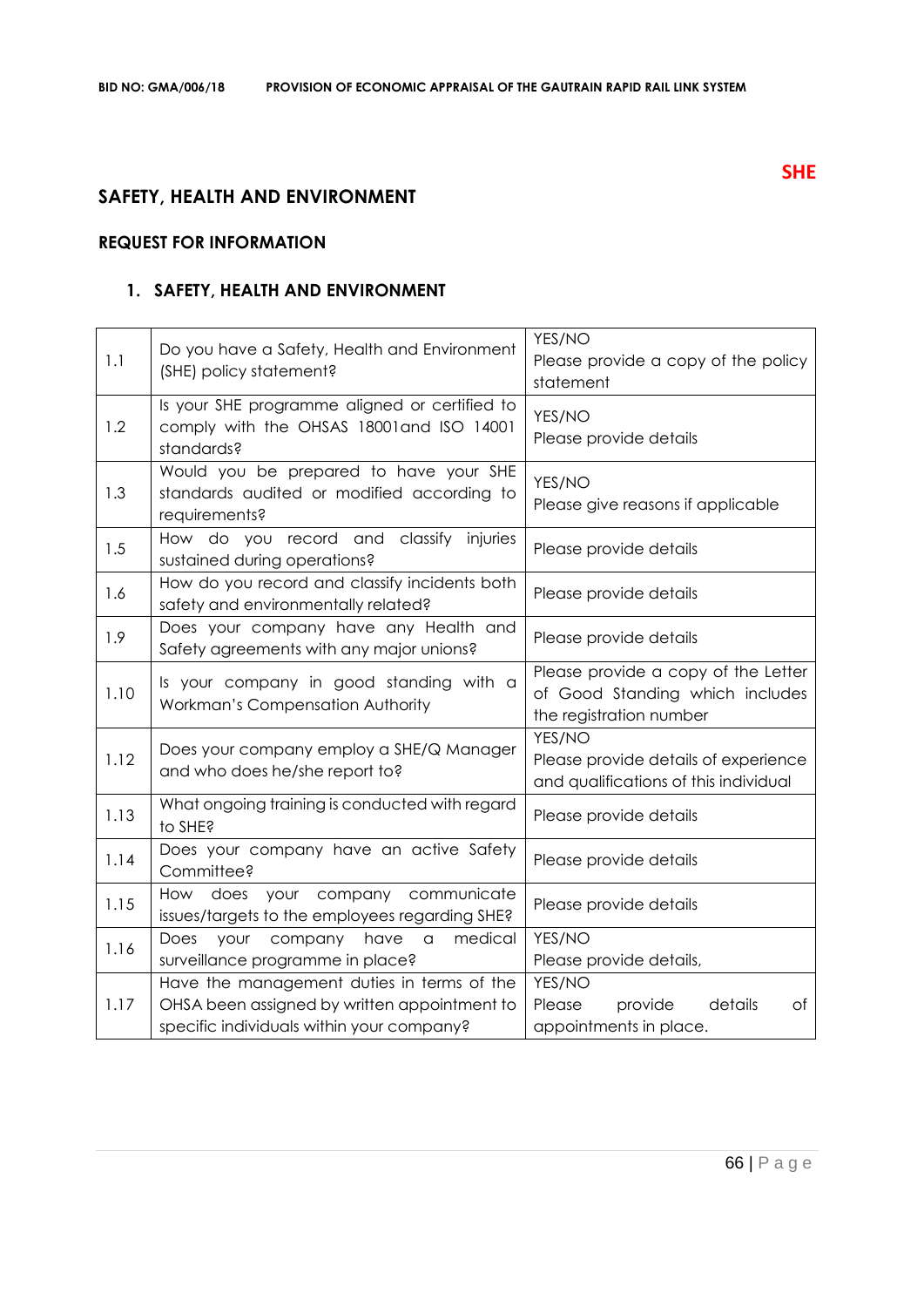**SHE**

## SAFETY, HEALTH AND ENVIRONMENT

### REQUEST FOR INFORMATION

### 1. SAFETY, HEALTH AND ENVIRONMENT

| | | |
|---|---|---|
| 1.1 | Do you have a Safety, Health and Environment (SHE) policy statement? | YES/NO<br>Please provide a copy of the policy statement |
| 1.2 | Is your SHE programme aligned or certified to comply with the OHSAS 18001and ISO 14001 standards? | YES/NO<br>Please provide details |
| 1.3 | Would you be prepared to have your SHE standards audited or modified according to requirements? | YES/NO<br>Please give reasons if applicable |
| 1.5 | How do you record and classify injuries sustained during operations? | Please provide details |
| 1.6 | How do you record and classify incidents both safety and environmentally related? | Please provide details |
| 1.9 | Does your company have any Health and Safety agreements with any major unions? | Please provide details |
| 1.10 | Is your company in good standing with a Workman's Compensation Authority | Please provide a copy of the Letter of Good Standing which includes the registration number |
| 1.12 | Does your company employ a SHE/Q Manager and who does he/she report to? | YES/NO<br>Please provide details of experience and qualifications of this individual |
| 1.13 | What ongoing training is conducted with regard to SHE? | Please provide details |
| 1.14 | Does your company have an active Safety Committee? | Please provide details |
| 1.15 | How does your company communicate issues/targets to the employees regarding SHE? | Please provide details |
| 1.16 | Does your company have a medical surveillance programme in place? | YES/NO<br>Please provide details, |
| 1.17 | Have the management duties in terms of the OHSA been assigned by written appointment to specific individuals within your company? | YES/NO<br>Please provide details of appointments in place. |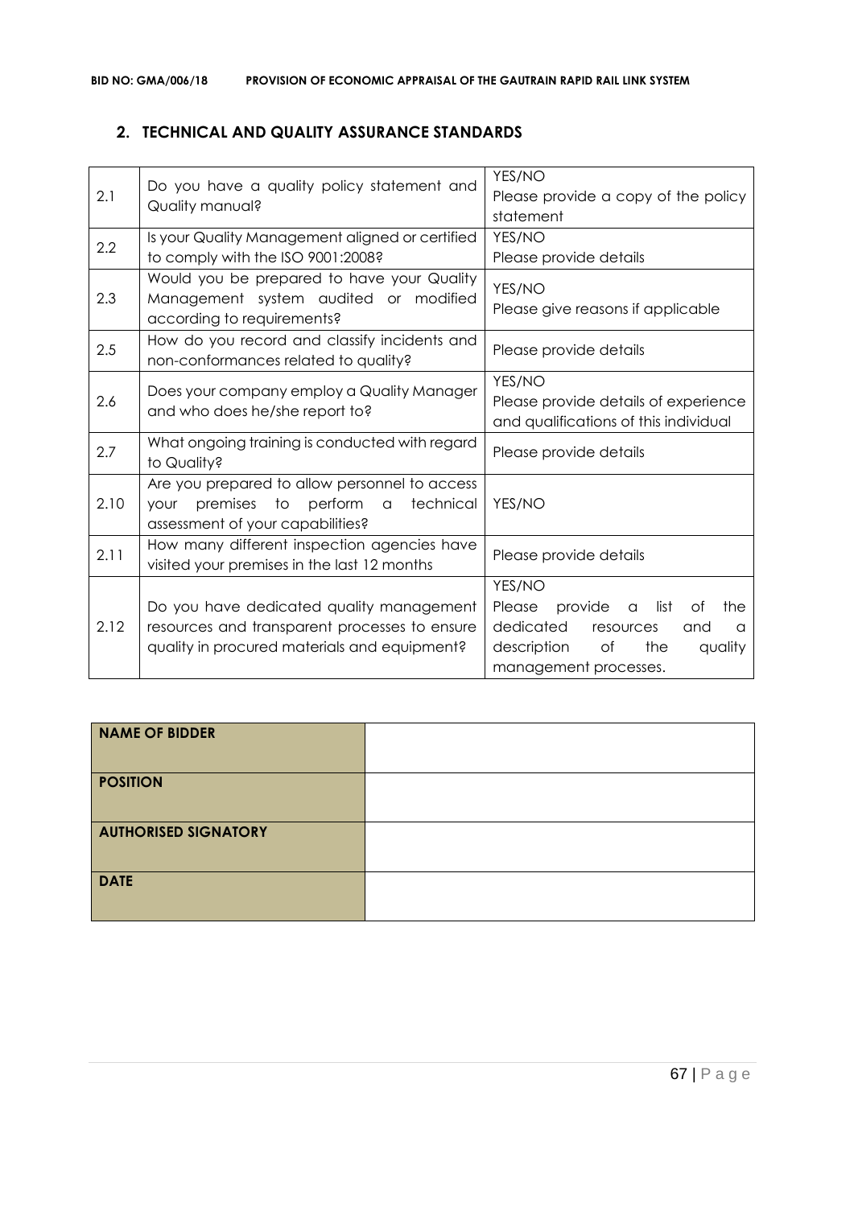## 2. TECHNICAL AND QUALITY ASSURANCE STANDARDS

| | | |
|---|---|---|
| 2.1 | Do you have a quality policy statement and Quality manual? | YES/NO<br>Please provide a copy of the policy statement |
| 2.2 | Is your Quality Management aligned or certified to comply with the ISO 9001:2008? | YES/NO<br>Please provide details |
| 2.3 | Would you be prepared to have your Quality Management system audited or modified according to requirements? | YES/NO<br>Please give reasons if applicable |
| 2.5 | How do you record and classify incidents and non-conformances related to quality? | Please provide details |
| 2.6 | Does your company employ a Quality Manager and who does he/she report to? | YES/NO<br>Please provide details of experience and qualifications of this individual |
| 2.7 | What ongoing training is conducted with regard to Quality? | Please provide details |
| 2.10 | Are you prepared to allow personnel to access your premises to perform a technical assessment of your capabilities? | YES/NO |
| 2.11 | How many different inspection agencies have visited your premises in the last 12 months | Please provide details |
| 2.12 | Do you have dedicated quality management resources and transparent processes to ensure quality in procured materials and equipment? | YES/NO<br>Please provide a list of the dedicated resources and a description of the quality management processes. |

| | |
|---|---|
| **NAME OF BIDDER** | |
| **POSITION** | |
| **AUTHORISED SIGNATORY** | |
| **DATE** | |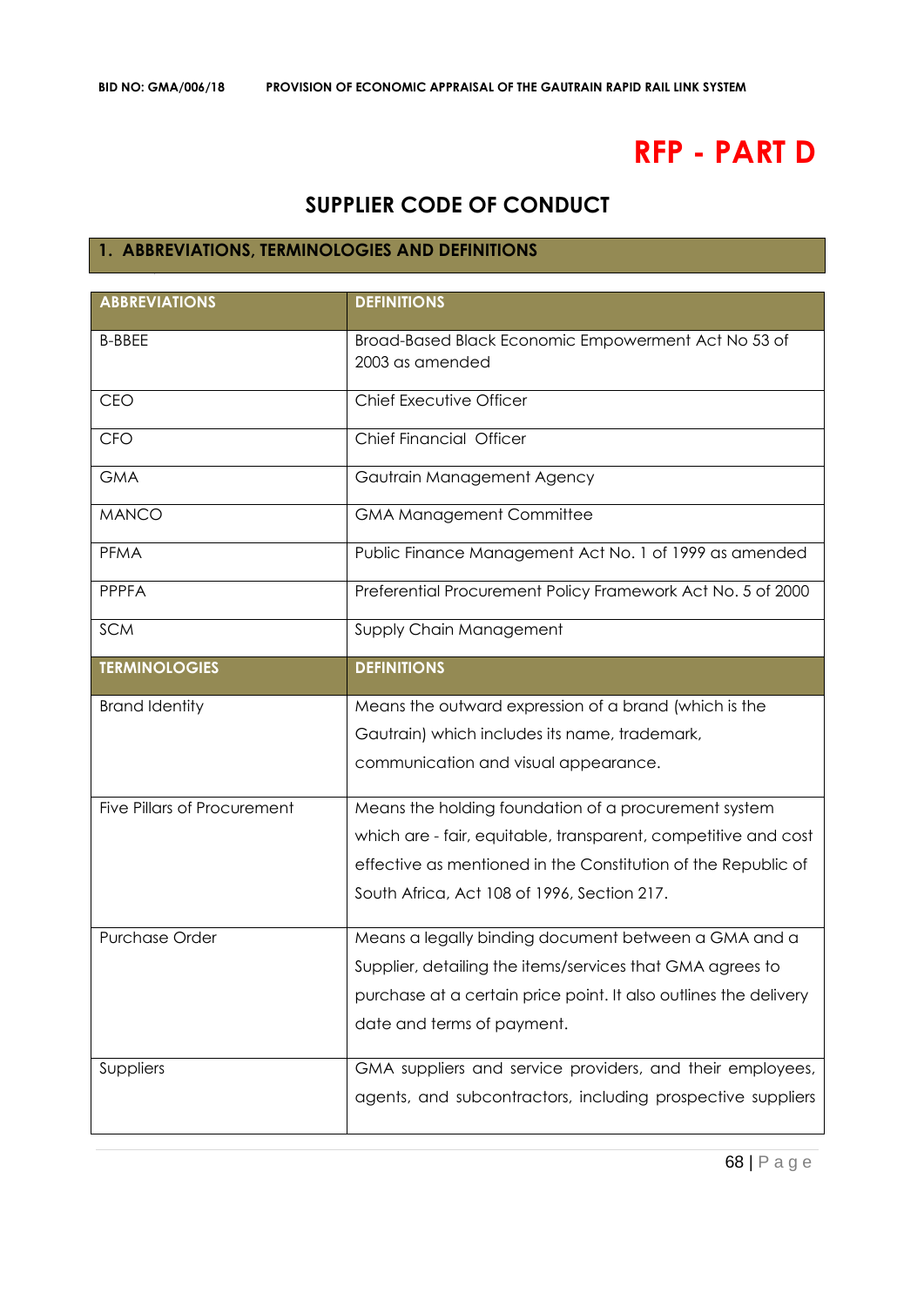# RFP - PART D

## SUPPLIER CODE OF CONDUCT

### 1. ABBREVIATIONS, TERMINOLOGIES AND DEFINITIONS

| ABBREVIATIONS | DEFINITIONS |
|---|---|
| B-BBEE | Broad-Based Black Economic Empowerment Act No 53 of 2003 as amended |
| CEO | Chief Executive Officer |
| CFO | Chief Financial Officer |
| GMA | Gautrain Management Agency |
| MANCO | GMA Management Committee |
| PFMA | Public Finance Management Act No. 1 of 1999 as amended |
| PPPFA | Preferential Procurement Policy Framework Act No. 5 of 2000 |
| SCM | Supply Chain Management |
| **TERMINOLOGIES** | **DEFINITIONS** |
| Brand Identity | Means the outward expression of a brand (which is the Gautrain) which includes its name, trademark, communication and visual appearance. |
| Five Pillars of Procurement | Means the holding foundation of a procurement system which are - fair, equitable, transparent, competitive and cost effective as mentioned in the Constitution of the Republic of South Africa, Act 108 of 1996, Section 217. |
| Purchase Order | Means a legally binding document between a GMA and a Supplier, detailing the items/services that GMA agrees to purchase at a certain price point. It also outlines the delivery date and terms of payment. |
| Suppliers | GMA suppliers and service providers, and their employees, agents, and subcontractors, including prospective suppliers |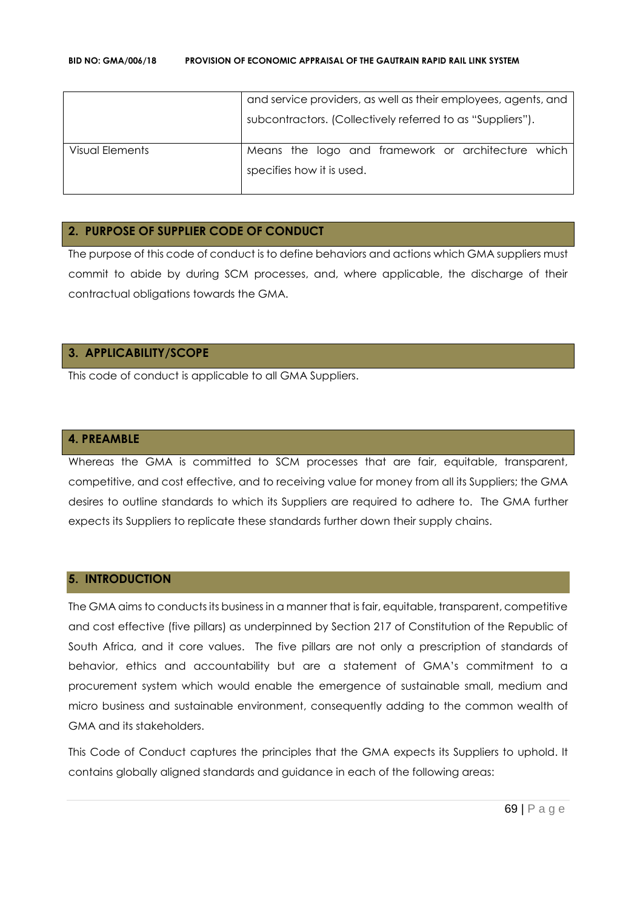|  |  |
| --- | --- |
|  | and service providers, as well as their employees, agents, and subcontractors. (Collectively referred to as "Suppliers"). |
| Visual Elements | Means the logo and framework or architecture which specifies how it is used. |

## 2. PURPOSE OF SUPPLIER CODE OF CONDUCT

The purpose of this code of conduct is to define behaviors and actions which GMA suppliers must commit to abide by during SCM processes, and, where applicable, the discharge of their contractual obligations towards the GMA.

## 3. APPLICABILITY/SCOPE

This code of conduct is applicable to all GMA Suppliers.

## 4. PREAMBLE

Whereas the GMA is committed to SCM processes that are fair, equitable, transparent, competitive, and cost effective, and to receiving value for money from all its Suppliers; the GMA desires to outline standards to which its Suppliers are required to adhere to. The GMA further expects its Suppliers to replicate these standards further down their supply chains.

## 5. INTRODUCTION

The GMA aims to conducts its business in a manner that is fair, equitable, transparent, competitive and cost effective (five pillars) as underpinned by Section 217 of Constitution of the Republic of South Africa, and it core values. The five pillars are not only a prescription of standards of behavior, ethics and accountability but are a statement of GMA's commitment to a procurement system which would enable the emergence of sustainable small, medium and micro business and sustainable environment, consequently adding to the common wealth of GMA and its stakeholders.

This Code of Conduct captures the principles that the GMA expects its Suppliers to uphold. It contains globally aligned standards and guidance in each of the following areas: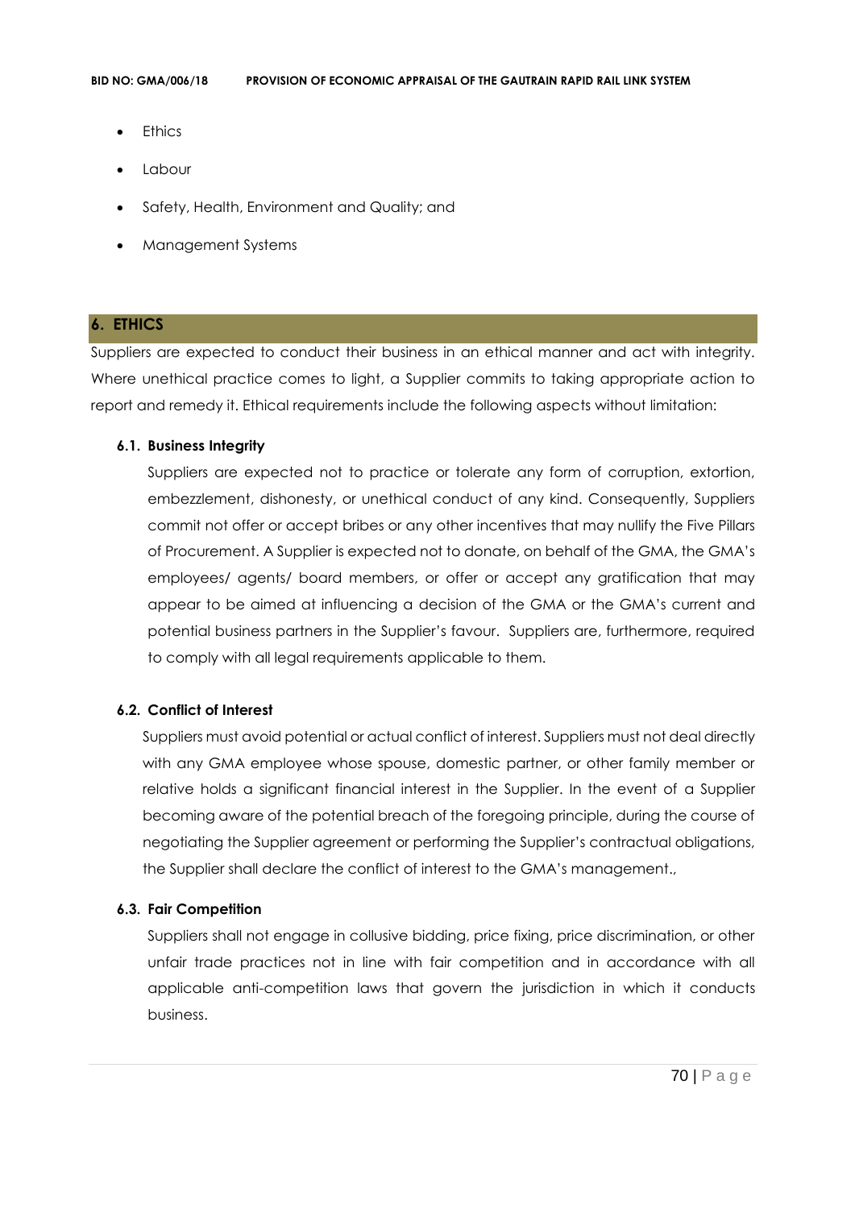- Ethics
- Labour
- Safety, Health, Environment and Quality; and
- Management Systems

## 6. ETHICS

Suppliers are expected to conduct their business in an ethical manner and act with integrity. Where unethical practice comes to light, a Supplier commits to taking appropriate action to report and remedy it. Ethical requirements include the following aspects without limitation:

### 6.1. Business Integrity

Suppliers are expected not to practice or tolerate any form of corruption, extortion, embezzlement, dishonesty, or unethical conduct of any kind. Consequently, Suppliers commit not offer or accept bribes or any other incentives that may nullify the Five Pillars of Procurement. A Supplier is expected not to donate, on behalf of the GMA, the GMA's employees/ agents/ board members, or offer or accept any gratification that may appear to be aimed at influencing a decision of the GMA or the GMA's current and potential business partners in the Supplier's favour. Suppliers are, furthermore, required to comply with all legal requirements applicable to them.

### 6.2. Conflict of Interest

Suppliers must avoid potential or actual conflict of interest. Suppliers must not deal directly with any GMA employee whose spouse, domestic partner, or other family member or relative holds a significant financial interest in the Supplier. In the event of a Supplier becoming aware of the potential breach of the foregoing principle, during the course of negotiating the Supplier agreement or performing the Supplier's contractual obligations, the Supplier shall declare the conflict of interest to the GMA's management.,

### 6.3. Fair Competition

Suppliers shall not engage in collusive bidding, price fixing, price discrimination, or other unfair trade practices not in line with fair competition and in accordance with all applicable anti-competition laws that govern the jurisdiction in which it conducts business.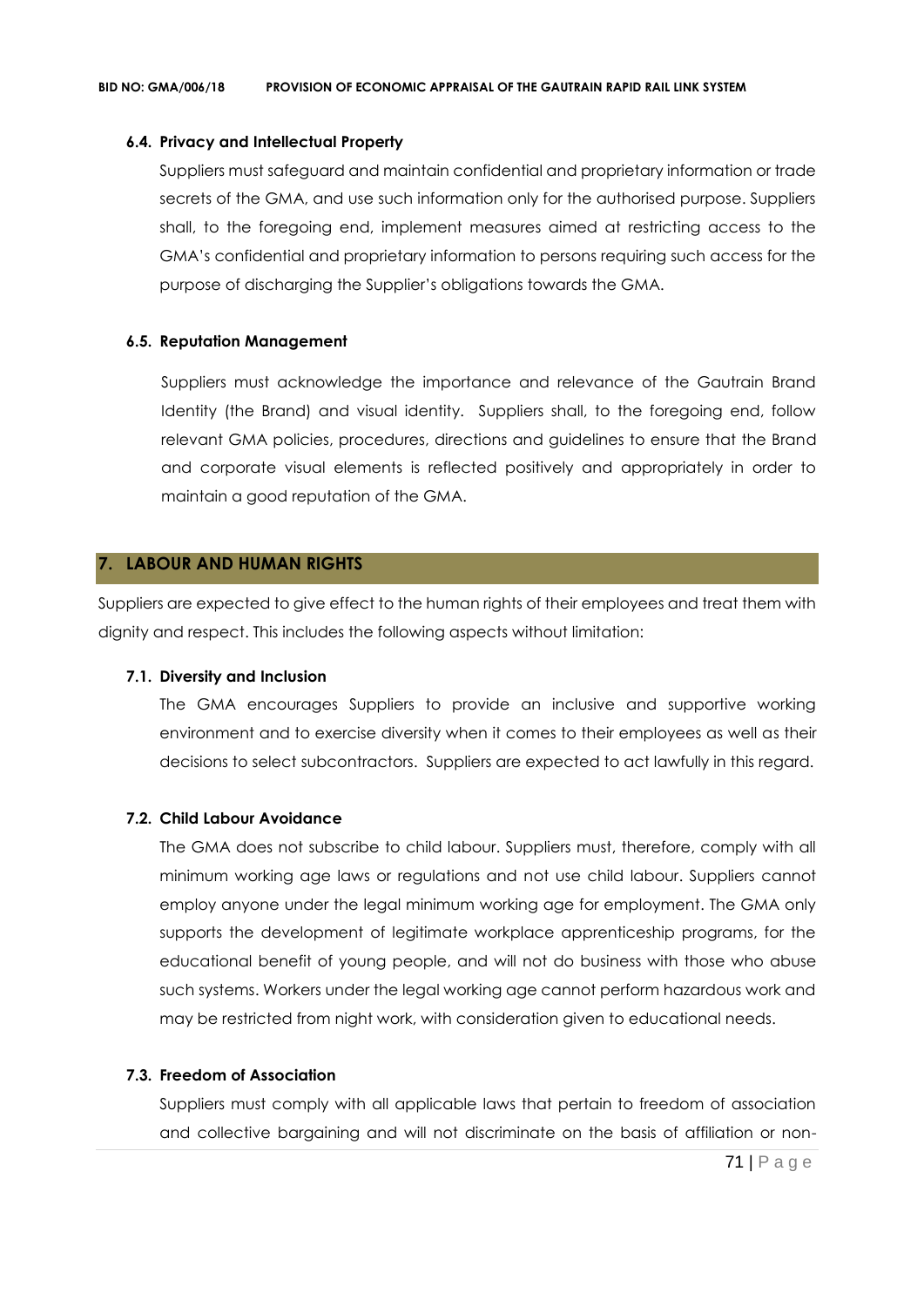#### 6.4. Privacy and Intellectual Property

Suppliers must safeguard and maintain confidential and proprietary information or trade secrets of the GMA, and use such information only for the authorised purpose. Suppliers shall, to the foregoing end, implement measures aimed at restricting access to the GMA's confidential and proprietary information to persons requiring such access for the purpose of discharging the Supplier's obligations towards the GMA.

#### 6.5. Reputation Management

Suppliers must acknowledge the importance and relevance of the Gautrain Brand Identity (the Brand) and visual identity. Suppliers shall, to the foregoing end, follow relevant GMA policies, procedures, directions and guidelines to ensure that the Brand and corporate visual elements is reflected positively and appropriately in order to maintain a good reputation of the GMA.

## 7. LABOUR AND HUMAN RIGHTS

Suppliers are expected to give effect to the human rights of their employees and treat them with dignity and respect. This includes the following aspects without limitation:

#### 7.1. Diversity and Inclusion

The GMA encourages Suppliers to provide an inclusive and supportive working environment and to exercise diversity when it comes to their employees as well as their decisions to select subcontractors. Suppliers are expected to act lawfully in this regard.

#### 7.2. Child Labour Avoidance

The GMA does not subscribe to child labour. Suppliers must, therefore, comply with all minimum working age laws or regulations and not use child labour. Suppliers cannot employ anyone under the legal minimum working age for employment. The GMA only supports the development of legitimate workplace apprenticeship programs, for the educational benefit of young people, and will not do business with those who abuse such systems. Workers under the legal working age cannot perform hazardous work and may be restricted from night work, with consideration given to educational needs.

#### 7.3. Freedom of Association

Suppliers must comply with all applicable laws that pertain to freedom of association and collective bargaining and will not discriminate on the basis of affiliation or non-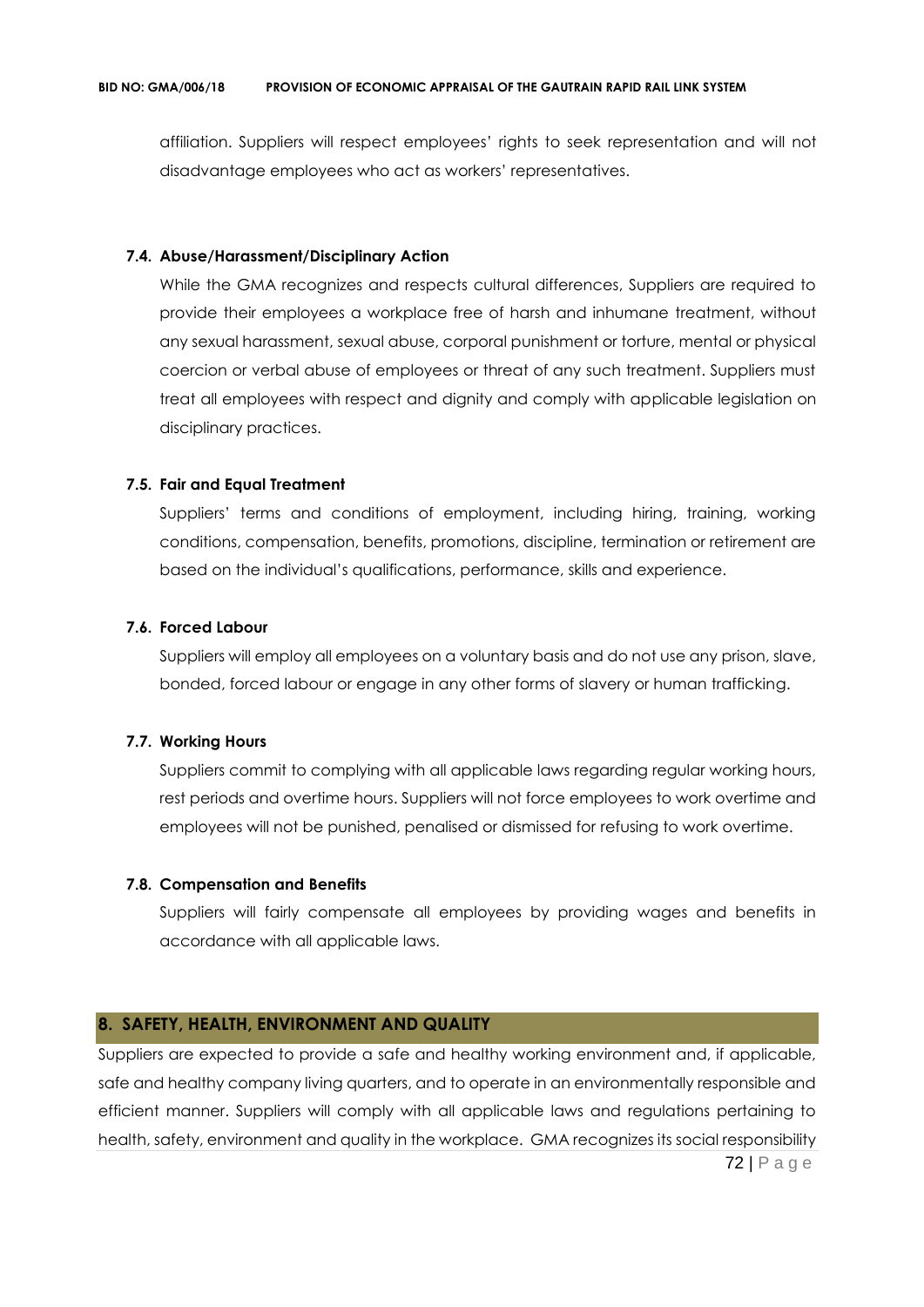affiliation. Suppliers will respect employees' rights to seek representation and will not disadvantage employees who act as workers' representatives.

### 7.4. Abuse/Harassment/Disciplinary Action

While the GMA recognizes and respects cultural differences, Suppliers are required to provide their employees a workplace free of harsh and inhumane treatment, without any sexual harassment, sexual abuse, corporal punishment or torture, mental or physical coercion or verbal abuse of employees or threat of any such treatment. Suppliers must treat all employees with respect and dignity and comply with applicable legislation on disciplinary practices.

### 7.5. Fair and Equal Treatment

Suppliers' terms and conditions of employment, including hiring, training, working conditions, compensation, benefits, promotions, discipline, termination or retirement are based on the individual's qualifications, performance, skills and experience.

### 7.6. Forced Labour

Suppliers will employ all employees on a voluntary basis and do not use any prison, slave, bonded, forced labour or engage in any other forms of slavery or human trafficking.

### 7.7. Working Hours

Suppliers commit to complying with all applicable laws regarding regular working hours, rest periods and overtime hours. Suppliers will not force employees to work overtime and employees will not be punished, penalised or dismissed for refusing to work overtime.

### 7.8. Compensation and Benefits

Suppliers will fairly compensate all employees by providing wages and benefits in accordance with all applicable laws.

## 8. SAFETY, HEALTH, ENVIRONMENT AND QUALITY

Suppliers are expected to provide a safe and healthy working environment and, if applicable, safe and healthy company living quarters, and to operate in an environmentally responsible and efficient manner. Suppliers will comply with all applicable laws and regulations pertaining to health, safety, environment and quality in the workplace. GMA recognizes its social responsibility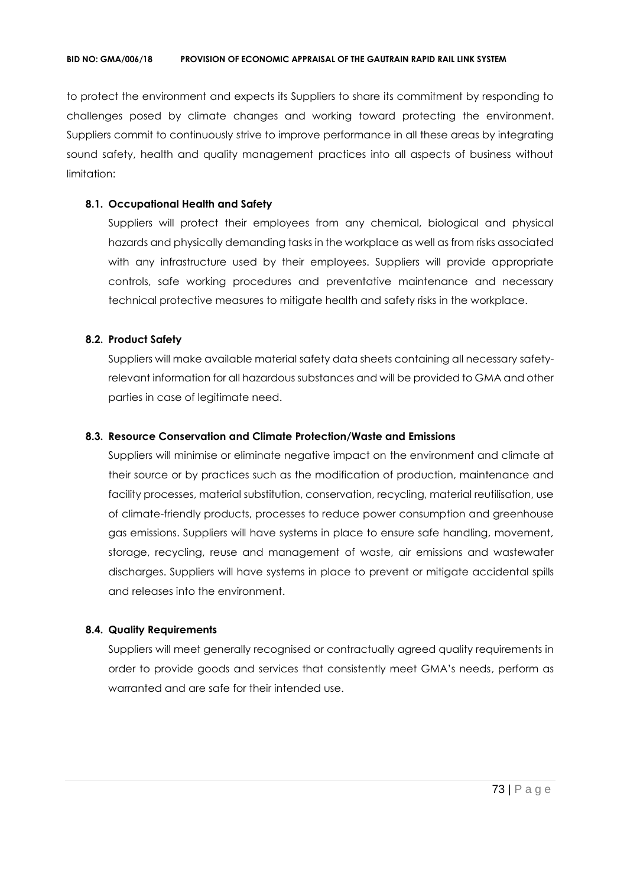to protect the environment and expects its Suppliers to share its commitment by responding to challenges posed by climate changes and working toward protecting the environment. Suppliers commit to continuously strive to improve performance in all these areas by integrating sound safety, health and quality management practices into all aspects of business without limitation:

**8.1. Occupational Health and Safety**

Suppliers will protect their employees from any chemical, biological and physical hazards and physically demanding tasks in the workplace as well as from risks associated with any infrastructure used by their employees. Suppliers will provide appropriate controls, safe working procedures and preventative maintenance and necessary technical protective measures to mitigate health and safety risks in the workplace.

**8.2. Product Safety**

Suppliers will make available material safety data sheets containing all necessary safety-relevant information for all hazardous substances and will be provided to GMA and other parties in case of legitimate need.

**8.3. Resource Conservation and Climate Protection/Waste and Emissions**

Suppliers will minimise or eliminate negative impact on the environment and climate at their source or by practices such as the modification of production, maintenance and facility processes, material substitution, conservation, recycling, material reutilisation, use of climate-friendly products, processes to reduce power consumption and greenhouse gas emissions. Suppliers will have systems in place to ensure safe handling, movement, storage, recycling, reuse and management of waste, air emissions and wastewater discharges. Suppliers will have systems in place to prevent or mitigate accidental spills and releases into the environment.

**8.4. Quality Requirements**

Suppliers will meet generally recognised or contractually agreed quality requirements in order to provide goods and services that consistently meet GMA's needs, perform as warranted and are safe for their intended use.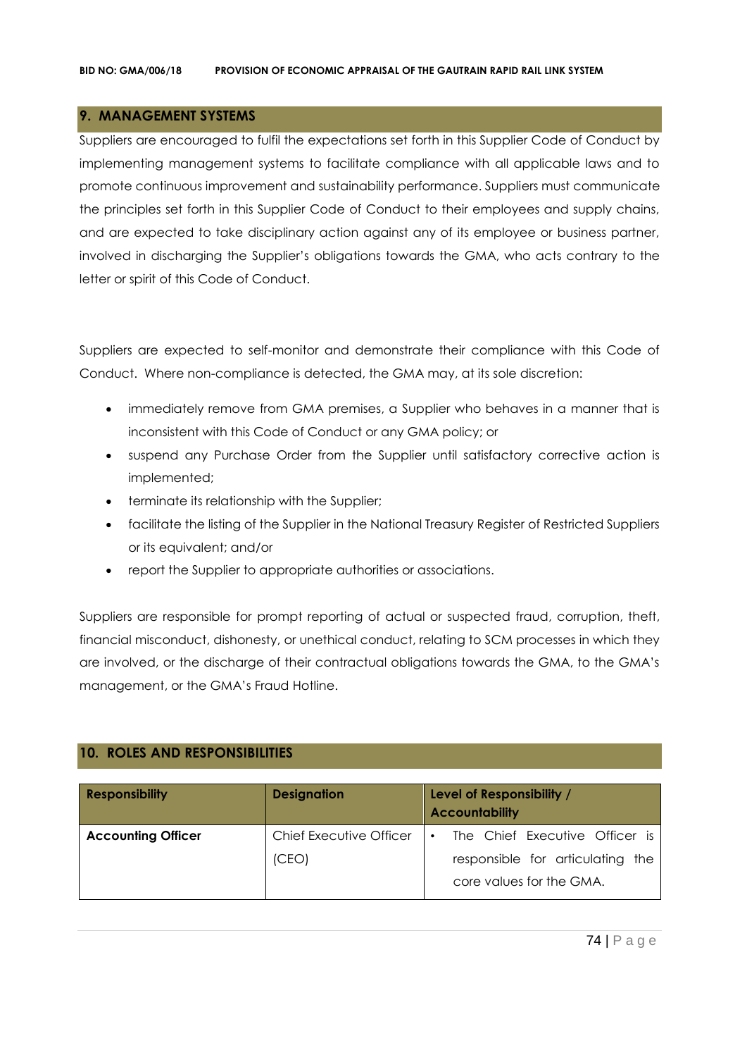## 9. MANAGEMENT SYSTEMS

Suppliers are encouraged to fulfil the expectations set forth in this Supplier Code of Conduct by implementing management systems to facilitate compliance with all applicable laws and to promote continuous improvement and sustainability performance. Suppliers must communicate the principles set forth in this Supplier Code of Conduct to their employees and supply chains, and are expected to take disciplinary action against any of its employee or business partner, involved in discharging the Supplier's obligations towards the GMA, who acts contrary to the letter or spirit of this Code of Conduct.

Suppliers are expected to self-monitor and demonstrate their compliance with this Code of Conduct. Where non-compliance is detected, the GMA may, at its sole discretion:

- immediately remove from GMA premises, a Supplier who behaves in a manner that is inconsistent with this Code of Conduct or any GMA policy; or
- suspend any Purchase Order from the Supplier until satisfactory corrective action is implemented;
- terminate its relationship with the Supplier;
- facilitate the listing of the Supplier in the National Treasury Register of Restricted Suppliers or its equivalent; and/or
- report the Supplier to appropriate authorities or associations.

Suppliers are responsible for prompt reporting of actual or suspected fraud, corruption, theft, financial misconduct, dishonesty, or unethical conduct, relating to SCM processes in which they are involved, or the discharge of their contractual obligations towards the GMA, to the GMA's management, or the GMA's Fraud Hotline.

## 10. ROLES AND RESPONSIBILITIES

| Responsibility | Designation | Level of Responsibility / Accountability |
|---|---|---|
| **Accounting Officer** | Chief Executive Officer (CEO) | • The Chief Executive Officer is responsible for articulating the core values for the GMA. |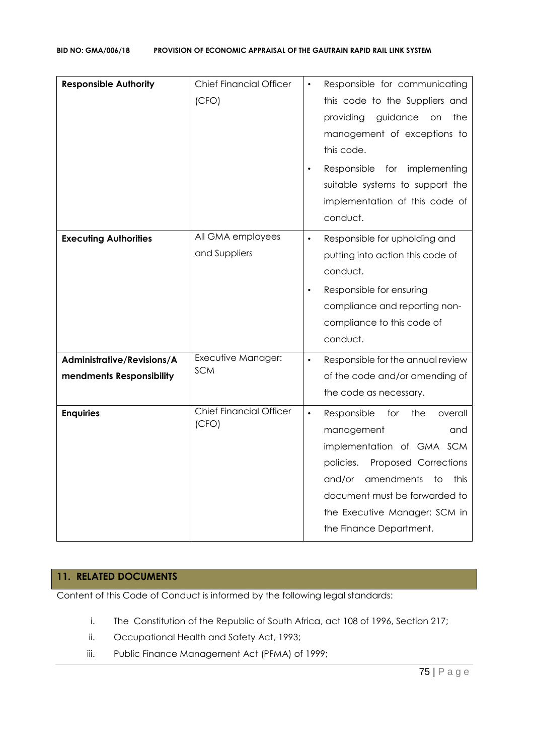| Responsible Authority | Chief Financial Officer (CFO) | • Responsible for communicating this code to the Suppliers and providing guidance on the management of exceptions to this code.<br>• Responsible for implementing suitable systems to support the implementation of this code of conduct. |
|---|---|---|
| **Executing Authorities** | All GMA employees and Suppliers | • Responsible for upholding and putting into action this code of conduct.<br>• Responsible for ensuring compliance and reporting non-compliance to this code of conduct. |
| **Administrative/Revisions/Amendments Responsibility** | Executive Manager: SCM | • Responsible for the annual review of the code and/or amending of the code as necessary. |
| **Enquiries** | Chief Financial Officer (CFO) | • Responsible for the overall management and implementation of GMA SCM policies. Proposed Corrections and/or amendments to this document must be forwarded to the Executive Manager: SCM in the Finance Department. |

## 11. RELATED DOCUMENTS

Content of this Code of Conduct is informed by the following legal standards:

i. The Constitution of the Republic of South Africa, act 108 of 1996, Section 217;
ii. Occupational Health and Safety Act, 1993;
iii. Public Finance Management Act (PFMA) of 1999;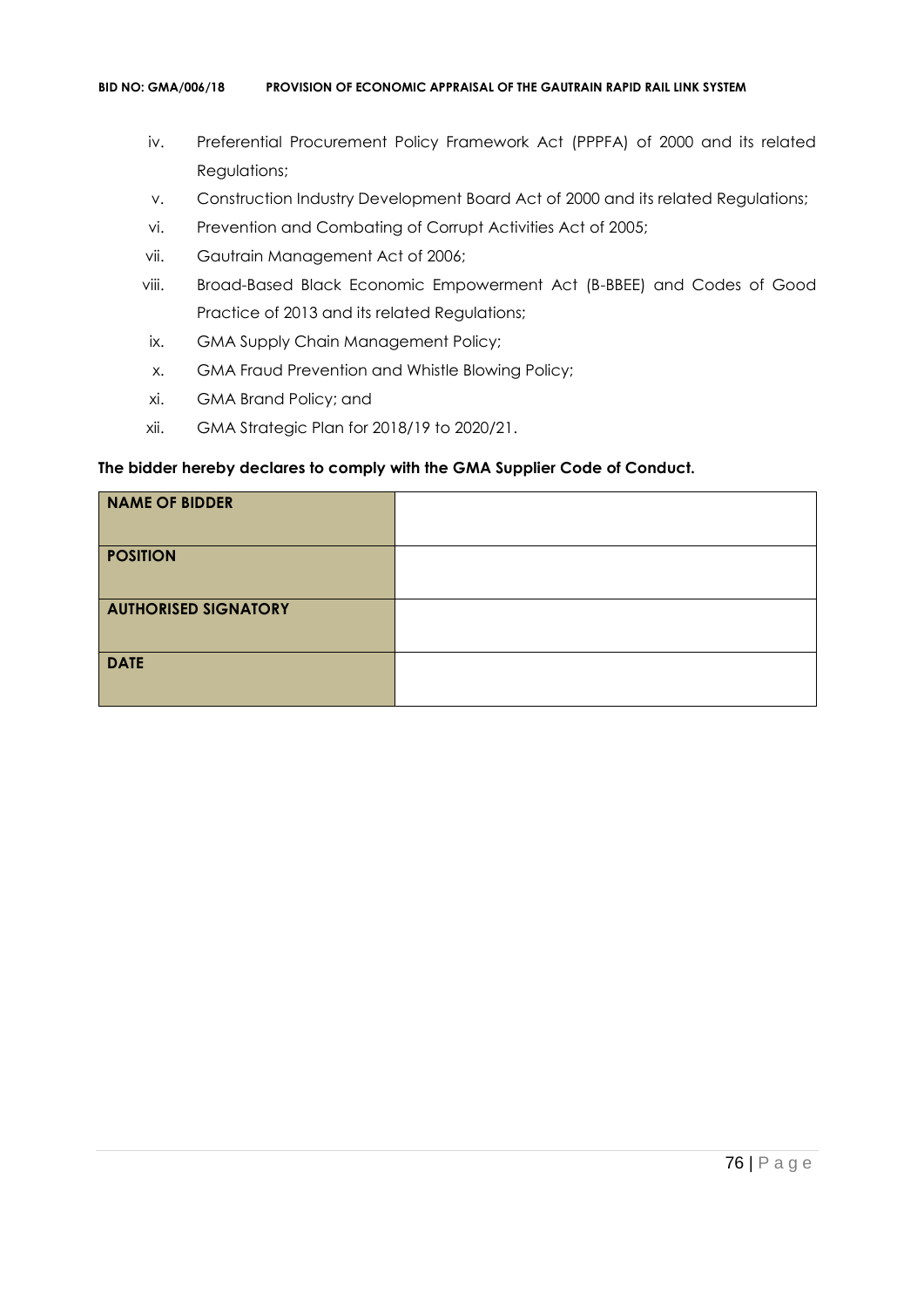iv. Preferential Procurement Policy Framework Act (PPPFA) of 2000 and its related Regulations;
v. Construction Industry Development Board Act of 2000 and its related Regulations;
vi. Prevention and Combating of Corrupt Activities Act of 2005;
vii. Gautrain Management Act of 2006;
viii. Broad-Based Black Economic Empowerment Act (B-BBEE) and Codes of Good Practice of 2013 and its related Regulations;
ix. GMA Supply Chain Management Policy;
x. GMA Fraud Prevention and Whistle Blowing Policy;
xi. GMA Brand Policy; and
xii. GMA Strategic Plan for 2018/19 to 2020/21.

**The bidder hereby declares to comply with the GMA Supplier Code of Conduct.**

| | |
|---|---|
| **NAME OF BIDDER** | |
| **POSITION** | |
| **AUTHORISED SIGNATORY** | |
| **DATE** | |